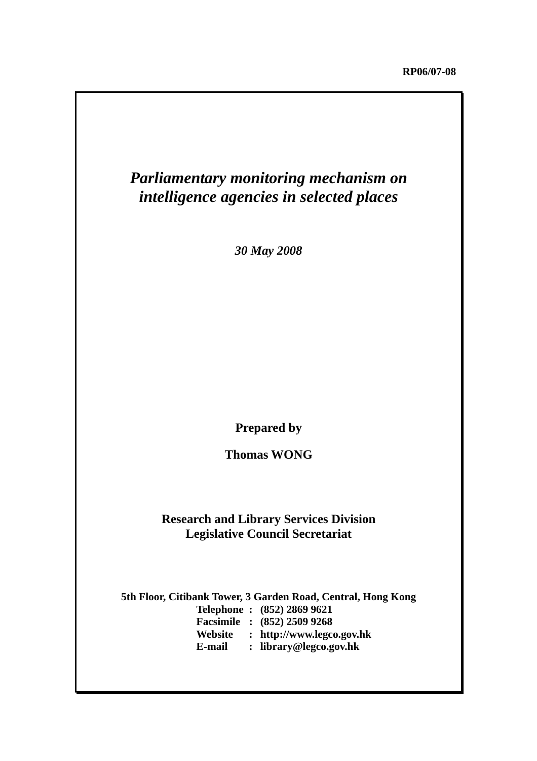RP06/07-08

# *Parliamentary monitoring mechanism on intelligence agencies in selected places*

*30 May 2008*

**Prepared by**

**Thomas WONG**

**Research and Library Services Division**
**Legislative Council Secretariat**

**5th Floor, Citibank Tower, 3 Garden Road, Central, Hong Kong**

| | | |
|---|---|---|
| **Telephone** | **:** | **(852) 2869 9621** |
| **Facsimile** | **:** | **(852) 2509 9268** |
| **Website** | **:** | **http://www.legco.gov.hk** |
| **E-mail** | **:** | **library@legco.gov.hk** |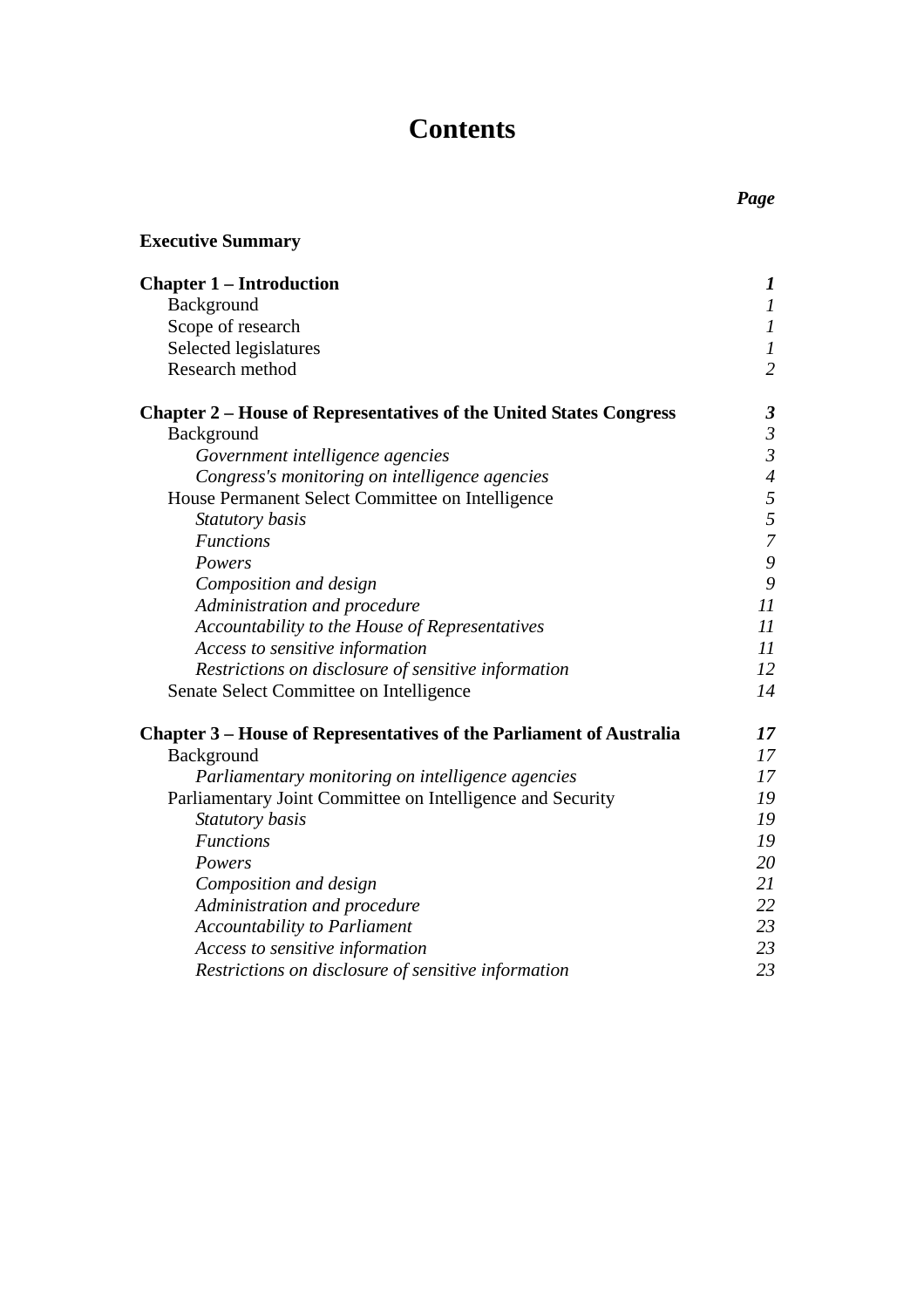# Contents

| | *Page* |
|---|---|
| **Executive Summary** | |
| **Chapter 1 – Introduction** | ***1*** |
| Background | *1* |
| Scope of research | *1* |
| Selected legislatures | *1* |
| Research method | *2* |
| **Chapter 2 – House of Representatives of the United States Congress** | ***3*** |
| Background | *3* |
| *Government intelligence agencies* | *3* |
| *Congress's monitoring on intelligence agencies* | *4* |
| House Permanent Select Committee on Intelligence | *5* |
| *Statutory basis* | *5* |
| *Functions* | *7* |
| *Powers* | *9* |
| *Composition and design* | *9* |
| *Administration and procedure* | *11* |
| *Accountability to the House of Representatives* | *11* |
| *Access to sensitive information* | *11* |
| *Restrictions on disclosure of sensitive information* | *12* |
| Senate Select Committee on Intelligence | *14* |
| **Chapter 3 – House of Representatives of the Parliament of Australia** | ***17*** |
| Background | *17* |
| *Parliamentary monitoring on intelligence agencies* | *17* |
| Parliamentary Joint Committee on Intelligence and Security | *19* |
| *Statutory basis* | *19* |
| *Functions* | *19* |
| *Powers* | *20* |
| *Composition and design* | *21* |
| *Administration and procedure* | *22* |
| *Accountability to Parliament* | *23* |
| *Access to sensitive information* | *23* |
| *Restrictions on disclosure of sensitive information* | *23* |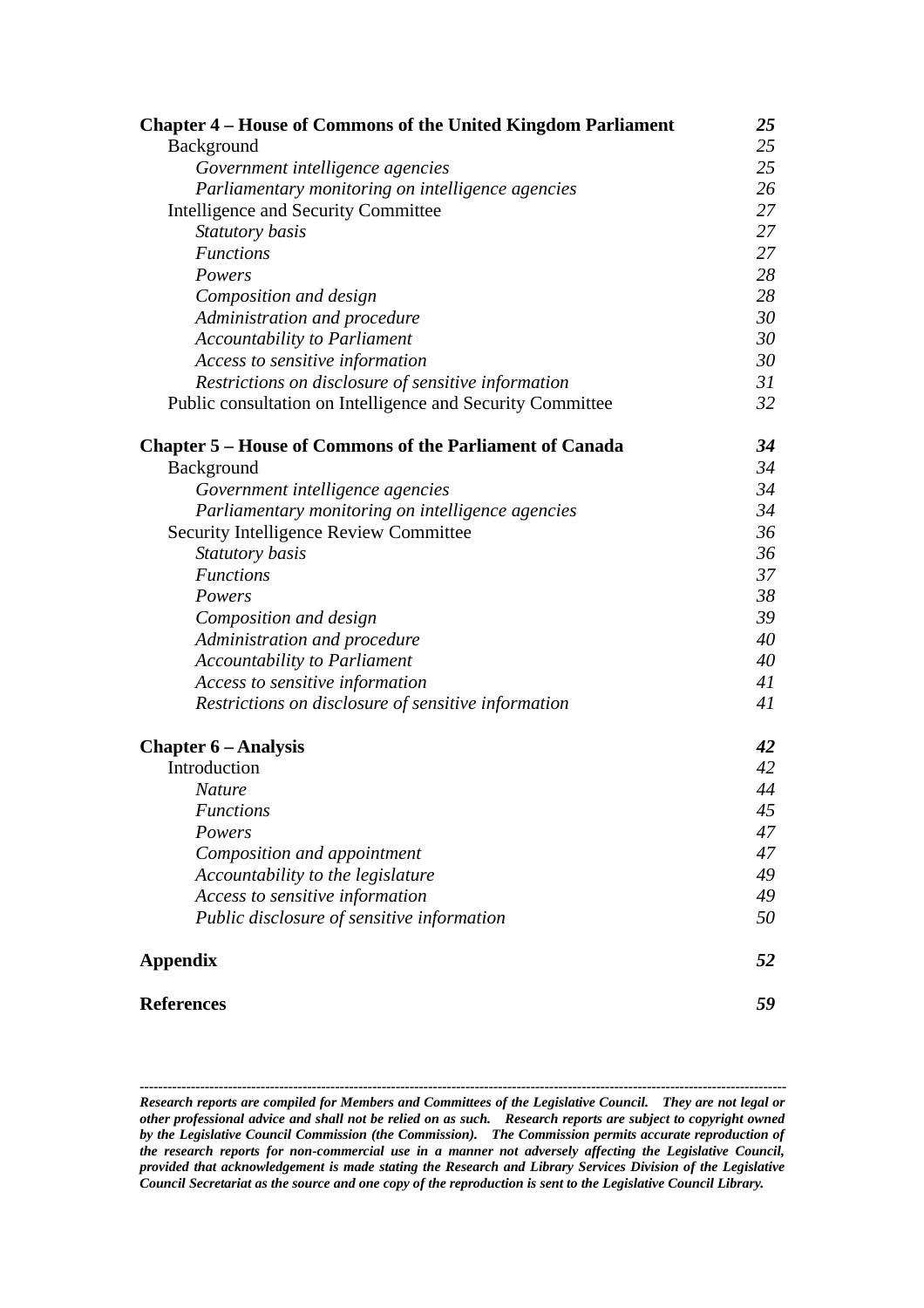| | |
|---|---|
| **Chapter 4 – House of Commons of the United Kingdom Parliament** | ***25*** |
| Background | *25* |
| *Government intelligence agencies* | *25* |
| *Parliamentary monitoring on intelligence agencies* | *26* |
| Intelligence and Security Committee | *27* |
| *Statutory basis* | *27* |
| *Functions* | *27* |
| *Powers* | *28* |
| *Composition and design* | *28* |
| *Administration and procedure* | *30* |
| *Accountability to Parliament* | *30* |
| *Access to sensitive information* | *30* |
| *Restrictions on disclosure of sensitive information* | *31* |
| Public consultation on Intelligence and Security Committee | *32* |
| **Chapter 5 – House of Commons of the Parliament of Canada** | ***34*** |
| Background | *34* |
| *Government intelligence agencies* | *34* |
| *Parliamentary monitoring on intelligence agencies* | *34* |
| Security Intelligence Review Committee | *36* |
| *Statutory basis* | *36* |
| *Functions* | *37* |
| *Powers* | *38* |
| *Composition and design* | *39* |
| *Administration and procedure* | *40* |
| *Accountability to Parliament* | *40* |
| *Access to sensitive information* | *41* |
| *Restrictions on disclosure of sensitive information* | *41* |
| **Chapter 6 – Analysis** | ***42*** |
| Introduction | *42* |
| *Nature* | *44* |
| *Functions* | *45* |
| *Powers* | *47* |
| *Composition and appointment* | *47* |
| *Accountability to the legislature* | *49* |
| *Access to sensitive information* | *49* |
| *Public disclosure of sensitive information* | *50* |
| **Appendix** | ***52*** |
| **References** | ***59*** |

---

***Research reports are compiled for Members and Committees of the Legislative Council. They are not legal or other professional advice and shall not be relied on as such. Research reports are subject to copyright owned by the Legislative Council Commission (the Commission). The Commission permits accurate reproduction of the research reports for non-commercial use in a manner not adversely affecting the Legislative Council, provided that acknowledgement is made stating the Research and Library Services Division of the Legislative Council Secretariat as the source and one copy of the reproduction is sent to the Legislative Council Library.***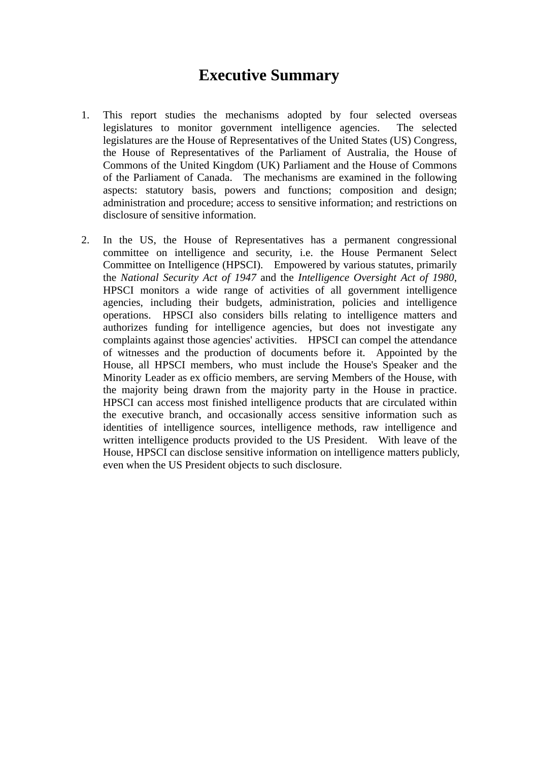# Executive Summary

1. This report studies the mechanisms adopted by four selected overseas legislatures to monitor government intelligence agencies. The selected legislatures are the House of Representatives of the United States (US) Congress, the House of Representatives of the Parliament of Australia, the House of Commons of the United Kingdom (UK) Parliament and the House of Commons of the Parliament of Canada. The mechanisms are examined in the following aspects: statutory basis, powers and functions; composition and design; administration and procedure; access to sensitive information; and restrictions on disclosure of sensitive information.

2. In the US, the House of Representatives has a permanent congressional committee on intelligence and security, i.e. the House Permanent Select Committee on Intelligence (HPSCI). Empowered by various statutes, primarily the *National Security Act of 1947* and the *Intelligence Oversight Act of 1980*, HPSCI monitors a wide range of activities of all government intelligence agencies, including their budgets, administration, policies and intelligence operations. HPSCI also considers bills relating to intelligence matters and authorizes funding for intelligence agencies, but does not investigate any complaints against those agencies' activities. HPSCI can compel the attendance of witnesses and the production of documents before it. Appointed by the House, all HPSCI members, who must include the House's Speaker and the Minority Leader as ex officio members, are serving Members of the House, with the majority being drawn from the majority party in the House in practice. HPSCI can access most finished intelligence products that are circulated within the executive branch, and occasionally access sensitive information such as identities of intelligence sources, intelligence methods, raw intelligence and written intelligence products provided to the US President. With leave of the House, HPSCI can disclose sensitive information on intelligence matters publicly, even when the US President objects to such disclosure.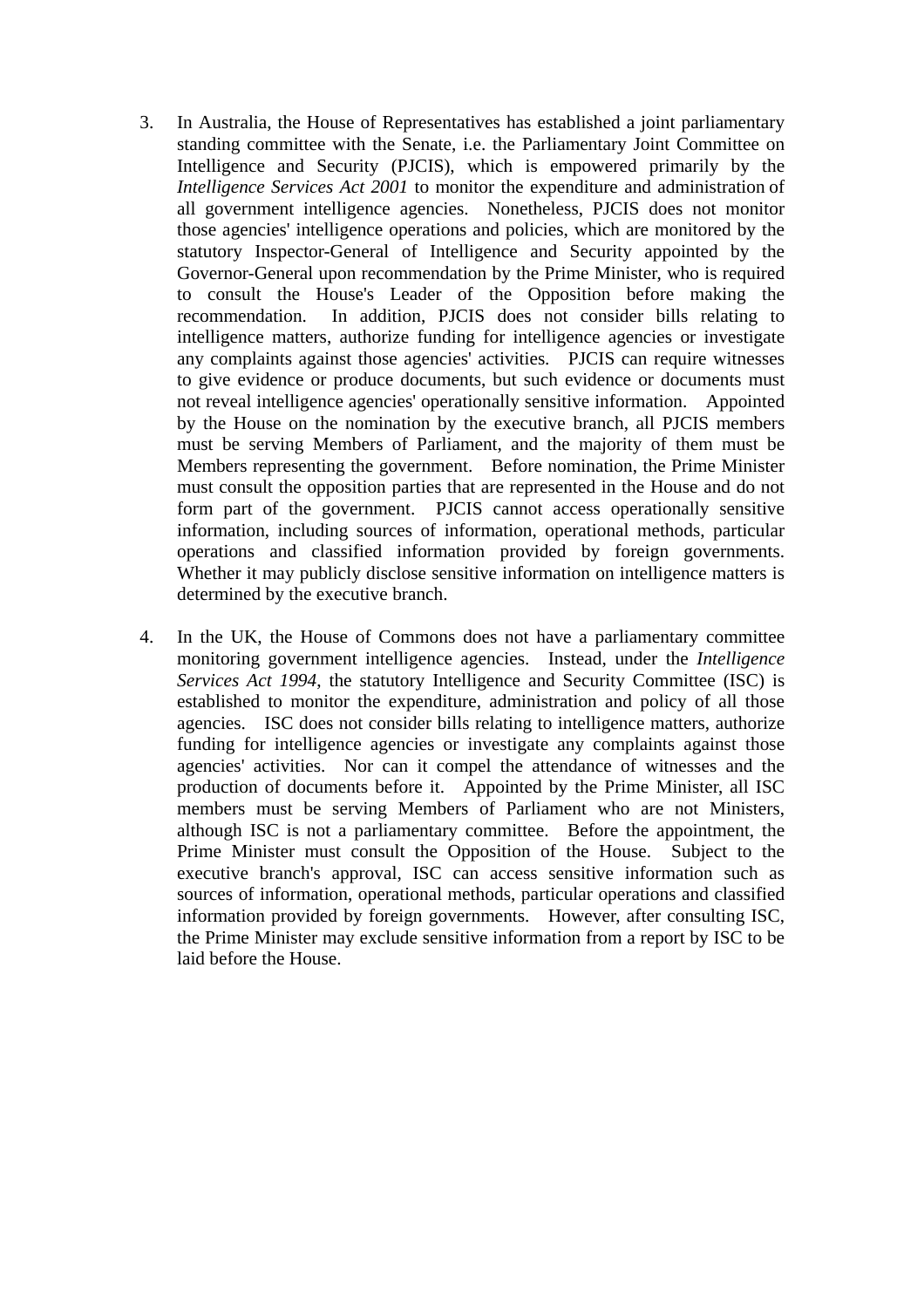3. In Australia, the House of Representatives has established a joint parliamentary standing committee with the Senate, i.e. the Parliamentary Joint Committee on Intelligence and Security (PJCIS), which is empowered primarily by the *Intelligence Services Act 2001* to monitor the expenditure and administration of all government intelligence agencies. Nonetheless, PJCIS does not monitor those agencies' intelligence operations and policies, which are monitored by the statutory Inspector-General of Intelligence and Security appointed by the Governor-General upon recommendation by the Prime Minister, who is required to consult the House's Leader of the Opposition before making the recommendation. In addition, PJCIS does not consider bills relating to intelligence matters, authorize funding for intelligence agencies or investigate any complaints against those agencies' activities. PJCIS can require witnesses to give evidence or produce documents, but such evidence or documents must not reveal intelligence agencies' operationally sensitive information. Appointed by the House on the nomination by the executive branch, all PJCIS members must be serving Members of Parliament, and the majority of them must be Members representing the government. Before nomination, the Prime Minister must consult the opposition parties that are represented in the House and do not form part of the government. PJCIS cannot access operationally sensitive information, including sources of information, operational methods, particular operations and classified information provided by foreign governments. Whether it may publicly disclose sensitive information on intelligence matters is determined by the executive branch.

4. In the UK, the House of Commons does not have a parliamentary committee monitoring government intelligence agencies. Instead, under the *Intelligence Services Act 1994*, the statutory Intelligence and Security Committee (ISC) is established to monitor the expenditure, administration and policy of all those agencies. ISC does not consider bills relating to intelligence matters, authorize funding for intelligence agencies or investigate any complaints against those agencies' activities. Nor can it compel the attendance of witnesses and the production of documents before it. Appointed by the Prime Minister, all ISC members must be serving Members of Parliament who are not Ministers, although ISC is not a parliamentary committee. Before the appointment, the Prime Minister must consult the Opposition of the House. Subject to the executive branch's approval, ISC can access sensitive information such as sources of information, operational methods, particular operations and classified information provided by foreign governments. However, after consulting ISC, the Prime Minister may exclude sensitive information from a report by ISC to be laid before the House.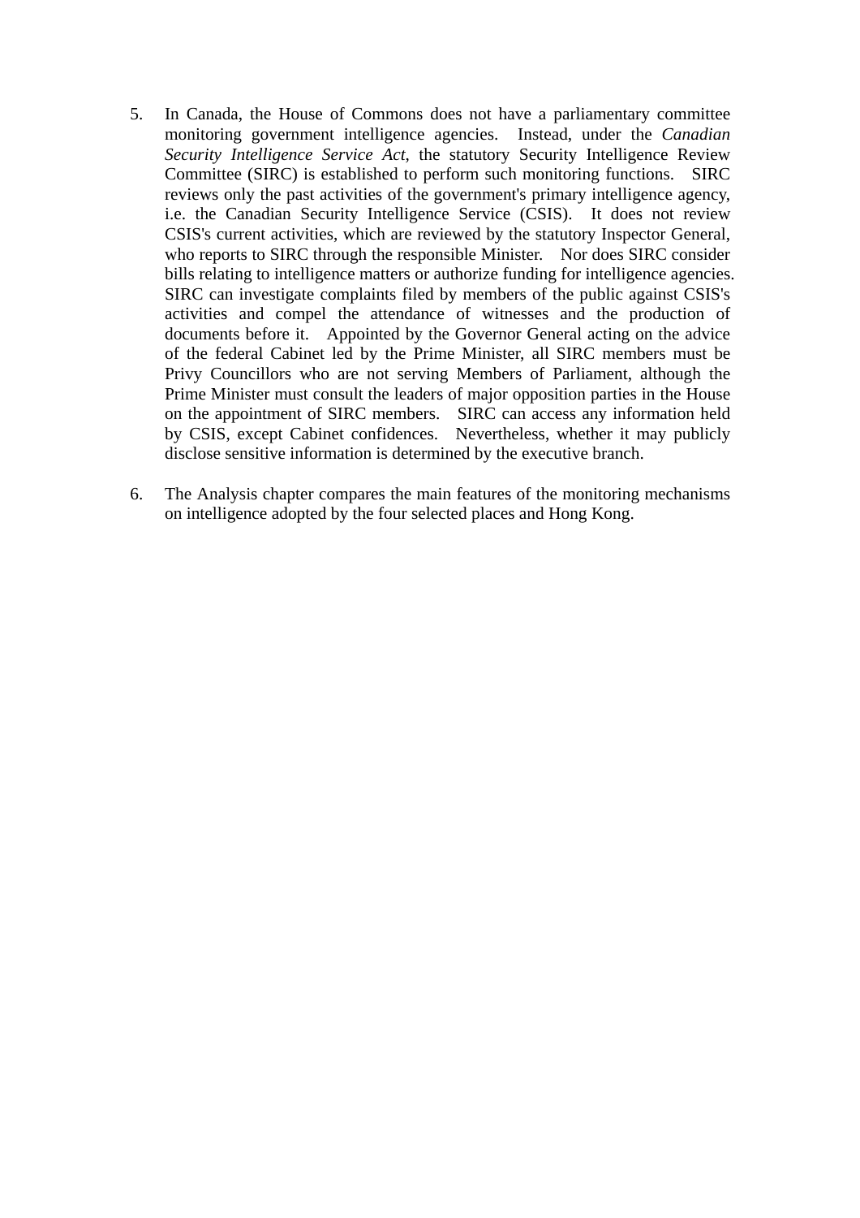5. In Canada, the House of Commons does not have a parliamentary committee monitoring government intelligence agencies. Instead, under the *Canadian Security Intelligence Service Act*, the statutory Security Intelligence Review Committee (SIRC) is established to perform such monitoring functions. SIRC reviews only the past activities of the government's primary intelligence agency, i.e. the Canadian Security Intelligence Service (CSIS). It does not review CSIS's current activities, which are reviewed by the statutory Inspector General, who reports to SIRC through the responsible Minister. Nor does SIRC consider bills relating to intelligence matters or authorize funding for intelligence agencies. SIRC can investigate complaints filed by members of the public against CSIS's activities and compel the attendance of witnesses and the production of documents before it. Appointed by the Governor General acting on the advice of the federal Cabinet led by the Prime Minister, all SIRC members must be Privy Councillors who are not serving Members of Parliament, although the Prime Minister must consult the leaders of major opposition parties in the House on the appointment of SIRC members. SIRC can access any information held by CSIS, except Cabinet confidences. Nevertheless, whether it may publicly disclose sensitive information is determined by the executive branch.

6. The Analysis chapter compares the main features of the monitoring mechanisms on intelligence adopted by the four selected places and Hong Kong.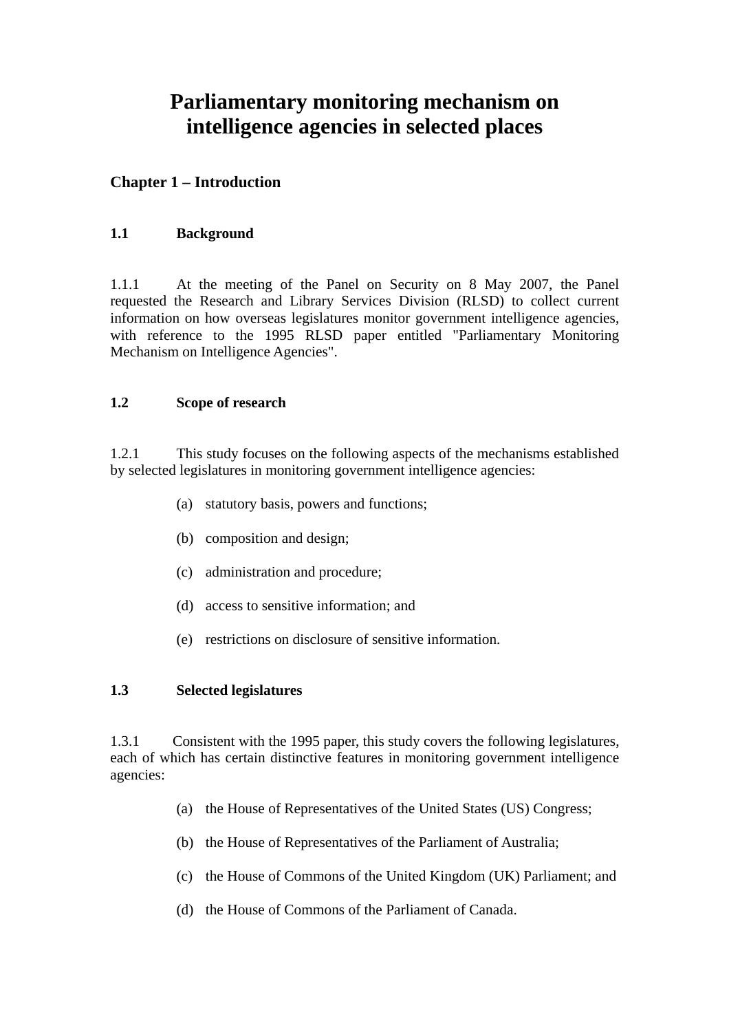# Parliamentary monitoring mechanism on intelligence agencies in selected places

## Chapter 1 – Introduction

### 1.1 Background

1.1.1 At the meeting of the Panel on Security on 8 May 2007, the Panel requested the Research and Library Services Division (RLSD) to collect current information on how overseas legislatures monitor government intelligence agencies, with reference to the 1995 RLSD paper entitled "Parliamentary Monitoring Mechanism on Intelligence Agencies".

### 1.2 Scope of research

1.2.1 This study focuses on the following aspects of the mechanisms established by selected legislatures in monitoring government intelligence agencies:

(a) statutory basis, powers and functions;

(b) composition and design;

(c) administration and procedure;

(d) access to sensitive information; and

(e) restrictions on disclosure of sensitive information.

### 1.3 Selected legislatures

1.3.1 Consistent with the 1995 paper, this study covers the following legislatures, each of which has certain distinctive features in monitoring government intelligence agencies:

(a) the House of Representatives of the United States (US) Congress;

(b) the House of Representatives of the Parliament of Australia;

(c) the House of Commons of the United Kingdom (UK) Parliament; and

(d) the House of Commons of the Parliament of Canada.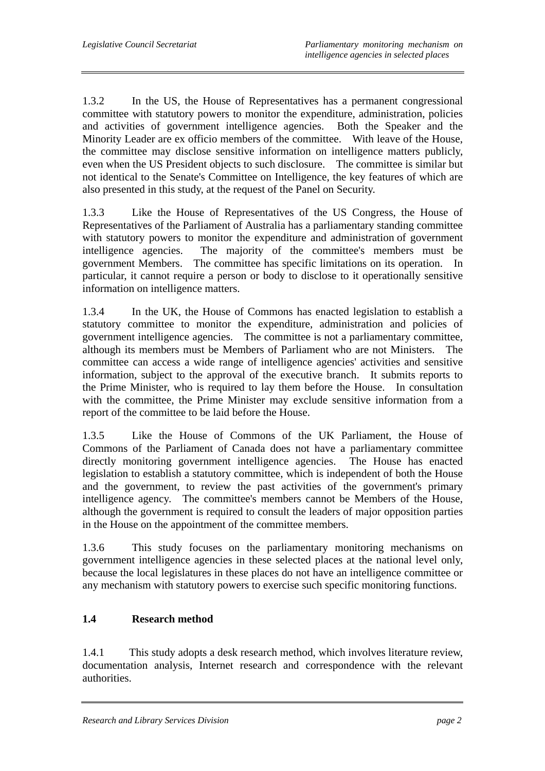1.3.2 In the US, the House of Representatives has a permanent congressional committee with statutory powers to monitor the expenditure, administration, policies and activities of government intelligence agencies. Both the Speaker and the Minority Leader are ex officio members of the committee. With leave of the House, the committee may disclose sensitive information on intelligence matters publicly, even when the US President objects to such disclosure. The committee is similar but not identical to the Senate's Committee on Intelligence, the key features of which are also presented in this study, at the request of the Panel on Security.

1.3.3 Like the House of Representatives of the US Congress, the House of Representatives of the Parliament of Australia has a parliamentary standing committee with statutory powers to monitor the expenditure and administration of government intelligence agencies. The majority of the committee's members must be government Members. The committee has specific limitations on its operation. In particular, it cannot require a person or body to disclose to it operationally sensitive information on intelligence matters.

1.3.4 In the UK, the House of Commons has enacted legislation to establish a statutory committee to monitor the expenditure, administration and policies of government intelligence agencies. The committee is not a parliamentary committee, although its members must be Members of Parliament who are not Ministers. The committee can access a wide range of intelligence agencies' activities and sensitive information, subject to the approval of the executive branch. It submits reports to the Prime Minister, who is required to lay them before the House. In consultation with the committee, the Prime Minister may exclude sensitive information from a report of the committee to be laid before the House.

1.3.5 Like the House of Commons of the UK Parliament, the House of Commons of the Parliament of Canada does not have a parliamentary committee directly monitoring government intelligence agencies. The House has enacted legislation to establish a statutory committee, which is independent of both the House and the government, to review the past activities of the government's primary intelligence agency. The committee's members cannot be Members of the House, although the government is required to consult the leaders of major opposition parties in the House on the appointment of the committee members.

1.3.6 This study focuses on the parliamentary monitoring mechanisms on government intelligence agencies in these selected places at the national level only, because the local legislatures in these places do not have an intelligence committee or any mechanism with statutory powers to exercise such specific monitoring functions.

## 1.4 Research method

1.4.1 This study adopts a desk research method, which involves literature review, documentation analysis, Internet research and correspondence with the relevant authorities.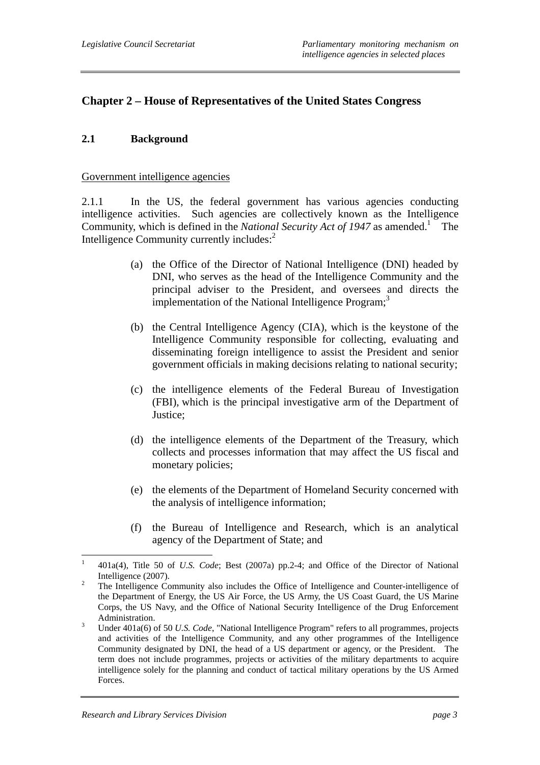## Chapter 2 – House of Representatives of the United States Congress

### 2.1 Background

Government intelligence agencies

2.1.1 In the US, the federal government has various agencies conducting intelligence activities. Such agencies are collectively known as the Intelligence Community, which is defined in the *National Security Act of 1947* as amended.[1] The Intelligence Community currently includes:[2]

(a) the Office of the Director of National Intelligence (DNI) headed by DNI, who serves as the head of the Intelligence Community and the principal adviser to the President, and oversees and directs the implementation of the National Intelligence Program;[3]

(b) the Central Intelligence Agency (CIA), which is the keystone of the Intelligence Community responsible for collecting, evaluating and disseminating foreign intelligence to assist the President and senior government officials in making decisions relating to national security;

(c) the intelligence elements of the Federal Bureau of Investigation (FBI), which is the principal investigative arm of the Department of Justice;

(d) the intelligence elements of the Department of the Treasury, which collects and processes information that may affect the US fiscal and monetary policies;

(e) the elements of the Department of Homeland Security concerned with the analysis of intelligence information;

(f) the Bureau of Intelligence and Research, which is an analytical agency of the Department of State; and

---

[1] 401a(4), Title 50 of *U.S. Code*; Best (2007a) pp.2-4; and Office of the Director of National Intelligence (2007).

[2] The Intelligence Community also includes the Office of Intelligence and Counter-intelligence of the Department of Energy, the US Air Force, the US Army, the US Coast Guard, the US Marine Corps, the US Navy, and the Office of National Security Intelligence of the Drug Enforcement Administration.

[3] Under 401a(6) of 50 *U.S. Code*, "National Intelligence Program" refers to all programmes, projects and activities of the Intelligence Community, and any other programmes of the Intelligence Community designated by DNI, the head of a US department or agency, or the President. The term does not include programmes, projects or activities of the military departments to acquire intelligence solely for the planning and conduct of tactical military operations by the US Armed Forces.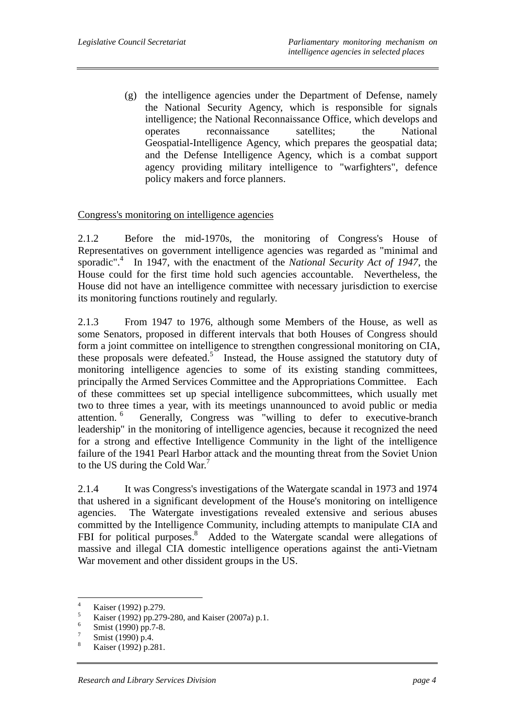(g) the intelligence agencies under the Department of Defense, namely the National Security Agency, which is responsible for signals intelligence; the National Reconnaissance Office, which develops and operates reconnaissance satellites; the National Geospatial-Intelligence Agency, which prepares the geospatial data; and the Defense Intelligence Agency, which is a combat support agency providing military intelligence to "warfighters", defence policy makers and force planners.

Congress's monitoring on intelligence agencies

2.1.2 Before the mid-1970s, the monitoring of Congress's House of Representatives on government intelligence agencies was regarded as "minimal and sporadic".[4] In 1947, with the enactment of the *National Security Act of 1947*, the House could for the first time hold such agencies accountable. Nevertheless, the House did not have an intelligence committee with necessary jurisdiction to exercise its monitoring functions routinely and regularly.

2.1.3 From 1947 to 1976, although some Members of the House, as well as some Senators, proposed in different intervals that both Houses of Congress should form a joint committee on intelligence to strengthen congressional monitoring on CIA, these proposals were defeated.[5] Instead, the House assigned the statutory duty of monitoring intelligence agencies to some of its existing standing committees, principally the Armed Services Committee and the Appropriations Committee. Each of these committees set up special intelligence subcommittees, which usually met two to three times a year, with its meetings unannounced to avoid public or media attention.[6] Generally, Congress was "willing to defer to executive-branch leadership" in the monitoring of intelligence agencies, because it recognized the need for a strong and effective Intelligence Community in the light of the intelligence failure of the 1941 Pearl Harbor attack and the mounting threat from the Soviet Union to the US during the Cold War.[7]

2.1.4 It was Congress's investigations of the Watergate scandal in 1973 and 1974 that ushered in a significant development of the House's monitoring on intelligence agencies. The Watergate investigations revealed extensive and serious abuses committed by the Intelligence Community, including attempts to manipulate CIA and FBI for political purposes.[8] Added to the Watergate scandal were allegations of massive and illegal CIA domestic intelligence operations against the anti-Vietnam War movement and other dissident groups in the US.

---

[4] Kaiser (1992) p.279.
[5] Kaiser (1992) pp.279-280, and Kaiser (2007a) p.1.
[6] Smist (1990) pp.7-8.
[7] Smist (1990) p.4.
[8] Kaiser (1992) p.281.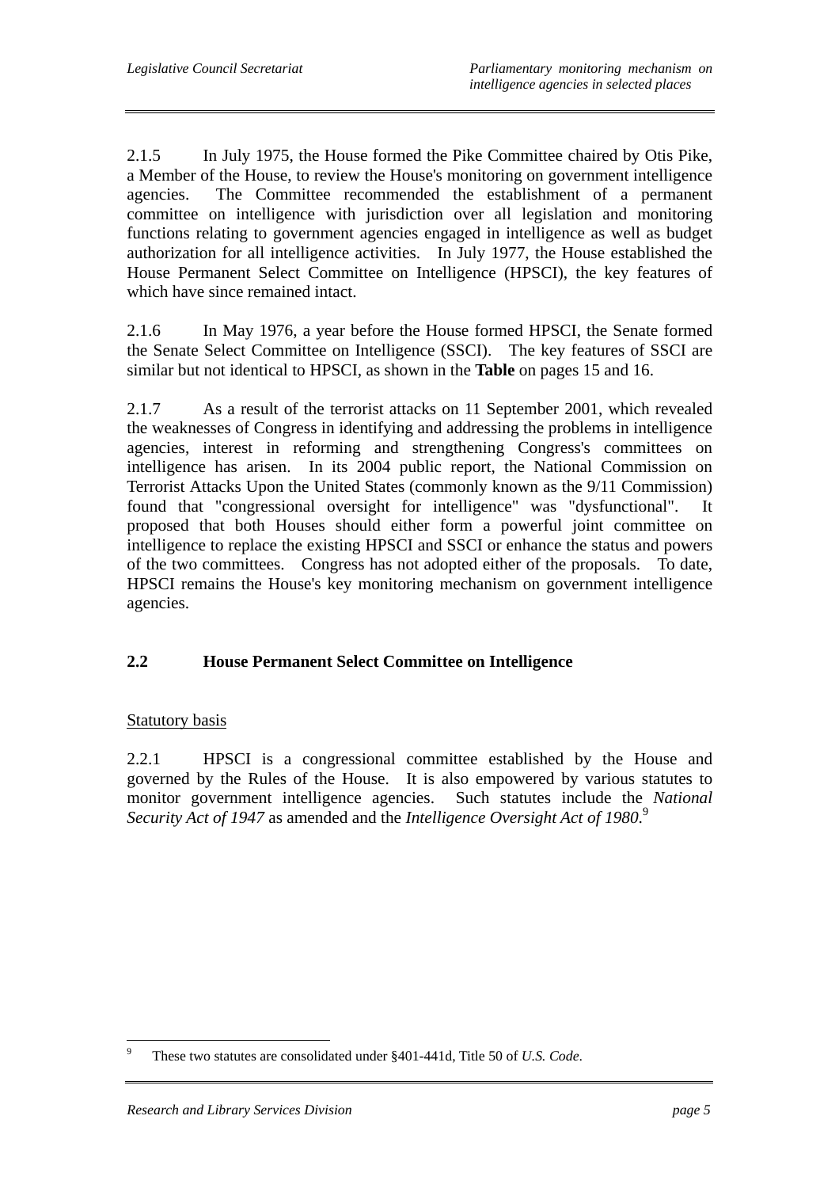2.1.5 In July 1975, the House formed the Pike Committee chaired by Otis Pike, a Member of the House, to review the House's monitoring on government intelligence agencies. The Committee recommended the establishment of a permanent committee on intelligence with jurisdiction over all legislation and monitoring functions relating to government agencies engaged in intelligence as well as budget authorization for all intelligence activities. In July 1977, the House established the House Permanent Select Committee on Intelligence (HPSCI), the key features of which have since remained intact.

2.1.6 In May 1976, a year before the House formed HPSCI, the Senate formed the Senate Select Committee on Intelligence (SSCI). The key features of SSCI are similar but not identical to HPSCI, as shown in the **Table** on pages 15 and 16.

2.1.7 As a result of the terrorist attacks on 11 September 2001, which revealed the weaknesses of Congress in identifying and addressing the problems in intelligence agencies, interest in reforming and strengthening Congress's committees on intelligence has arisen. In its 2004 public report, the National Commission on Terrorist Attacks Upon the United States (commonly known as the 9/11 Commission) found that "congressional oversight for intelligence" was "dysfunctional". It proposed that both Houses should either form a powerful joint committee on intelligence to replace the existing HPSCI and SSCI or enhance the status and powers of the two committees. Congress has not adopted either of the proposals. To date, HPSCI remains the House's key monitoring mechanism on government intelligence agencies.

## 2.2 House Permanent Select Committee on Intelligence

Statutory basis

2.2.1 HPSCI is a congressional committee established by the House and governed by the Rules of the House. It is also empowered by various statutes to monitor government intelligence agencies. Such statutes include the *National Security Act of 1947* as amended and the *Intelligence Oversight Act of 1980*.[9]

[9] These two statutes are consolidated under §401-441d, Title 50 of *U.S. Code*.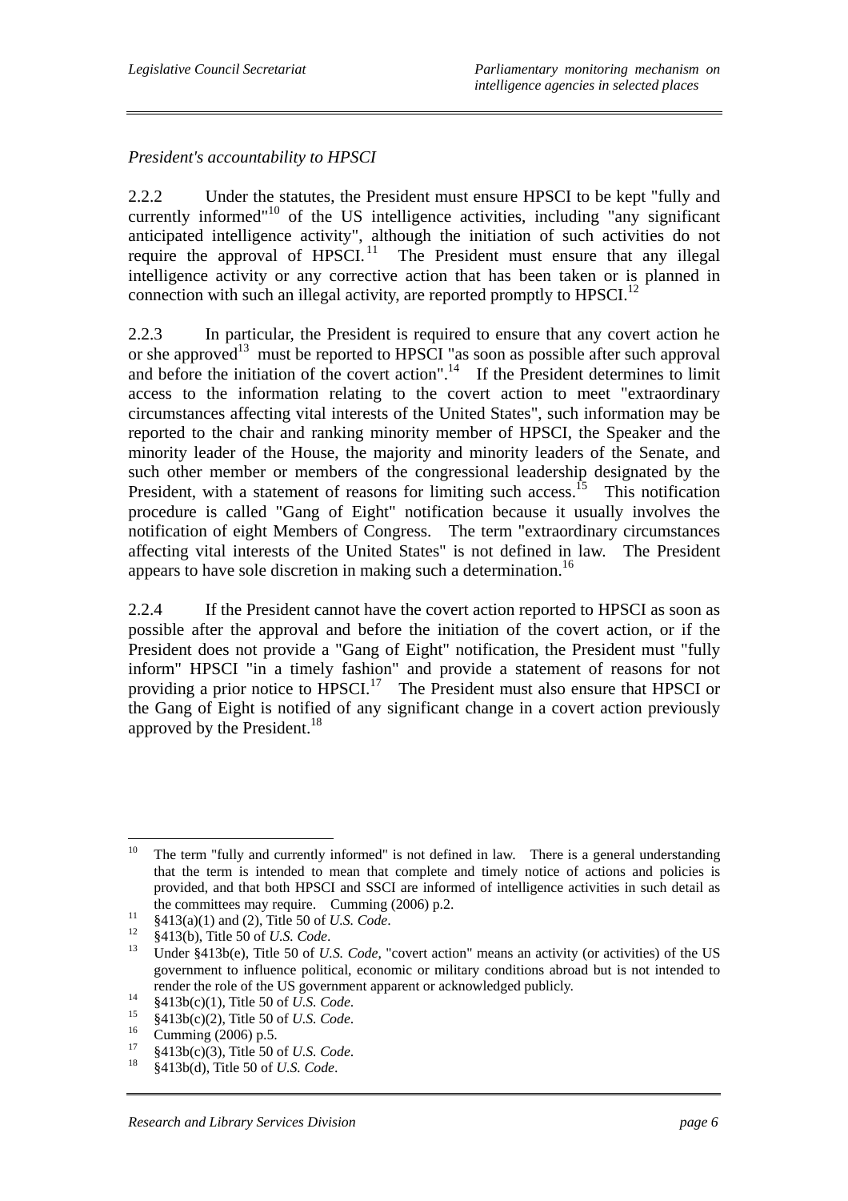*President's accountability to HPSCI*

2.2.2 Under the statutes, the President must ensure HPSCI to be kept "fully and currently informed"[10] of the US intelligence activities, including "any significant anticipated intelligence activity", although the initiation of such activities do not require the approval of HPSCI.[11] The President must ensure that any illegal intelligence activity or any corrective action that has been taken or is planned in connection with such an illegal activity, are reported promptly to HPSCI.[12]

2.2.3 In particular, the President is required to ensure that any covert action he or she approved[13] must be reported to HPSCI "as soon as possible after such approval and before the initiation of the covert action".[14] If the President determines to limit access to the information relating to the covert action to meet "extraordinary circumstances affecting vital interests of the United States", such information may be reported to the chair and ranking minority member of HPSCI, the Speaker and the minority leader of the House, the majority and minority leaders of the Senate, and such other member or members of the congressional leadership designated by the President, with a statement of reasons for limiting such access.[15] This notification procedure is called "Gang of Eight" notification because it usually involves the notification of eight Members of Congress. The term "extraordinary circumstances affecting vital interests of the United States" is not defined in law. The President appears to have sole discretion in making such a determination.[16]

2.2.4 If the President cannot have the covert action reported to HPSCI as soon as possible after the approval and before the initiation of the covert action, or if the President does not provide a "Gang of Eight" notification, the President must "fully inform" HPSCI "in a timely fashion" and provide a statement of reasons for not providing a prior notice to HPSCI.[17] The President must also ensure that HPSCI or the Gang of Eight is notified of any significant change in a covert action previously approved by the President.[18]

---

[10] The term "fully and currently informed" is not defined in law. There is a general understanding that the term is intended to mean that complete and timely notice of actions and policies is provided, and that both HPSCI and SSCI are informed of intelligence activities in such detail as the committees may require. Cumming (2006) p.2.

[11] §413(a)(1) and (2), Title 50 of *U.S. Code*.

[12] §413(b), Title 50 of *U.S. Code*.

[13] Under §413b(e), Title 50 of *U.S. Code*, "covert action" means an activity (or activities) of the US government to influence political, economic or military conditions abroad but is not intended to render the role of the US government apparent or acknowledged publicly.

[14] §413b(c)(1), Title 50 of *U.S. Code*.

[15] §413b(c)(2), Title 50 of *U.S. Code*.

[16] Cumming (2006) p.5.

[17] §413b(c)(3), Title 50 of *U.S. Code*.

[18] §413b(d), Title 50 of *U.S. Code*.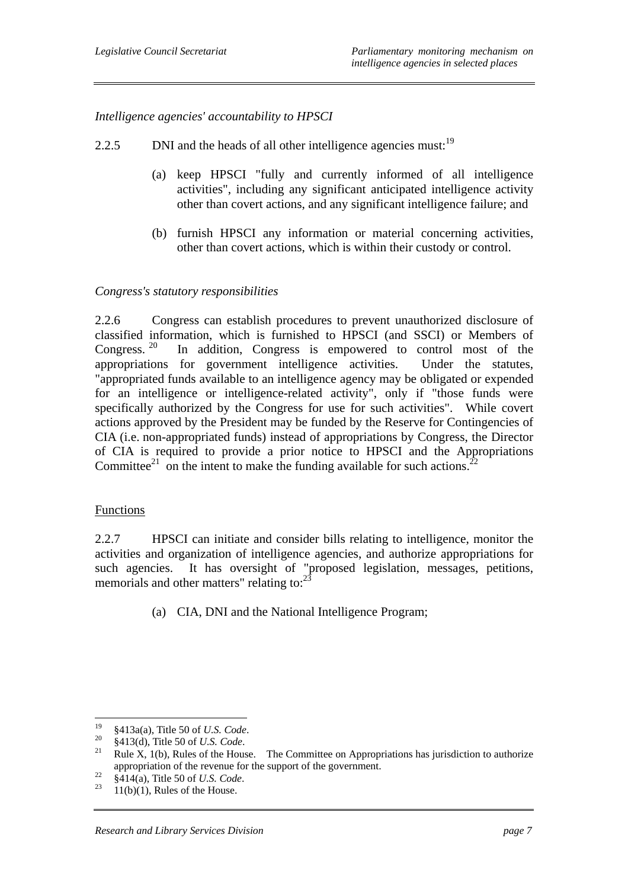*Intelligence agencies' accountability to HPSCI*

2.2.5 DNI and the heads of all other intelligence agencies must:[19]

(a) keep HPSCI "fully and currently informed of all intelligence activities", including any significant anticipated intelligence activity other than covert actions, and any significant intelligence failure; and

(b) furnish HPSCI any information or material concerning activities, other than covert actions, which is within their custody or control.

*Congress's statutory responsibilities*

2.2.6 Congress can establish procedures to prevent unauthorized disclosure of classified information, which is furnished to HPSCI (and SSCI) or Members of Congress.[20] In addition, Congress is empowered to control most of the appropriations for government intelligence activities. Under the statutes, "appropriated funds available to an intelligence agency may be obligated or expended for an intelligence or intelligence-related activity", only if "those funds were specifically authorized by the Congress for use for such activities". While covert actions approved by the President may be funded by the Reserve for Contingencies of CIA (i.e. non-appropriated funds) instead of appropriations by Congress, the Director of CIA is required to provide a prior notice to HPSCI and the Appropriations Committee[21] on the intent to make the funding available for such actions.[22]

Functions

2.2.7 HPSCI can initiate and consider bills relating to intelligence, monitor the activities and organization of intelligence agencies, and authorize appropriations for such agencies. It has oversight of "proposed legislation, messages, petitions, memorials and other matters" relating to:[23]

(a) CIA, DNI and the National Intelligence Program;

---

[19] §413a(a), Title 50 of *U.S. Code*.

[20] §413(d), Title 50 of *U.S. Code*.

[21] Rule X, 1(b), Rules of the House. The Committee on Appropriations has jurisdiction to authorize appropriation of the revenue for the support of the government.

[22] §414(a), Title 50 of *U.S. Code*.

[23] 11(b)(1), Rules of the House.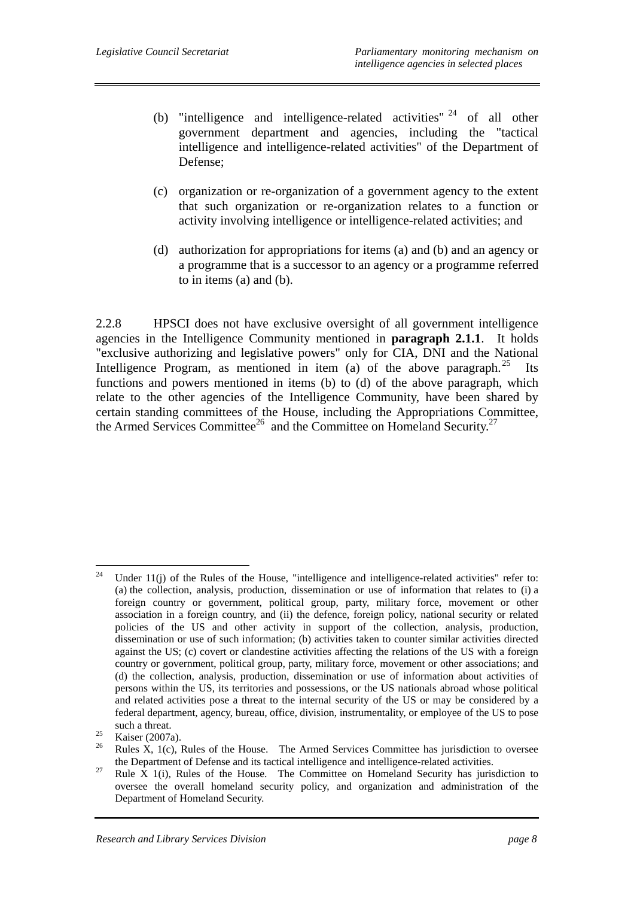(b) "intelligence and intelligence-related activities" [24] of all other government department and agencies, including the "tactical intelligence and intelligence-related activities" of the Department of Defense;

(c) organization or re-organization of a government agency to the extent that such organization or re-organization relates to a function or activity involving intelligence or intelligence-related activities; and

(d) authorization for appropriations for items (a) and (b) and an agency or a programme that is a successor to an agency or a programme referred to in items (a) and (b).

2.2.8 HPSCI does not have exclusive oversight of all government intelligence agencies in the Intelligence Community mentioned in **paragraph 2.1.1**. It holds "exclusive authorizing and legislative powers" only for CIA, DNI and the National Intelligence Program, as mentioned in item (a) of the above paragraph.[25] Its functions and powers mentioned in items (b) to (d) of the above paragraph, which relate to the other agencies of the Intelligence Community, have been shared by certain standing committees of the House, including the Appropriations Committee, the Armed Services Committee[26] and the Committee on Homeland Security.[27]

---

[24] Under 11(j) of the Rules of the House, "intelligence and intelligence-related activities" refer to: (a) the collection, analysis, production, dissemination or use of information that relates to (i) a foreign country or government, political group, party, military force, movement or other association in a foreign country, and (ii) the defence, foreign policy, national security or related policies of the US and other activity in support of the collection, analysis, production, dissemination or use of such information; (b) activities taken to counter similar activities directed against the US; (c) covert or clandestine activities affecting the relations of the US with a foreign country or government, political group, party, military force, movement or other associations; and (d) the collection, analysis, production, dissemination or use of information about activities of persons within the US, its territories and possessions, or the US nationals abroad whose political and related activities pose a threat to the internal security of the US or may be considered by a federal department, agency, bureau, office, division, instrumentality, or employee of the US to pose such a threat.

[25] Kaiser (2007a).

[26] Rules X, 1(c), Rules of the House. The Armed Services Committee has jurisdiction to oversee the Department of Defense and its tactical intelligence and intelligence-related activities.

[27] Rule X 1(i), Rules of the House. The Committee on Homeland Security has jurisdiction to oversee the overall homeland security policy, and organization and administration of the Department of Homeland Security.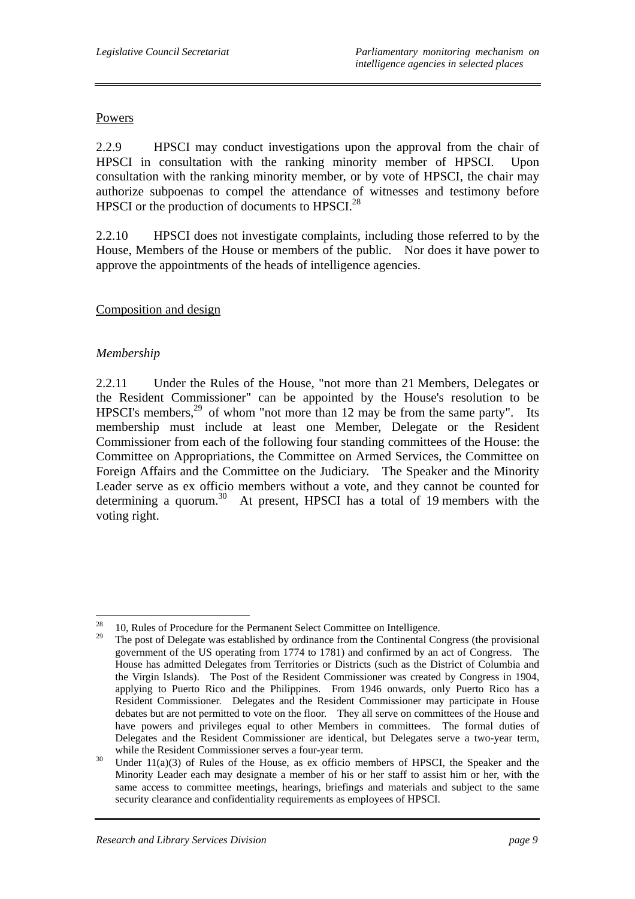Powers

2.2.9 HPSCI may conduct investigations upon the approval from the chair of HPSCI in consultation with the ranking minority member of HPSCI. Upon consultation with the ranking minority member, or by vote of HPSCI, the chair may authorize subpoenas to compel the attendance of witnesses and testimony before HPSCI or the production of documents to HPSCI.[28]

2.2.10 HPSCI does not investigate complaints, including those referred to by the House, Members of the House or members of the public. Nor does it have power to approve the appointments of the heads of intelligence agencies.

Composition and design

*Membership*

2.2.11 Under the Rules of the House, "not more than 21 Members, Delegates or the Resident Commissioner" can be appointed by the House's resolution to be HPSCI's members,[29] of whom "not more than 12 may be from the same party". Its membership must include at least one Member, Delegate or the Resident Commissioner from each of the following four standing committees of the House: the Committee on Appropriations, the Committee on Armed Services, the Committee on Foreign Affairs and the Committee on the Judiciary. The Speaker and the Minority Leader serve as ex officio members without a vote, and they cannot be counted for determining a quorum.[30] At present, HPSCI has a total of 19 members with the voting right.

---

[28] 10, Rules of Procedure for the Permanent Select Committee on Intelligence.

[29] The post of Delegate was established by ordinance from the Continental Congress (the provisional government of the US operating from 1774 to 1781) and confirmed by an act of Congress. The House has admitted Delegates from Territories or Districts (such as the District of Columbia and the Virgin Islands). The Post of the Resident Commissioner was created by Congress in 1904, applying to Puerto Rico and the Philippines. From 1946 onwards, only Puerto Rico has a Resident Commissioner. Delegates and the Resident Commissioner may participate in House debates but are not permitted to vote on the floor. They all serve on committees of the House and have powers and privileges equal to other Members in committees. The formal duties of Delegates and the Resident Commissioner are identical, but Delegates serve a two-year term, while the Resident Commissioner serves a four-year term.

[30] Under 11(a)(3) of Rules of the House, as ex officio members of HPSCI, the Speaker and the Minority Leader each may designate a member of his or her staff to assist him or her, with the same access to committee meetings, hearings, briefings and materials and subject to the same security clearance and confidentiality requirements as employees of HPSCI.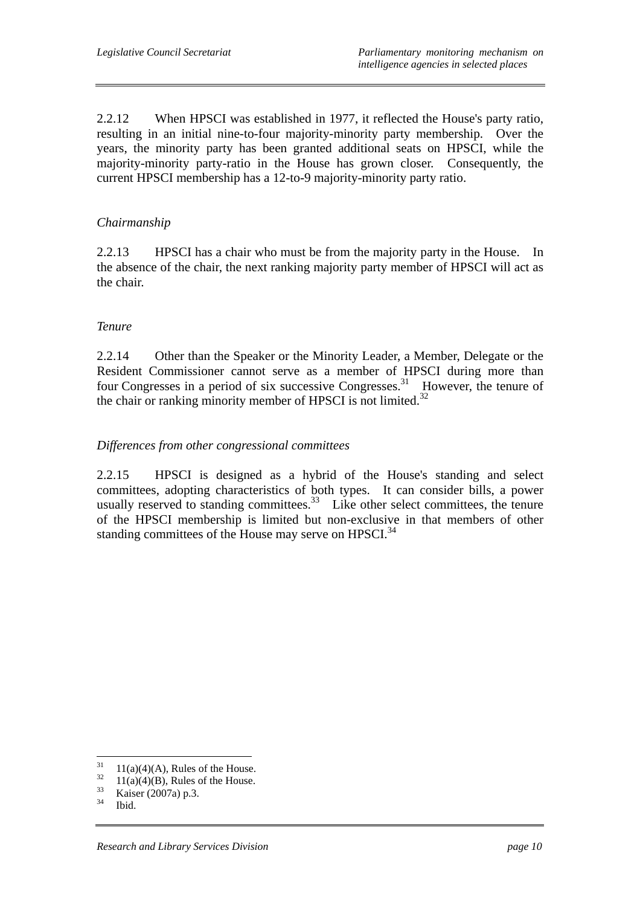2.2.12 When HPSCI was established in 1977, it reflected the House's party ratio, resulting in an initial nine-to-four majority-minority party membership. Over the years, the minority party has been granted additional seats on HPSCI, while the majority-minority party-ratio in the House has grown closer. Consequently, the current HPSCI membership has a 12-to-9 majority-minority party ratio.

*Chairmanship*

2.2.13 HPSCI has a chair who must be from the majority party in the House. In the absence of the chair, the next ranking majority party member of HPSCI will act as the chair.

*Tenure*

2.2.14 Other than the Speaker or the Minority Leader, a Member, Delegate or the Resident Commissioner cannot serve as a member of HPSCI during more than four Congresses in a period of six successive Congresses.[31] However, the tenure of the chair or ranking minority member of HPSCI is not limited.[32]

*Differences from other congressional committees*

2.2.15 HPSCI is designed as a hybrid of the House's standing and select committees, adopting characteristics of both types. It can consider bills, a power usually reserved to standing committees.[33] Like other select committees, the tenure of the HPSCI membership is limited but non-exclusive in that members of other standing committees of the House may serve on HPSCI.[34]

---

[31] 11(a)(4)(A), Rules of the House.
[32] 11(a)(4)(B), Rules of the House.
[33] Kaiser (2007a) p.3.
[34] Ibid.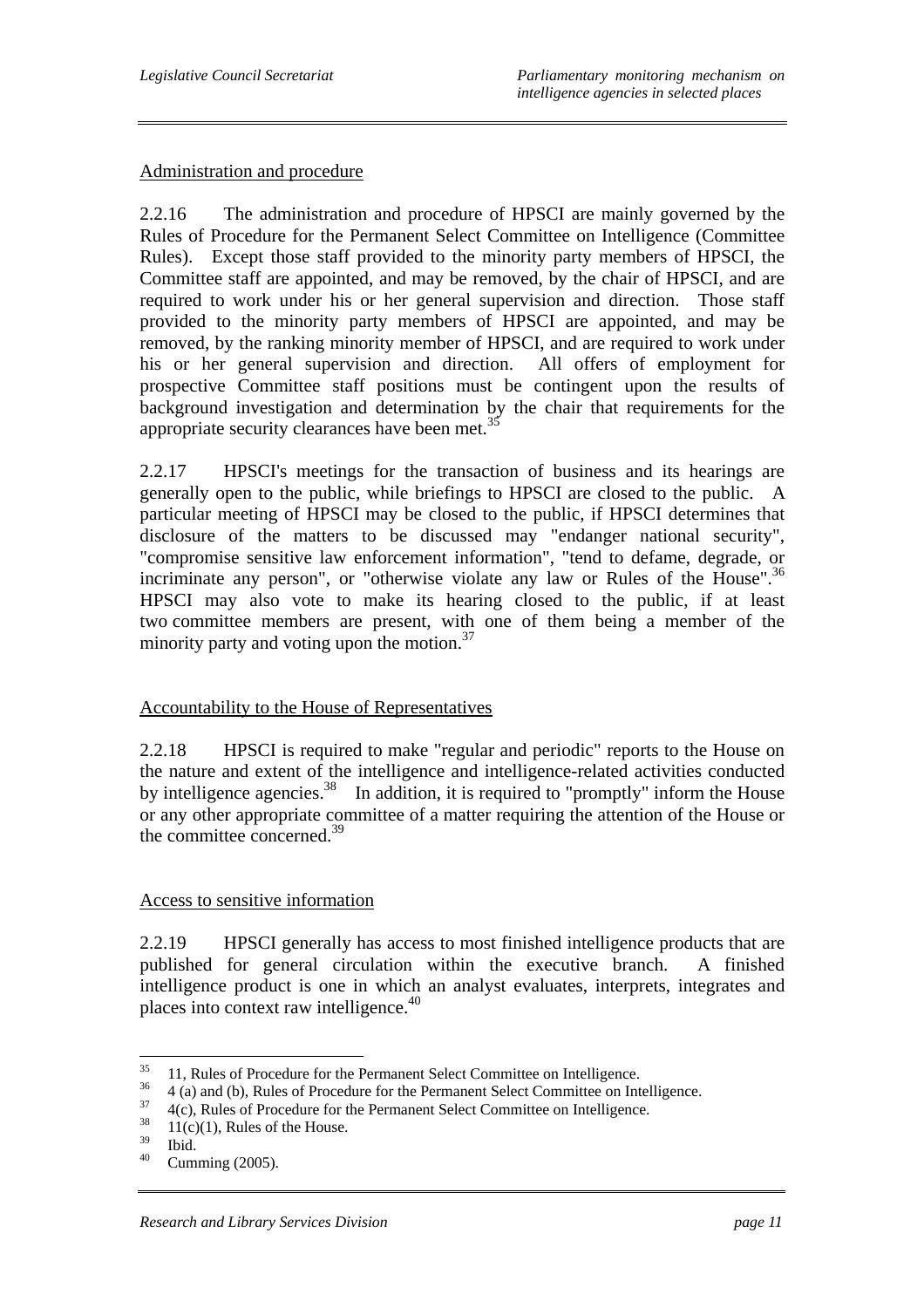Administration and procedure

2.2.16 The administration and procedure of HPSCI are mainly governed by the Rules of Procedure for the Permanent Select Committee on Intelligence (Committee Rules). Except those staff provided to the minority party members of HPSCI, the Committee staff are appointed, and may be removed, by the chair of HPSCI, and are required to work under his or her general supervision and direction. Those staff provided to the minority party members of HPSCI are appointed, and may be removed, by the ranking minority member of HPSCI, and are required to work under his or her general supervision and direction. All offers of employment for prospective Committee staff positions must be contingent upon the results of background investigation and determination by the chair that requirements for the appropriate security clearances have been met.[35]

2.2.17 HPSCI's meetings for the transaction of business and its hearings are generally open to the public, while briefings to HPSCI are closed to the public. A particular meeting of HPSCI may be closed to the public, if HPSCI determines that disclosure of the matters to be discussed may "endanger national security", "compromise sensitive law enforcement information", "tend to defame, degrade, or incriminate any person", or "otherwise violate any law or Rules of the House".[36] HPSCI may also vote to make its hearing closed to the public, if at least two committee members are present, with one of them being a member of the minority party and voting upon the motion.[37]

Accountability to the House of Representatives

2.2.18 HPSCI is required to make "regular and periodic" reports to the House on the nature and extent of the intelligence and intelligence-related activities conducted by intelligence agencies.[38] In addition, it is required to "promptly" inform the House or any other appropriate committee of a matter requiring the attention of the House or the committee concerned.[39]

Access to sensitive information

2.2.19 HPSCI generally has access to most finished intelligence products that are published for general circulation within the executive branch. A finished intelligence product is one in which an analyst evaluates, interprets, integrates and places into context raw intelligence.[40]

---

[35] 11, Rules of Procedure for the Permanent Select Committee on Intelligence.
[36] 4 (a) and (b), Rules of Procedure for the Permanent Select Committee on Intelligence.
[37] 4(c), Rules of Procedure for the Permanent Select Committee on Intelligence.
[38] 11(c)(1), Rules of the House.
[39] Ibid.
[40] Cumming (2005).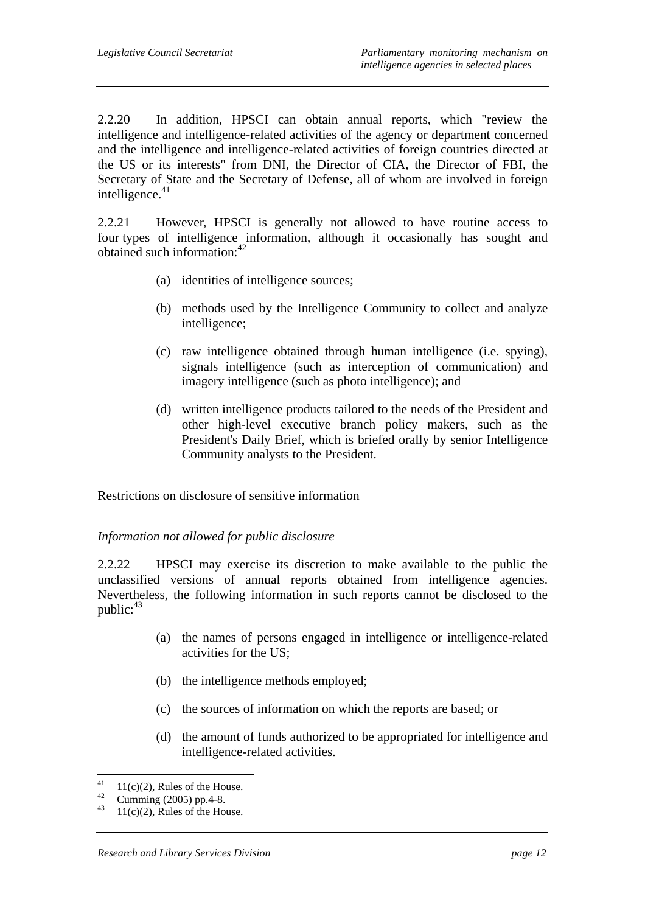2.2.20 In addition, HPSCI can obtain annual reports, which "review the intelligence and intelligence-related activities of the agency or department concerned and the intelligence and intelligence-related activities of foreign countries directed at the US or its interests" from DNI, the Director of CIA, the Director of FBI, the Secretary of State and the Secretary of Defense, all of whom are involved in foreign intelligence.[41]

2.2.21 However, HPSCI is generally not allowed to have routine access to four types of intelligence information, although it occasionally has sought and obtained such information:[42]

(a) identities of intelligence sources;

(b) methods used by the Intelligence Community to collect and analyze intelligence;

(c) raw intelligence obtained through human intelligence (i.e. spying), signals intelligence (such as interception of communication) and imagery intelligence (such as photo intelligence); and

(d) written intelligence products tailored to the needs of the President and other high-level executive branch policy makers, such as the President's Daily Brief, which is briefed orally by senior Intelligence Community analysts to the President.

<u>Restrictions on disclosure of sensitive information</u>

*Information not allowed for public disclosure*

2.2.22 HPSCI may exercise its discretion to make available to the public the unclassified versions of annual reports obtained from intelligence agencies. Nevertheless, the following information in such reports cannot be disclosed to the public:[43]

(a) the names of persons engaged in intelligence or intelligence-related activities for the US;

(b) the intelligence methods employed;

(c) the sources of information on which the reports are based; or

(d) the amount of funds authorized to be appropriated for intelligence and intelligence-related activities.

---

[41] 11(c)(2), Rules of the House.

[42] Cumming (2005) pp.4-8.

[43] 11(c)(2), Rules of the House.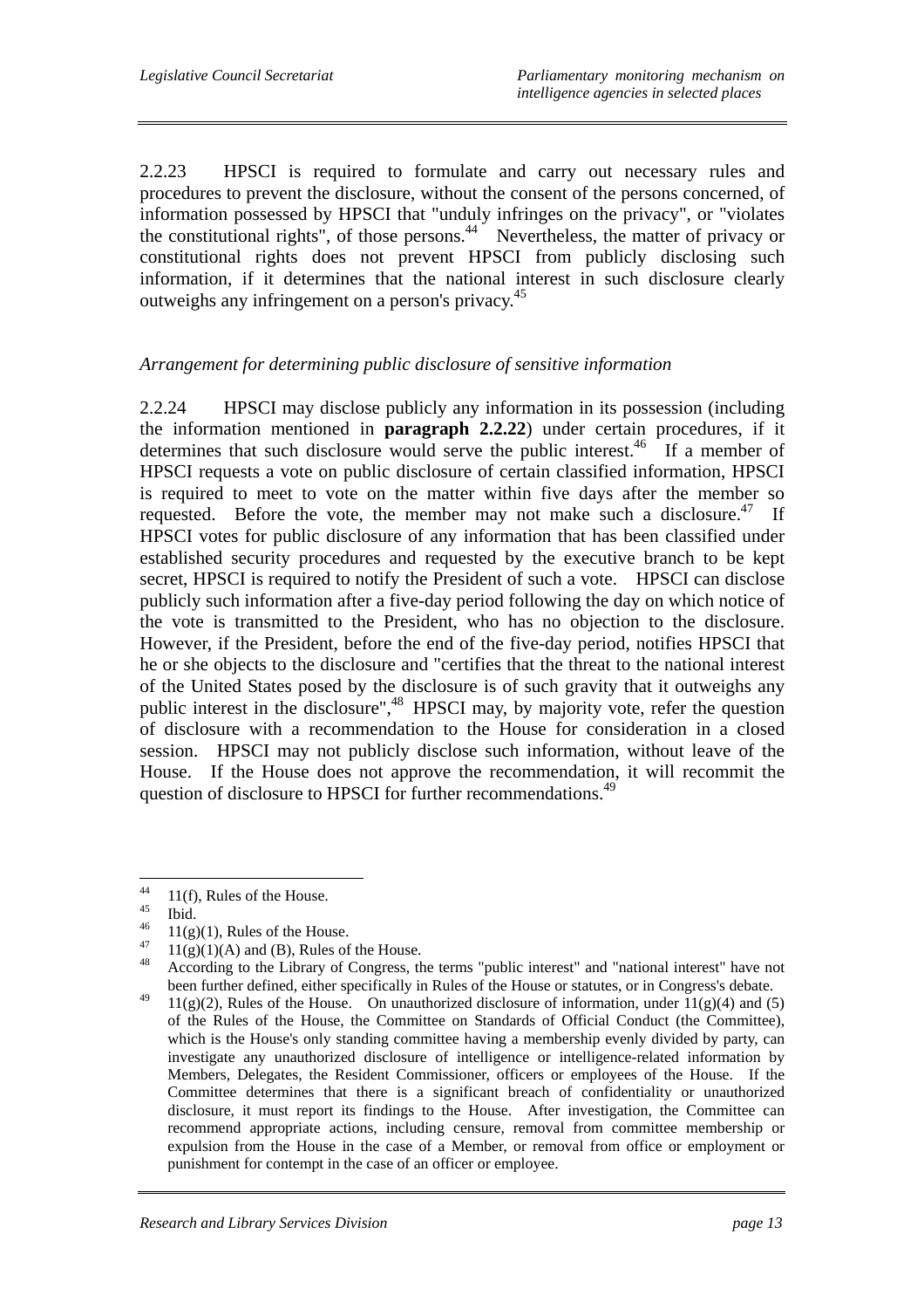2.2.23 HPSCI is required to formulate and carry out necessary rules and procedures to prevent the disclosure, without the consent of the persons concerned, of information possessed by HPSCI that "unduly infringes on the privacy", or "violates the constitutional rights", of those persons.[44] Nevertheless, the matter of privacy or constitutional rights does not prevent HPSCI from publicly disclosing such information, if it determines that the national interest in such disclosure clearly outweighs any infringement on a person's privacy.[45]

*Arrangement for determining public disclosure of sensitive information*

2.2.24 HPSCI may disclose publicly any information in its possession (including the information mentioned in **paragraph 2.2.22**) under certain procedures, if it determines that such disclosure would serve the public interest.[46] If a member of HPSCI requests a vote on public disclosure of certain classified information, HPSCI is required to meet to vote on the matter within five days after the member so requested. Before the vote, the member may not make such a disclosure.[47] If HPSCI votes for public disclosure of any information that has been classified under established security procedures and requested by the executive branch to be kept secret, HPSCI is required to notify the President of such a vote. HPSCI can disclose publicly such information after a five-day period following the day on which notice of the vote is transmitted to the President, who has no objection to the disclosure. However, if the President, before the end of the five-day period, notifies HPSCI that he or she objects to the disclosure and "certifies that the threat to the national interest of the United States posed by the disclosure is of such gravity that it outweighs any public interest in the disclosure",[48] HPSCI may, by majority vote, refer the question of disclosure with a recommendation to the House for consideration in a closed session. HPSCI may not publicly disclose such information, without leave of the House. If the House does not approve the recommendation, it will recommit the question of disclosure to HPSCI for further recommendations.[49]

---

[44] 11(f), Rules of the House.

[45] Ibid.

[46] 11(g)(1), Rules of the House.

[47] 11(g)(1)(A) and (B), Rules of the House.

[48] According to the Library of Congress, the terms "public interest" and "national interest" have not been further defined, either specifically in Rules of the House or statutes, or in Congress's debate.

[49] 11(g)(2), Rules of the House. On unauthorized disclosure of information, under 11(g)(4) and (5) of the Rules of the House, the Committee on Standards of Official Conduct (the Committee), which is the House's only standing committee having a membership evenly divided by party, can investigate any unauthorized disclosure of intelligence or intelligence-related information by Members, Delegates, the Resident Commissioner, officers or employees of the House. If the Committee determines that there is a significant breach of confidentiality or unauthorized disclosure, it must report its findings to the House. After investigation, the Committee can recommend appropriate actions, including censure, removal from committee membership or expulsion from the House in the case of a Member, or removal from office or employment or punishment for contempt in the case of an officer or employee.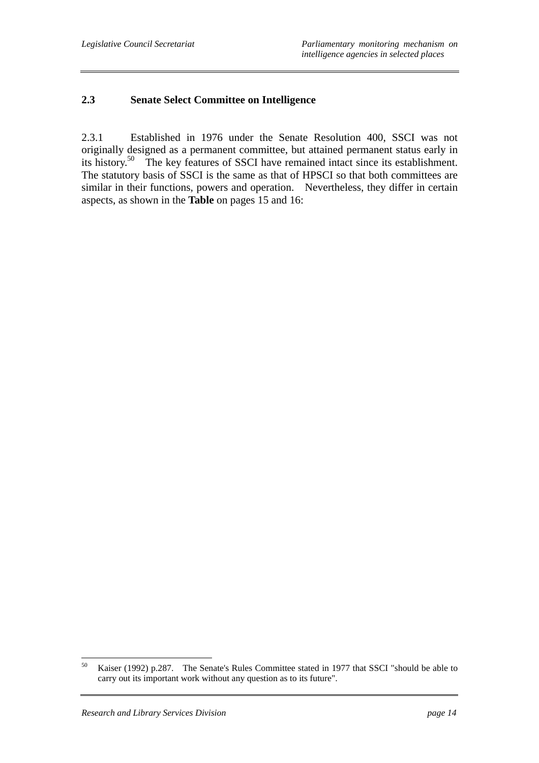## 2.3 Senate Select Committee on Intelligence

2.3.1 Established in 1976 under the Senate Resolution 400, SSCI was not originally designed as a permanent committee, but attained permanent status early in its history.[50] The key features of SSCI have remained intact since its establishment. The statutory basis of SSCI is the same as that of HPSCI so that both committees are similar in their functions, powers and operation. Nevertheless, they differ in certain aspects, as shown in the **Table** on pages 15 and 16:

---

[50] Kaiser (1992) p.287. The Senate's Rules Committee stated in 1977 that SSCI "should be able to carry out its important work without any question as to its future".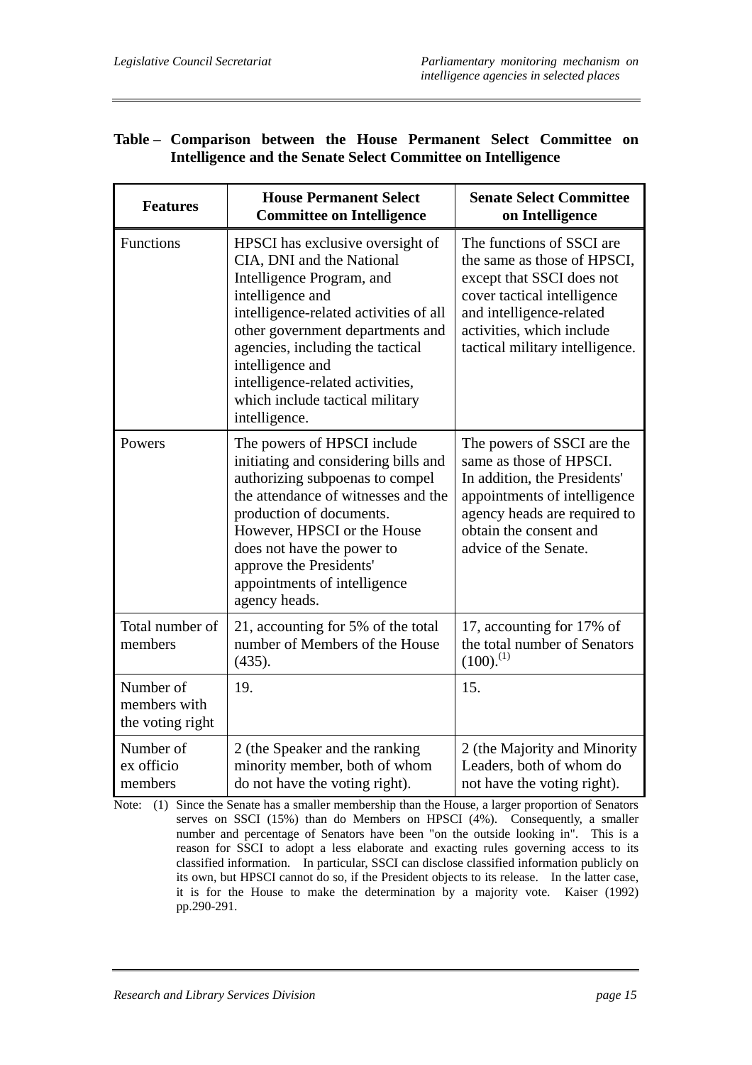**Table – Comparison between the House Permanent Select Committee on Intelligence and the Senate Select Committee on Intelligence**

| Features | House Permanent Select Committee on Intelligence | Senate Select Committee on Intelligence |
|---|---|---|
| Functions | HPSCI has exclusive oversight of CIA, DNI and the National Intelligence Program, and intelligence and intelligence-related activities of all other government departments and agencies, including the tactical intelligence and intelligence-related activities, which include tactical military intelligence. | The functions of SSCI are the same as those of HPSCI, except that SSCI does not cover tactical intelligence and intelligence-related activities, which include tactical military intelligence. |
| Powers | The powers of HPSCI include initiating and considering bills and authorizing subpoenas to compel the attendance of witnesses and the production of documents. However, HPSCI or the House does not have the power to approve the Presidents' appointments of intelligence agency heads. | The powers of SSCI are the same as those of HPSCI. In addition, the Presidents' appointments of intelligence agency heads are required to obtain the consent and advice of the Senate. |
| Total number of members | 21, accounting for 5% of the total number of Members of the House (435). | 17, accounting for 17% of the total number of Senators (100).[(1)] |
| Number of members with the voting right | 19. | 15. |
| Number of ex officio members | 2 (the Speaker and the ranking minority member, both of whom do not have the voting right). | 2 (the Majority and Minority Leaders, both of whom do not have the voting right). |

Note: (1) Since the Senate has a smaller membership than the House, a larger proportion of Senators serves on SSCI (15%) than do Members on HPSCI (4%). Consequently, a smaller number and percentage of Senators have been "on the outside looking in". This is a reason for SSCI to adopt a less elaborate and exacting rules governing access to its classified information. In particular, SSCI can disclose classified information publicly on its own, but HPSCI cannot do so, if the President objects to its release. In the latter case, it is for the House to make the determination by a majority vote. Kaiser (1992) pp.290-291.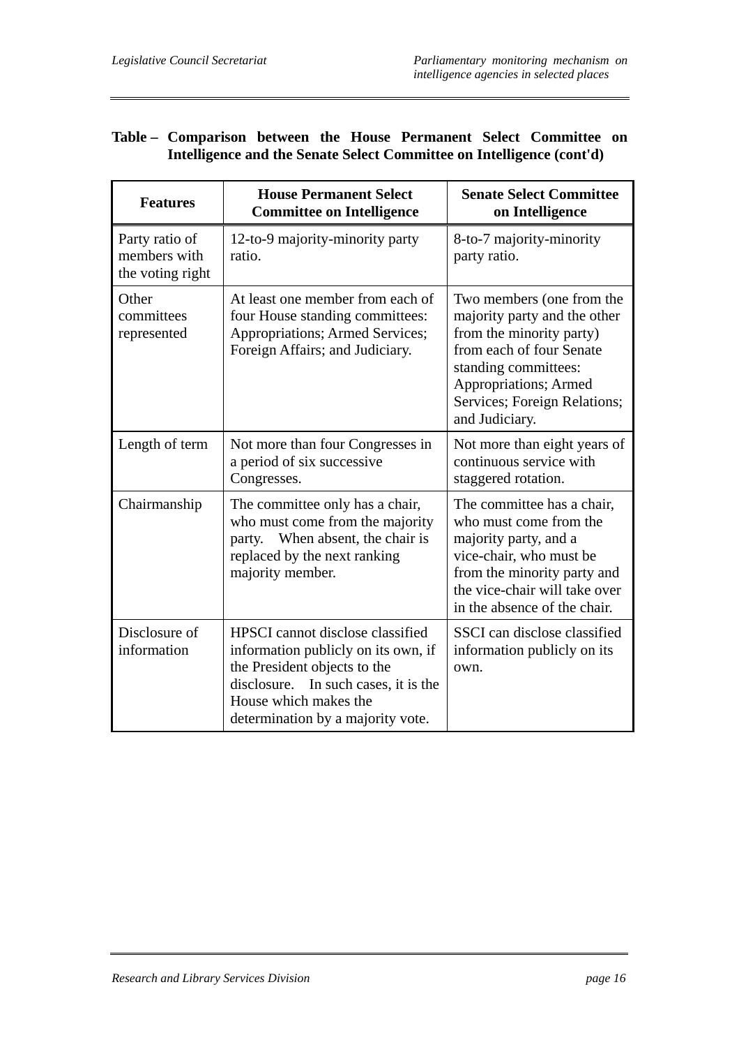**Table – Comparison between the House Permanent Select Committee on Intelligence and the Senate Select Committee on Intelligence (cont'd)**

| Features | House Permanent Select Committee on Intelligence | Senate Select Committee on Intelligence |
|---|---|---|
| Party ratio of members with the voting right | 12-to-9 majority-minority party ratio. | 8-to-7 majority-minority party ratio. |
| Other committees represented | At least one member from each of four House standing committees: Appropriations; Armed Services; Foreign Affairs; and Judiciary. | Two members (one from the majority party and the other from the minority party) from each of four Senate standing committees: Appropriations; Armed Services; Foreign Relations; and Judiciary. |
| Length of term | Not more than four Congresses in a period of six successive Congresses. | Not more than eight years of continuous service with staggered rotation. |
| Chairmanship | The committee only has a chair, who must come from the majority party. When absent, the chair is replaced by the next ranking majority member. | The committee has a chair, who must come from the majority party, and a vice-chair, who must be from the minority party and the vice-chair will take over in the absence of the chair. |
| Disclosure of information | HPSCI cannot disclose classified information publicly on its own, if the President objects to the disclosure. In such cases, it is the House which makes the determination by a majority vote. | SSCI can disclose classified information publicly on its own. |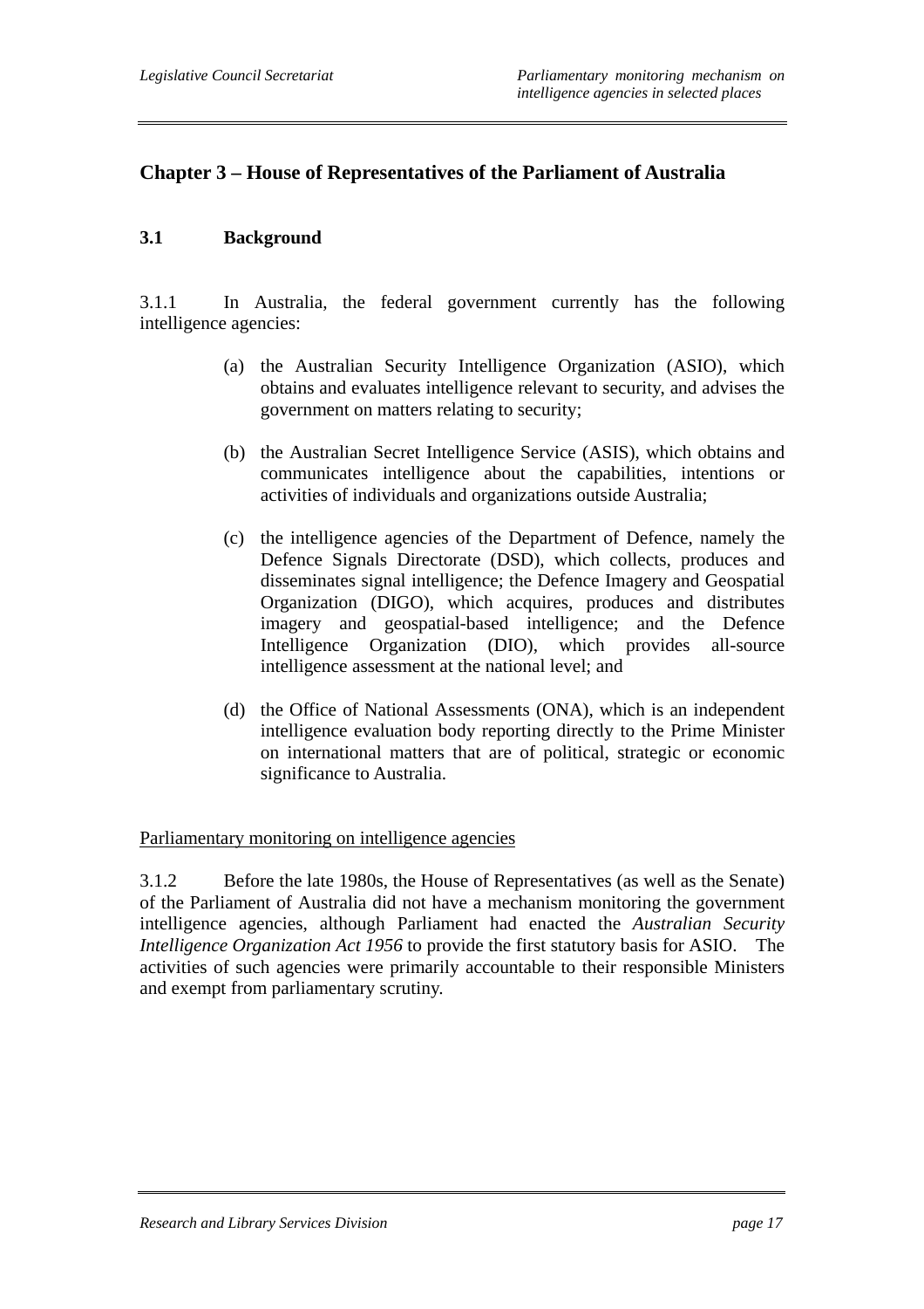## Chapter 3 – House of Representatives of the Parliament of Australia

### 3.1 Background

3.1.1 In Australia, the federal government currently has the following intelligence agencies:

(a) the Australian Security Intelligence Organization (ASIO), which obtains and evaluates intelligence relevant to security, and advises the government on matters relating to security;

(b) the Australian Secret Intelligence Service (ASIS), which obtains and communicates intelligence about the capabilities, intentions or activities of individuals and organizations outside Australia;

(c) the intelligence agencies of the Department of Defence, namely the Defence Signals Directorate (DSD), which collects, produces and disseminates signal intelligence; the Defence Imagery and Geospatial Organization (DIGO), which acquires, produces and distributes imagery and geospatial-based intelligence; and the Defence Intelligence Organization (DIO), which provides all-source intelligence assessment at the national level; and

(d) the Office of National Assessments (ONA), which is an independent intelligence evaluation body reporting directly to the Prime Minister on international matters that are of political, strategic or economic significance to Australia.

<u>Parliamentary monitoring on intelligence agencies</u>

3.1.2 Before the late 1980s, the House of Representatives (as well as the Senate) of the Parliament of Australia did not have a mechanism monitoring the government intelligence agencies, although Parliament had enacted the *Australian Security Intelligence Organization Act 1956* to provide the first statutory basis for ASIO. The activities of such agencies were primarily accountable to their responsible Ministers and exempt from parliamentary scrutiny.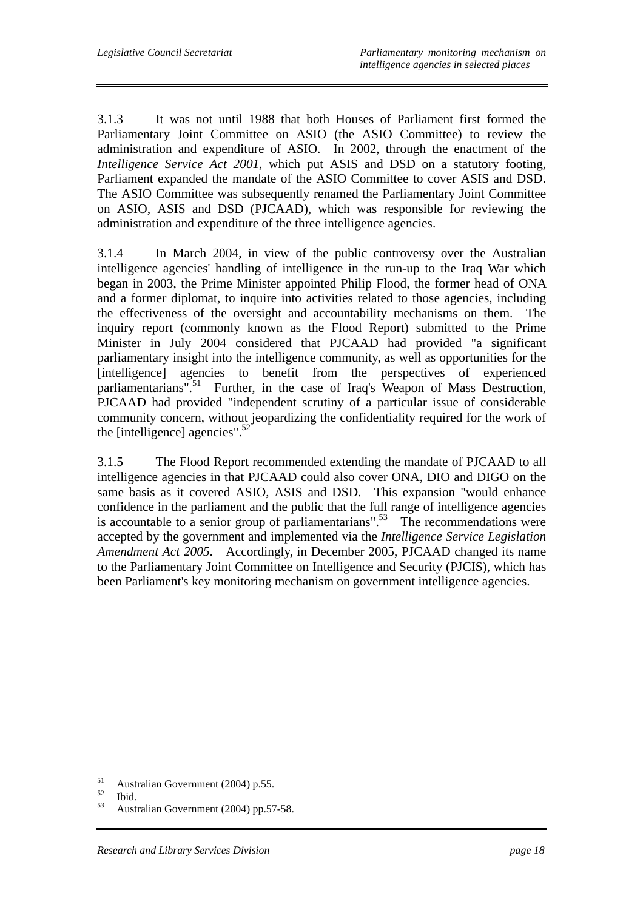3.1.3 It was not until 1988 that both Houses of Parliament first formed the Parliamentary Joint Committee on ASIO (the ASIO Committee) to review the administration and expenditure of ASIO. In 2002, through the enactment of the *Intelligence Service Act 2001*, which put ASIS and DSD on a statutory footing, Parliament expanded the mandate of the ASIO Committee to cover ASIS and DSD. The ASIO Committee was subsequently renamed the Parliamentary Joint Committee on ASIO, ASIS and DSD (PJCAAD), which was responsible for reviewing the administration and expenditure of the three intelligence agencies.

3.1.4 In March 2004, in view of the public controversy over the Australian intelligence agencies' handling of intelligence in the run-up to the Iraq War which began in 2003, the Prime Minister appointed Philip Flood, the former head of ONA and a former diplomat, to inquire into activities related to those agencies, including the effectiveness of the oversight and accountability mechanisms on them. The inquiry report (commonly known as the Flood Report) submitted to the Prime Minister in July 2004 considered that PJCAAD had provided "a significant parliamentary insight into the intelligence community, as well as opportunities for the [intelligence] agencies to benefit from the perspectives of experienced parliamentarians".[51] Further, in the case of Iraq's Weapon of Mass Destruction, PJCAAD had provided "independent scrutiny of a particular issue of considerable community concern, without jeopardizing the confidentiality required for the work of the [intelligence] agencies".[52]

3.1.5 The Flood Report recommended extending the mandate of PJCAAD to all intelligence agencies in that PJCAAD could also cover ONA, DIO and DIGO on the same basis as it covered ASIO, ASIS and DSD. This expansion "would enhance confidence in the parliament and the public that the full range of intelligence agencies is accountable to a senior group of parliamentarians".[53] The recommendations were accepted by the government and implemented via the *Intelligence Service Legislation Amendment Act 2005*. Accordingly, in December 2005, PJCAAD changed its name to the Parliamentary Joint Committee on Intelligence and Security (PJCIS), which has been Parliament's key monitoring mechanism on government intelligence agencies.

---

[51] Australian Government (2004) p.55.

[52] Ibid.

[53] Australian Government (2004) pp.57-58.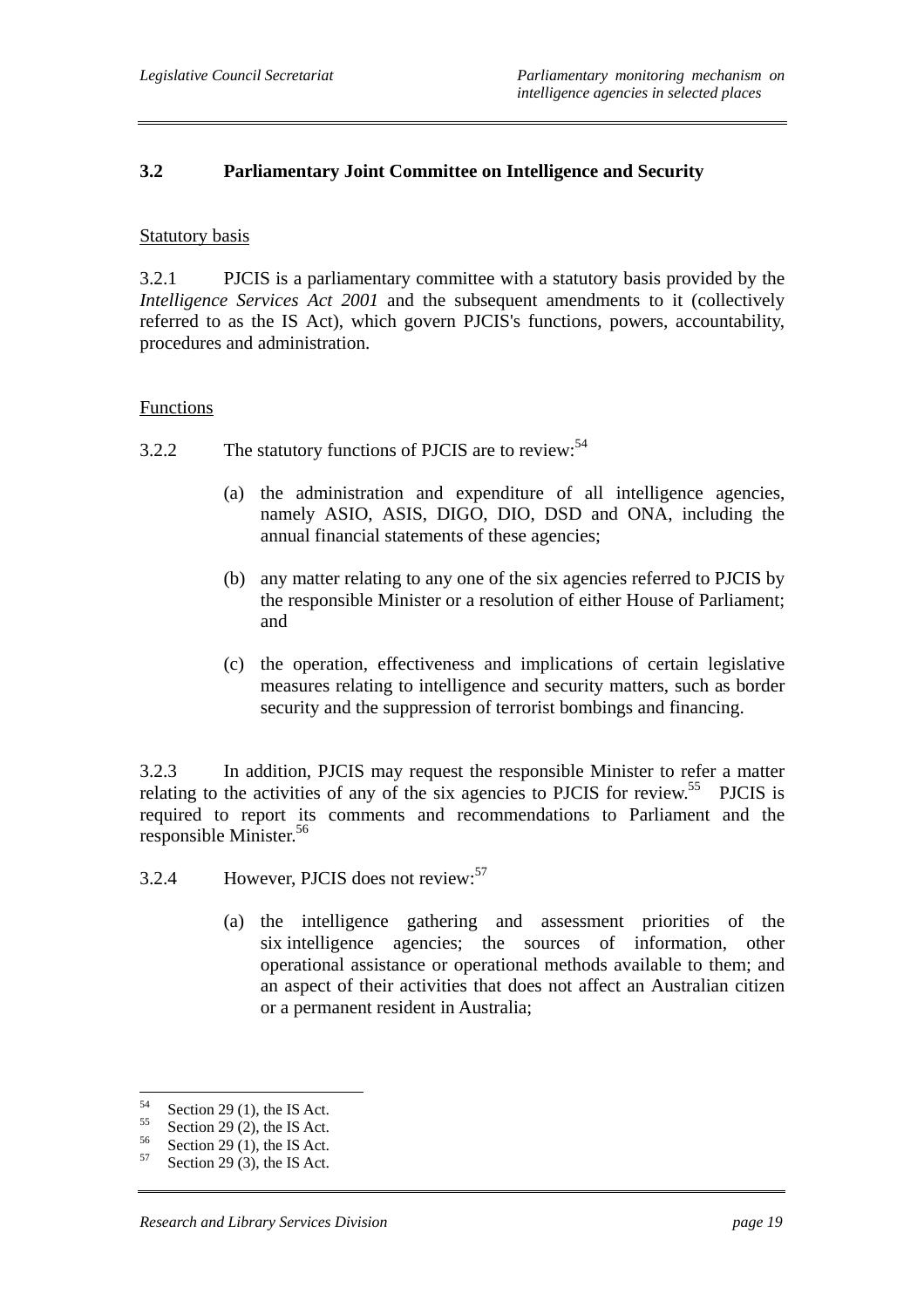### 3.2 Parliamentary Joint Committee on Intelligence and Security

Statutory basis

3.2.1 PJCIS is a parliamentary committee with a statutory basis provided by the *Intelligence Services Act 2001* and the subsequent amendments to it (collectively referred to as the IS Act), which govern PJCIS's functions, powers, accountability, procedures and administration.

Functions

3.2.2 The statutory functions of PJCIS are to review:[54]

(a) the administration and expenditure of all intelligence agencies, namely ASIO, ASIS, DIGO, DIO, DSD and ONA, including the annual financial statements of these agencies;

(b) any matter relating to any one of the six agencies referred to PJCIS by the responsible Minister or a resolution of either House of Parliament; and

(c) the operation, effectiveness and implications of certain legislative measures relating to intelligence and security matters, such as border security and the suppression of terrorist bombings and financing.

3.2.3 In addition, PJCIS may request the responsible Minister to refer a matter relating to the activities of any of the six agencies to PJCIS for review.[55] PJCIS is required to report its comments and recommendations to Parliament and the responsible Minister.[56]

3.2.4 However, PJCIS does not review:[57]

(a) the intelligence gathering and assessment priorities of the six intelligence agencies; the sources of information, other operational assistance or operational methods available to them; and an aspect of their activities that does not affect an Australian citizen or a permanent resident in Australia;

---

[54] Section 29 (1), the IS Act.
[55] Section 29 (2), the IS Act.
[56] Section 29 (1), the IS Act.
[57] Section 29 (3), the IS Act.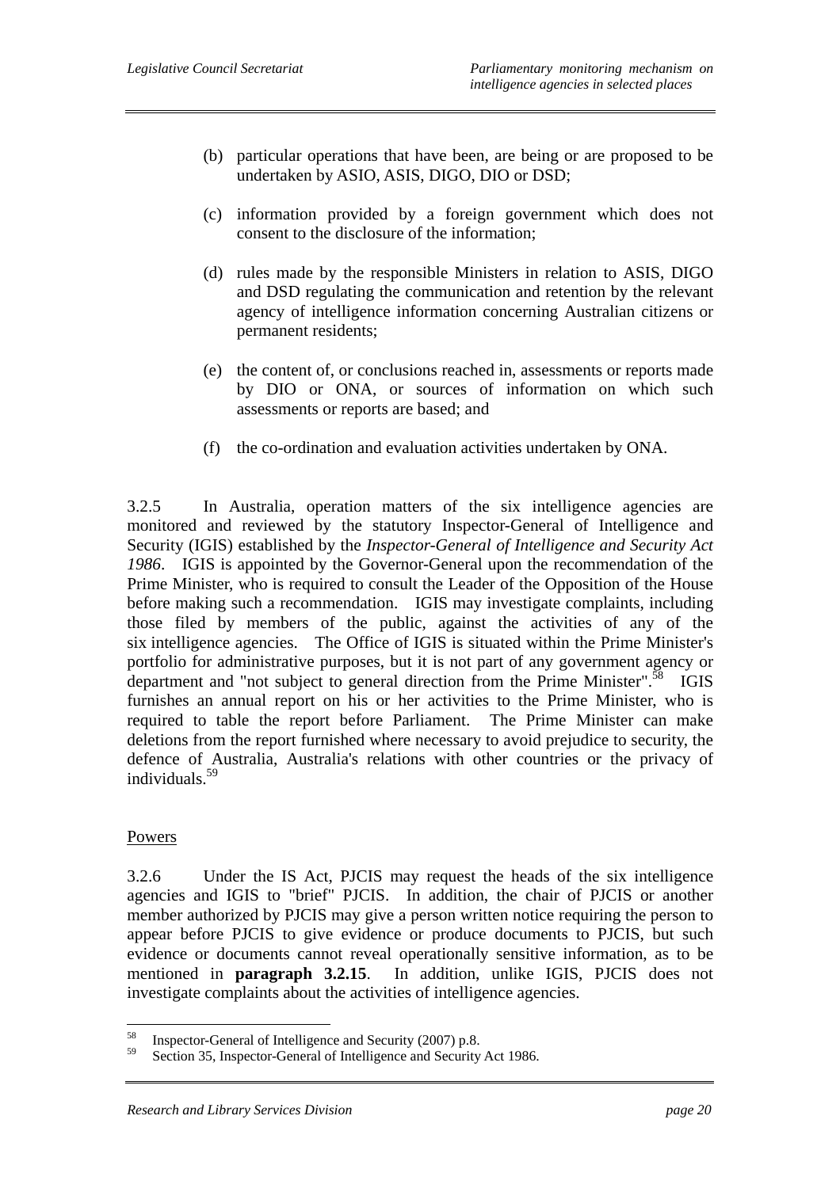(b) particular operations that have been, are being or are proposed to be undertaken by ASIO, ASIS, DIGO, DIO or DSD;

(c) information provided by a foreign government which does not consent to the disclosure of the information;

(d) rules made by the responsible Ministers in relation to ASIS, DIGO and DSD regulating the communication and retention by the relevant agency of intelligence information concerning Australian citizens or permanent residents;

(e) the content of, or conclusions reached in, assessments or reports made by DIO or ONA, or sources of information on which such assessments or reports are based; and

(f) the co-ordination and evaluation activities undertaken by ONA.

3.2.5 In Australia, operation matters of the six intelligence agencies are monitored and reviewed by the statutory Inspector-General of Intelligence and Security (IGIS) established by the *Inspector-General of Intelligence and Security Act 1986*. IGIS is appointed by the Governor-General upon the recommendation of the Prime Minister, who is required to consult the Leader of the Opposition of the House before making such a recommendation. IGIS may investigate complaints, including those filed by members of the public, against the activities of any of the six intelligence agencies. The Office of IGIS is situated within the Prime Minister's portfolio for administrative purposes, but it is not part of any government agency or department and "not subject to general direction from the Prime Minister".[58] IGIS furnishes an annual report on his or her activities to the Prime Minister, who is required to table the report before Parliament. The Prime Minister can make deletions from the report furnished where necessary to avoid prejudice to security, the defence of Australia, Australia's relations with other countries or the privacy of individuals.[59]

Powers

3.2.6 Under the IS Act, PJCIS may request the heads of the six intelligence agencies and IGIS to "brief" PJCIS. In addition, the chair of PJCIS or another member authorized by PJCIS may give a person written notice requiring the person to appear before PJCIS to give evidence or produce documents to PJCIS, but such evidence or documents cannot reveal operationally sensitive information, as to be mentioned in **paragraph 3.2.15**. In addition, unlike IGIS, PJCIS does not investigate complaints about the activities of intelligence agencies.

---

[58] Inspector-General of Intelligence and Security (2007) p.8.

[59] Section 35, Inspector-General of Intelligence and Security Act 1986.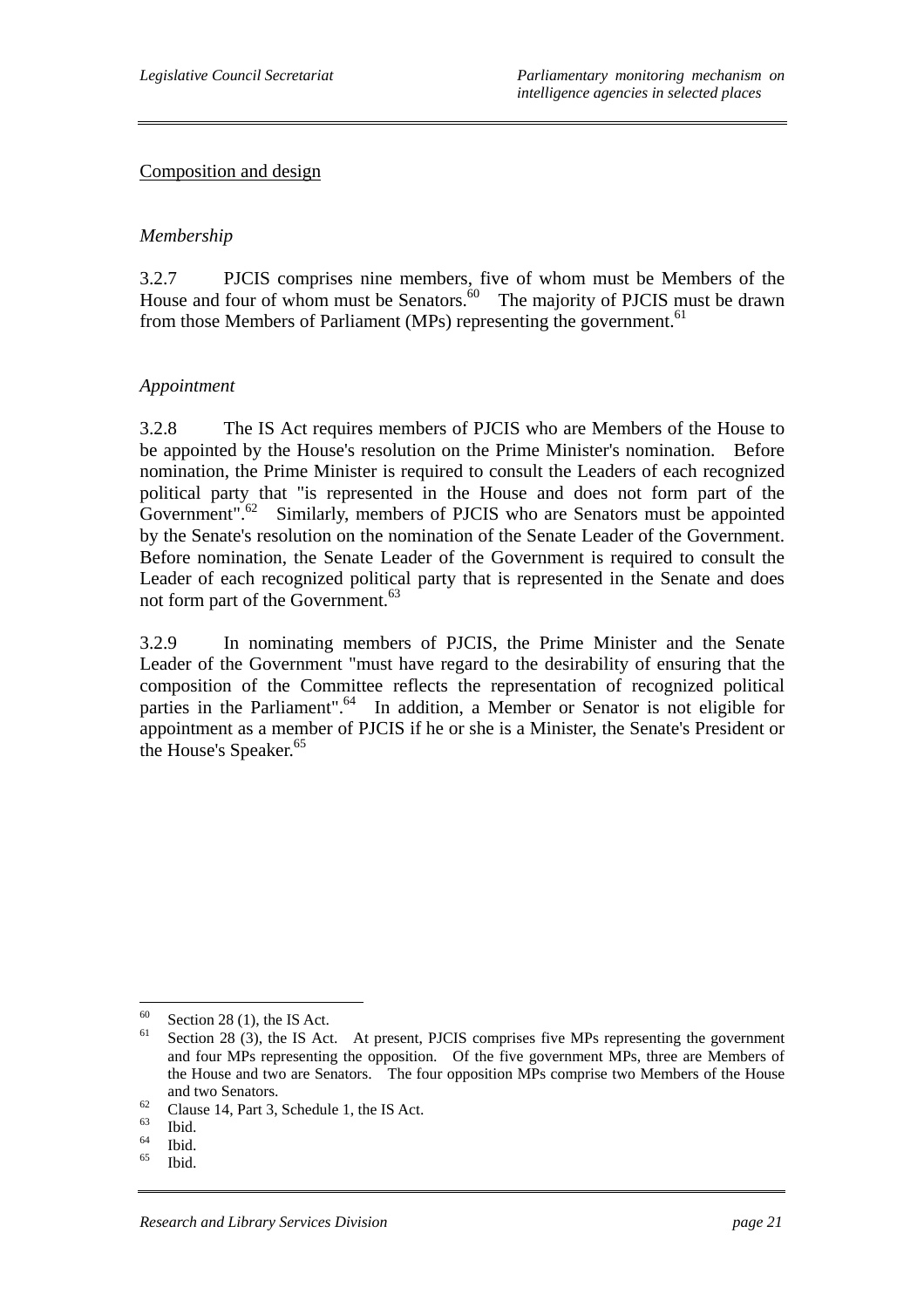Composition and design

*Membership*

3.2.7 PJCIS comprises nine members, five of whom must be Members of the House and four of whom must be Senators.[60] The majority of PJCIS must be drawn from those Members of Parliament (MPs) representing the government.[61]

*Appointment*

3.2.8 The IS Act requires members of PJCIS who are Members of the House to be appointed by the House's resolution on the Prime Minister's nomination. Before nomination, the Prime Minister is required to consult the Leaders of each recognized political party that "is represented in the House and does not form part of the Government".[62] Similarly, members of PJCIS who are Senators must be appointed by the Senate's resolution on the nomination of the Senate Leader of the Government. Before nomination, the Senate Leader of the Government is required to consult the Leader of each recognized political party that is represented in the Senate and does not form part of the Government.[63]

3.2.9 In nominating members of PJCIS, the Prime Minister and the Senate Leader of the Government "must have regard to the desirability of ensuring that the composition of the Committee reflects the representation of recognized political parties in the Parliament".[64] In addition, a Member or Senator is not eligible for appointment as a member of PJCIS if he or she is a Minister, the Senate's President or the House's Speaker.[65]

---

[60] Section 28 (1), the IS Act.

[61] Section 28 (3), the IS Act. At present, PJCIS comprises five MPs representing the government and four MPs representing the opposition. Of the five government MPs, three are Members of the House and two are Senators. The four opposition MPs comprise two Members of the House and two Senators.

[62] Clause 14, Part 3, Schedule 1, the IS Act.

[63] Ibid.

[64] Ibid.

[65] Ibid.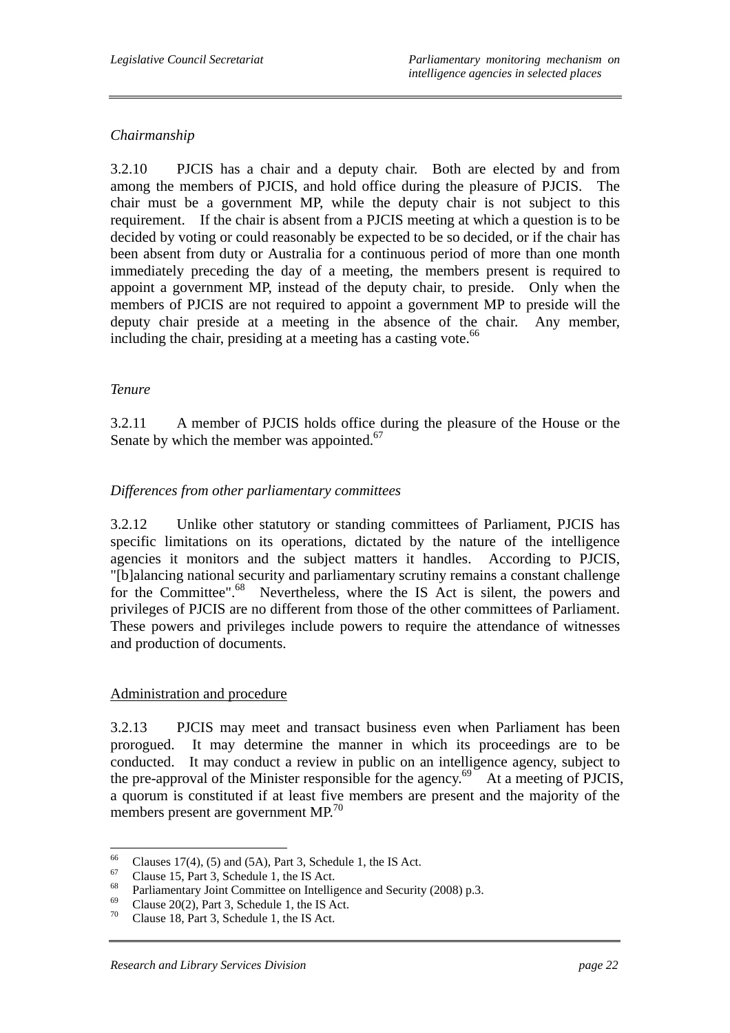*Chairmanship*

3.2.10 PJCIS has a chair and a deputy chair. Both are elected by and from among the members of PJCIS, and hold office during the pleasure of PJCIS. The chair must be a government MP, while the deputy chair is not subject to this requirement. If the chair is absent from a PJCIS meeting at which a question is to be decided by voting or could reasonably be expected to be so decided, or if the chair has been absent from duty or Australia for a continuous period of more than one month immediately preceding the day of a meeting, the members present is required to appoint a government MP, instead of the deputy chair, to preside. Only when the members of PJCIS are not required to appoint a government MP to preside will the deputy chair preside at a meeting in the absence of the chair. Any member, including the chair, presiding at a meeting has a casting vote.[66]

*Tenure*

3.2.11 A member of PJCIS holds office during the pleasure of the House or the Senate by which the member was appointed.[67]

*Differences from other parliamentary committees*

3.2.12 Unlike other statutory or standing committees of Parliament, PJCIS has specific limitations on its operations, dictated by the nature of the intelligence agencies it monitors and the subject matters it handles. According to PJCIS, "[b]alancing national security and parliamentary scrutiny remains a constant challenge for the Committee".[68] Nevertheless, where the IS Act is silent, the powers and privileges of PJCIS are no different from those of the other committees of Parliament. These powers and privileges include powers to require the attendance of witnesses and production of documents.

<u>Administration and procedure</u>

3.2.13 PJCIS may meet and transact business even when Parliament has been prorogued. It may determine the manner in which its proceedings are to be conducted. It may conduct a review in public on an intelligence agency, subject to the pre-approval of the Minister responsible for the agency.[69] At a meeting of PJCIS, a quorum is constituted if at least five members are present and the majority of the members present are government MP.[70]

---

[66] Clauses 17(4), (5) and (5A), Part 3, Schedule 1, the IS Act.
[67] Clause 15, Part 3, Schedule 1, the IS Act.
[68] Parliamentary Joint Committee on Intelligence and Security (2008) p.3.
[69] Clause 20(2), Part 3, Schedule 1, the IS Act.
[70] Clause 18, Part 3, Schedule 1, the IS Act.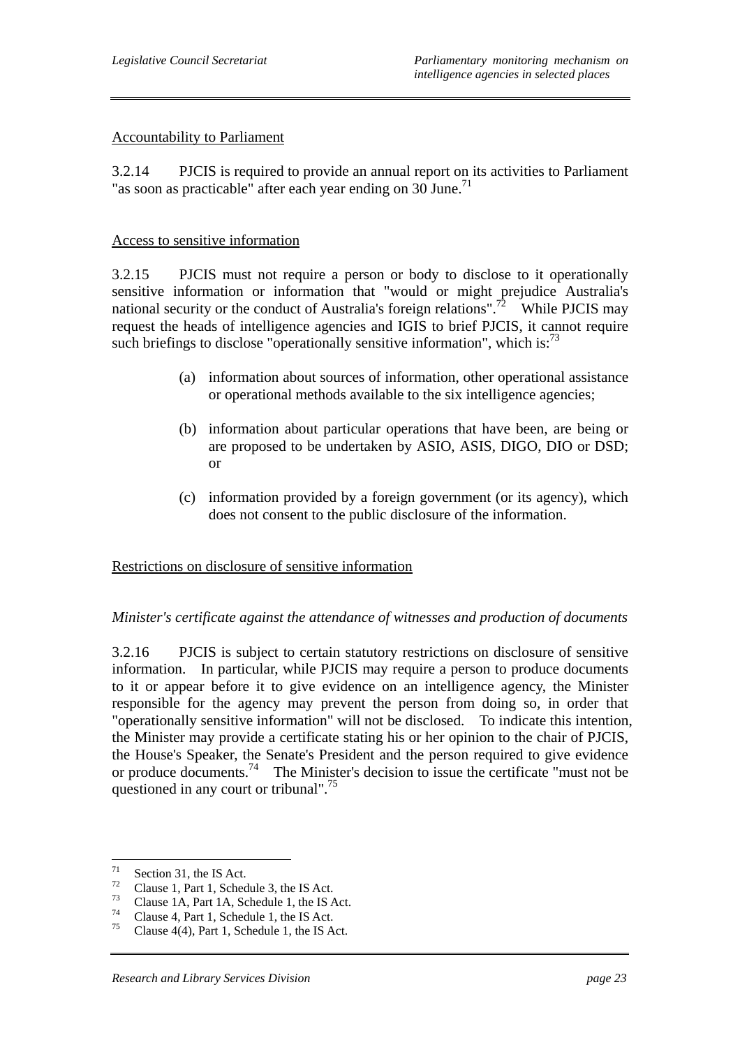Accountability to Parliament

3.2.14 PJCIS is required to provide an annual report on its activities to Parliament "as soon as practicable" after each year ending on 30 June.[71]

Access to sensitive information

3.2.15 PJCIS must not require a person or body to disclose to it operationally sensitive information or information that "would or might prejudice Australia's national security or the conduct of Australia's foreign relations".[72] While PJCIS may request the heads of intelligence agencies and IGIS to brief PJCIS, it cannot require such briefings to disclose "operationally sensitive information", which is:[73]

(a) information about sources of information, other operational assistance or operational methods available to the six intelligence agencies;

(b) information about particular operations that have been, are being or are proposed to be undertaken by ASIO, ASIS, DIGO, DIO or DSD; or

(c) information provided by a foreign government (or its agency), which does not consent to the public disclosure of the information.

Restrictions on disclosure of sensitive information

*Minister's certificate against the attendance of witnesses and production of documents*

3.2.16 PJCIS is subject to certain statutory restrictions on disclosure of sensitive information. In particular, while PJCIS may require a person to produce documents to it or appear before it to give evidence on an intelligence agency, the Minister responsible for the agency may prevent the person from doing so, in order that "operationally sensitive information" will not be disclosed. To indicate this intention, the Minister may provide a certificate stating his or her opinion to the chair of PJCIS, the House's Speaker, the Senate's President and the person required to give evidence or produce documents.[74] The Minister's decision to issue the certificate "must not be questioned in any court or tribunal".[75]

---

[71] Section 31, the IS Act.
[72] Clause 1, Part 1, Schedule 3, the IS Act.
[73] Clause 1A, Part 1A, Schedule 1, the IS Act.
[74] Clause 4, Part 1, Schedule 1, the IS Act.
[75] Clause 4(4), Part 1, Schedule 1, the IS Act.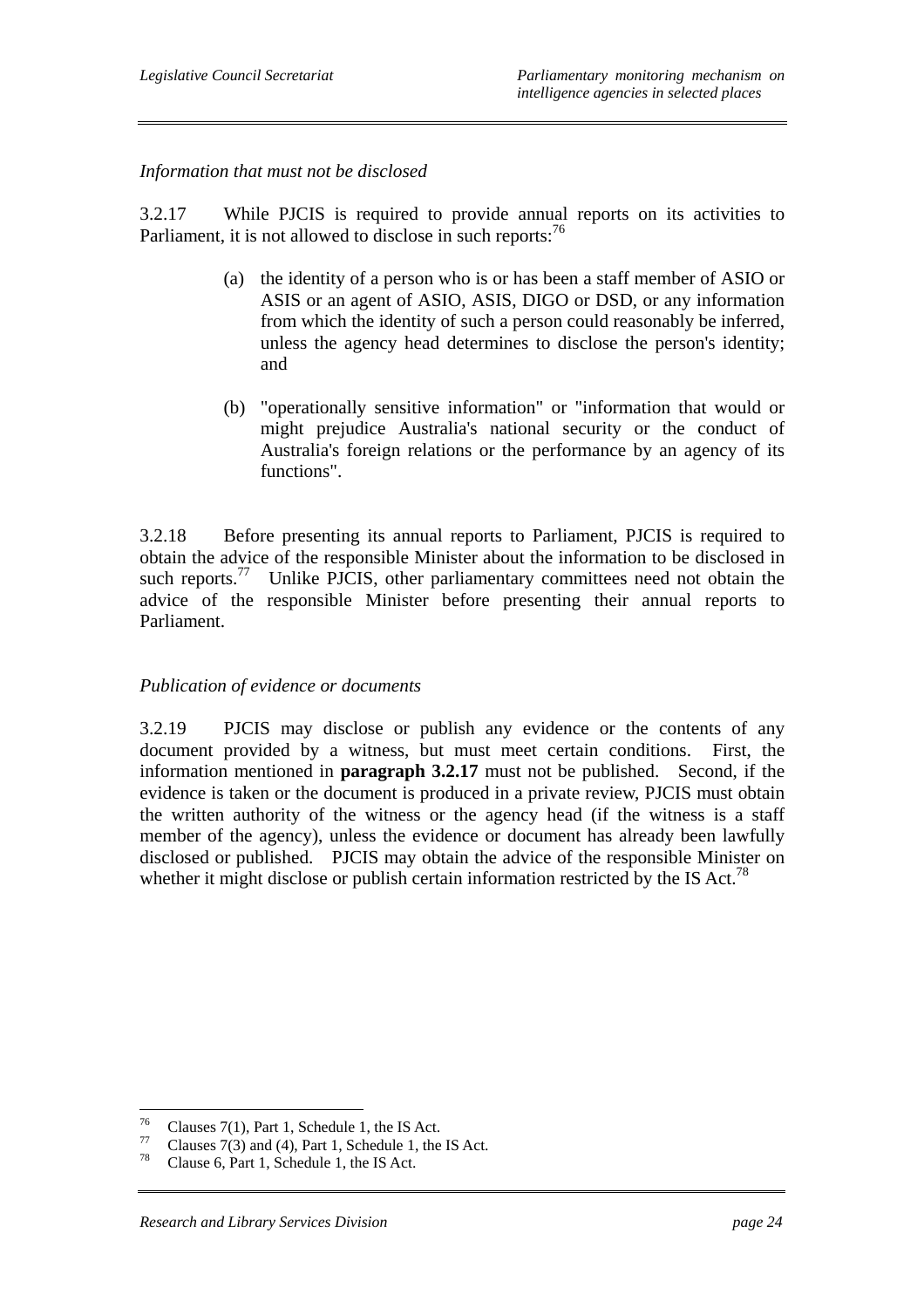*Information that must not be disclosed*

3.2.17 While PJCIS is required to provide annual reports on its activities to Parliament, it is not allowed to disclose in such reports:[76]

(a) the identity of a person who is or has been a staff member of ASIO or ASIS or an agent of ASIO, ASIS, DIGO or DSD, or any information from which the identity of such a person could reasonably be inferred, unless the agency head determines to disclose the person's identity; and

(b) "operationally sensitive information" or "information that would or might prejudice Australia's national security or the conduct of Australia's foreign relations or the performance by an agency of its functions".

3.2.18 Before presenting its annual reports to Parliament, PJCIS is required to obtain the advice of the responsible Minister about the information to be disclosed in such reports.[77] Unlike PJCIS, other parliamentary committees need not obtain the advice of the responsible Minister before presenting their annual reports to Parliament.

*Publication of evidence or documents*

3.2.19 PJCIS may disclose or publish any evidence or the contents of any document provided by a witness, but must meet certain conditions. First, the information mentioned in **paragraph 3.2.17** must not be published. Second, if the evidence is taken or the document is produced in a private review, PJCIS must obtain the written authority of the witness or the agency head (if the witness is a staff member of the agency), unless the evidence or document has already been lawfully disclosed or published. PJCIS may obtain the advice of the responsible Minister on whether it might disclose or publish certain information restricted by the IS Act.[78]

---

[76] Clauses 7(1), Part 1, Schedule 1, the IS Act.

[77] Clauses 7(3) and (4), Part 1, Schedule 1, the IS Act.

[78] Clause 6, Part 1, Schedule 1, the IS Act.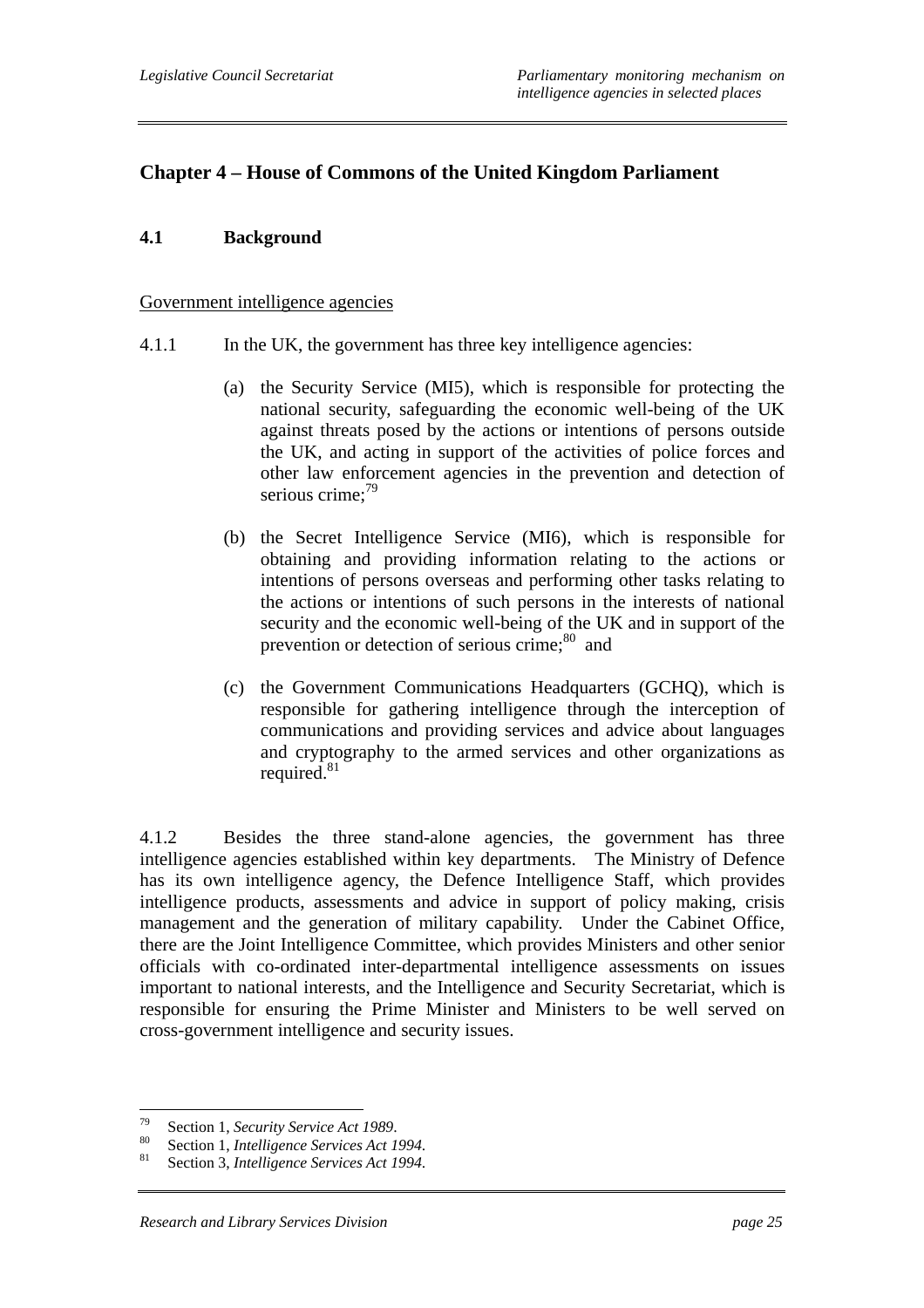## Chapter 4 – House of Commons of the United Kingdom Parliament

### 4.1 Background

Government intelligence agencies

4.1.1 In the UK, the government has three key intelligence agencies:

(a) the Security Service (MI5), which is responsible for protecting the national security, safeguarding the economic well-being of the UK against threats posed by the actions or intentions of persons outside the UK, and acting in support of the activities of police forces and other law enforcement agencies in the prevention and detection of serious crime;[79]

(b) the Secret Intelligence Service (MI6), which is responsible for obtaining and providing information relating to the actions or intentions of persons overseas and performing other tasks relating to the actions or intentions of such persons in the interests of national security and the economic well-being of the UK and in support of the prevention or detection of serious crime;[80] and

(c) the Government Communications Headquarters (GCHQ), which is responsible for gathering intelligence through the interception of communications and providing services and advice about languages and cryptography to the armed services and other organizations as required.[81]

4.1.2 Besides the three stand-alone agencies, the government has three intelligence agencies established within key departments. The Ministry of Defence has its own intelligence agency, the Defence Intelligence Staff, which provides intelligence products, assessments and advice in support of policy making, crisis management and the generation of military capability. Under the Cabinet Office, there are the Joint Intelligence Committee, which provides Ministers and other senior officials with co-ordinated inter-departmental intelligence assessments on issues important to national interests, and the Intelligence and Security Secretariat, which is responsible for ensuring the Prime Minister and Ministers to be well served on cross-government intelligence and security issues.

---

[79] Section 1, *Security Service Act 1989*.

[80] Section 1, *Intelligence Services Act 1994*.

[81] Section 3, *Intelligence Services Act 1994*.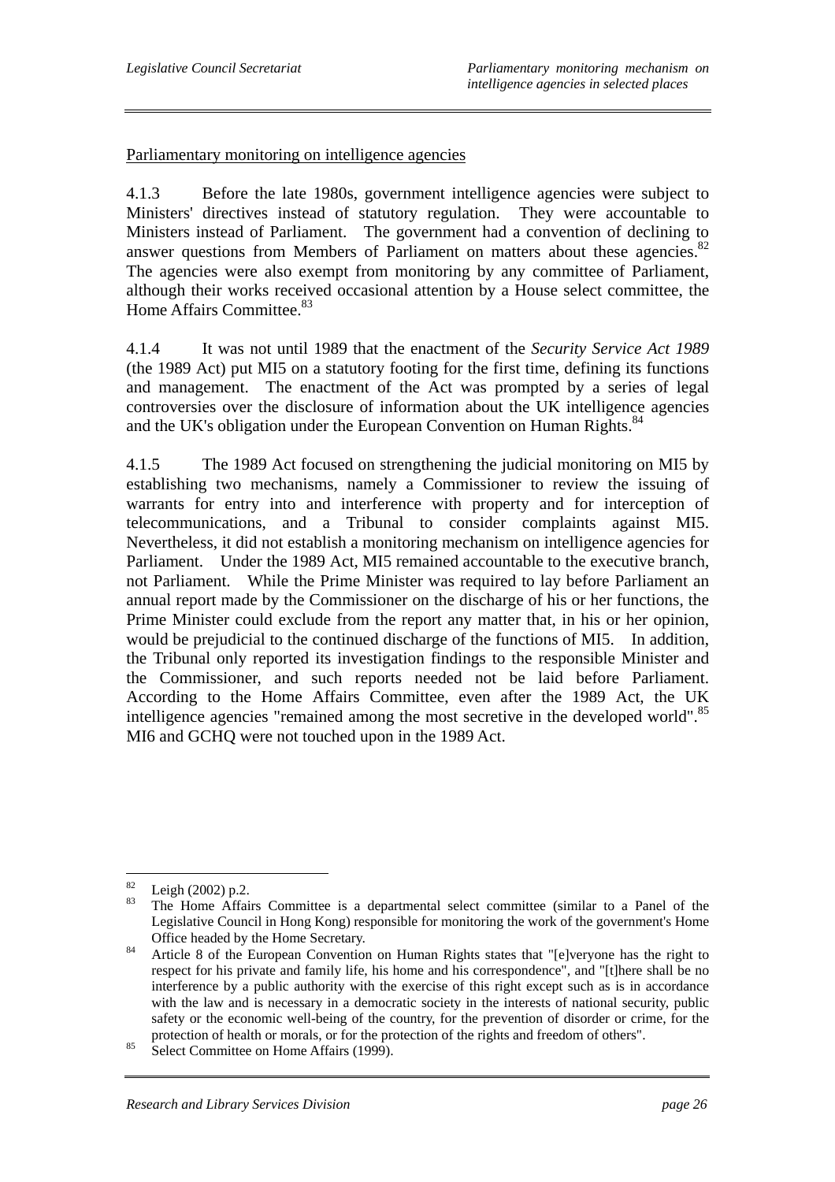Parliamentary monitoring on intelligence agencies

4.1.3 Before the late 1980s, government intelligence agencies were subject to Ministers' directives instead of statutory regulation. They were accountable to Ministers instead of Parliament. The government had a convention of declining to answer questions from Members of Parliament on matters about these agencies.[82] The agencies were also exempt from monitoring by any committee of Parliament, although their works received occasional attention by a House select committee, the Home Affairs Committee.[83]

4.1.4 It was not until 1989 that the enactment of the *Security Service Act 1989* (the 1989 Act) put MI5 on a statutory footing for the first time, defining its functions and management. The enactment of the Act was prompted by a series of legal controversies over the disclosure of information about the UK intelligence agencies and the UK's obligation under the European Convention on Human Rights.[84]

4.1.5 The 1989 Act focused on strengthening the judicial monitoring on MI5 by establishing two mechanisms, namely a Commissioner to review the issuing of warrants for entry into and interference with property and for interception of telecommunications, and a Tribunal to consider complaints against MI5. Nevertheless, it did not establish a monitoring mechanism on intelligence agencies for Parliament. Under the 1989 Act, MI5 remained accountable to the executive branch, not Parliament. While the Prime Minister was required to lay before Parliament an annual report made by the Commissioner on the discharge of his or her functions, the Prime Minister could exclude from the report any matter that, in his or her opinion, would be prejudicial to the continued discharge of the functions of MI5. In addition, the Tribunal only reported its investigation findings to the responsible Minister and the Commissioner, and such reports needed not be laid before Parliament. According to the Home Affairs Committee, even after the 1989 Act, the UK intelligence agencies "remained among the most secretive in the developed world".[85] MI6 and GCHQ were not touched upon in the 1989 Act.

---

[82] Leigh (2002) p.2.

[83] The Home Affairs Committee is a departmental select committee (similar to a Panel of the Legislative Council in Hong Kong) responsible for monitoring the work of the government's Home Office headed by the Home Secretary.

[84] Article 8 of the European Convention on Human Rights states that "[e]veryone has the right to respect for his private and family life, his home and his correspondence", and "[t]here shall be no interference by a public authority with the exercise of this right except such as is in accordance with the law and is necessary in a democratic society in the interests of national security, public safety or the economic well-being of the country, for the prevention of disorder or crime, for the protection of health or morals, or for the protection of the rights and freedom of others".

[85] Select Committee on Home Affairs (1999).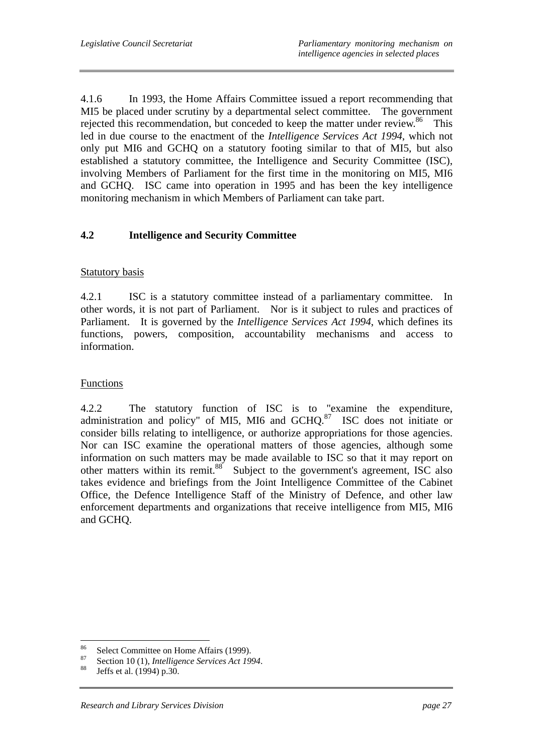4.1.6 In 1993, the Home Affairs Committee issued a report recommending that MI5 be placed under scrutiny by a departmental select committee. The government rejected this recommendation, but conceded to keep the matter under review.[86] This led in due course to the enactment of the *Intelligence Services Act 1994*, which not only put MI6 and GCHQ on a statutory footing similar to that of MI5, but also established a statutory committee, the Intelligence and Security Committee (ISC), involving Members of Parliament for the first time in the monitoring on MI5, MI6 and GCHQ. ISC came into operation in 1995 and has been the key intelligence monitoring mechanism in which Members of Parliament can take part.

## 4.2 Intelligence and Security Committee

Statutory basis

4.2.1 ISC is a statutory committee instead of a parliamentary committee. In other words, it is not part of Parliament. Nor is it subject to rules and practices of Parliament. It is governed by the *Intelligence Services Act 1994*, which defines its functions, powers, composition, accountability mechanisms and access to information.

Functions

4.2.2 The statutory function of ISC is to "examine the expenditure, administration and policy" of MI5, MI6 and GCHQ.[87] ISC does not initiate or consider bills relating to intelligence, or authorize appropriations for those agencies. Nor can ISC examine the operational matters of those agencies, although some information on such matters may be made available to ISC so that it may report on other matters within its remit.[88] Subject to the government's agreement, ISC also takes evidence and briefings from the Joint Intelligence Committee of the Cabinet Office, the Defence Intelligence Staff of the Ministry of Defence, and other law enforcement departments and organizations that receive intelligence from MI5, MI6 and GCHQ.

---

[86] Select Committee on Home Affairs (1999).

[87] Section 10 (1), *Intelligence Services Act 1994*.

[88] Jeffs et al. (1994) p.30.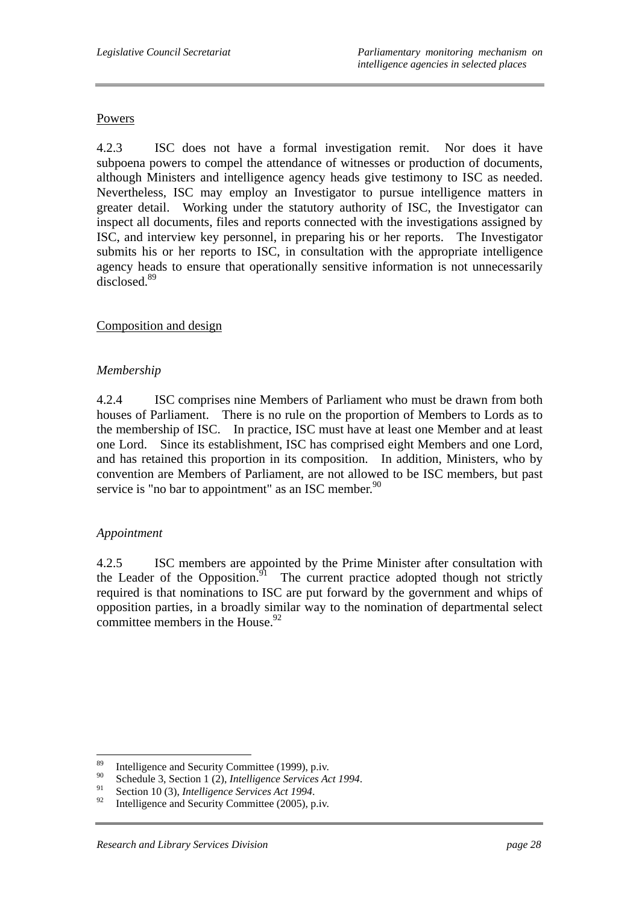Powers

4.2.3 ISC does not have a formal investigation remit. Nor does it have subpoena powers to compel the attendance of witnesses or production of documents, although Ministers and intelligence agency heads give testimony to ISC as needed. Nevertheless, ISC may employ an Investigator to pursue intelligence matters in greater detail. Working under the statutory authority of ISC, the Investigator can inspect all documents, files and reports connected with the investigations assigned by ISC, and interview key personnel, in preparing his or her reports. The Investigator submits his or her reports to ISC, in consultation with the appropriate intelligence agency heads to ensure that operationally sensitive information is not unnecessarily disclosed.[89]

Composition and design

*Membership*

4.2.4 ISC comprises nine Members of Parliament who must be drawn from both houses of Parliament. There is no rule on the proportion of Members to Lords as to the membership of ISC. In practice, ISC must have at least one Member and at least one Lord. Since its establishment, ISC has comprised eight Members and one Lord, and has retained this proportion in its composition. In addition, Ministers, who by convention are Members of Parliament, are not allowed to be ISC members, but past service is "no bar to appointment" as an ISC member.[90]

*Appointment*

4.2.5 ISC members are appointed by the Prime Minister after consultation with the Leader of the Opposition.[91] The current practice adopted though not strictly required is that nominations to ISC are put forward by the government and whips of opposition parties, in a broadly similar way to the nomination of departmental select committee members in the House.[92]

---

[89] Intelligence and Security Committee (1999), p.iv.

[90] Schedule 3, Section 1 (2), *Intelligence Services Act 1994*.

[91] Section 10 (3), *Intelligence Services Act 1994*.

[92] Intelligence and Security Committee (2005), p.iv.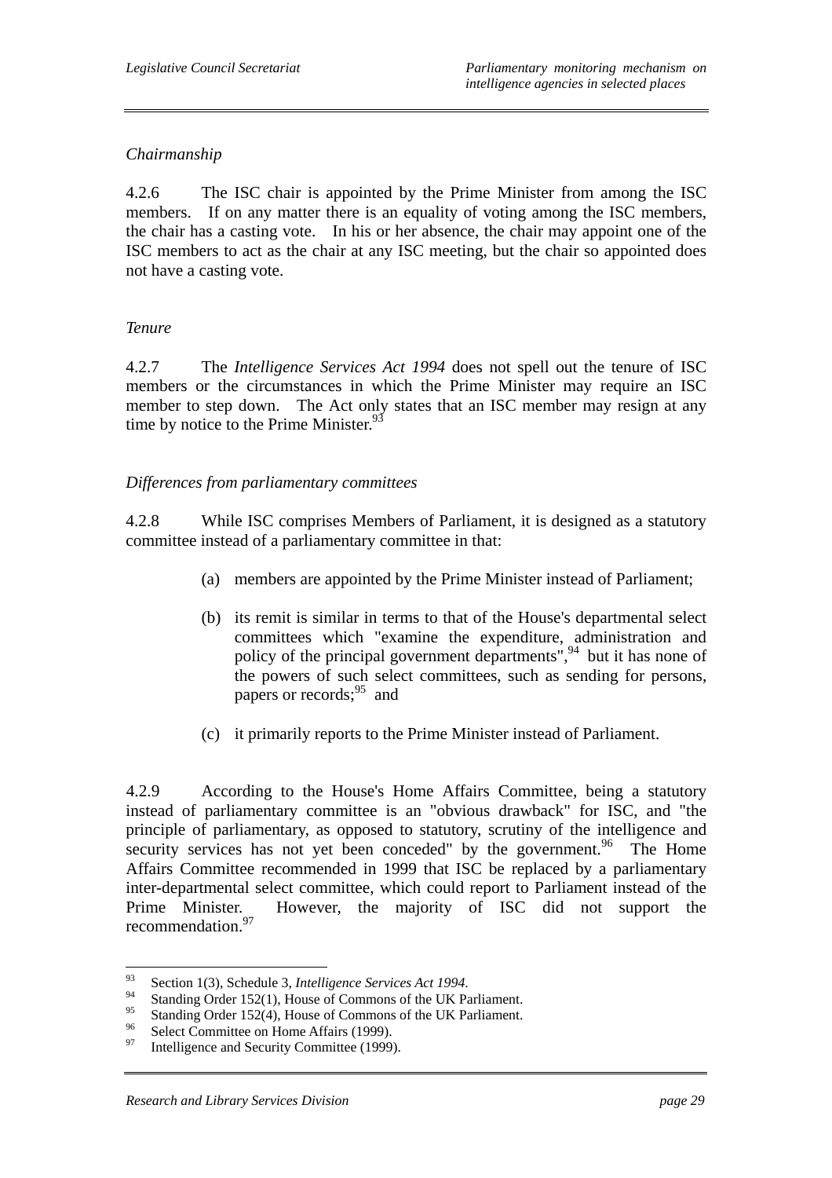*Chairmanship*

4.2.6 The ISC chair is appointed by the Prime Minister from among the ISC members. If on any matter there is an equality of voting among the ISC members, the chair has a casting vote. In his or her absence, the chair may appoint one of the ISC members to act as the chair at any ISC meeting, but the chair so appointed does not have a casting vote.

*Tenure*

4.2.7 The *Intelligence Services Act 1994* does not spell out the tenure of ISC members or the circumstances in which the Prime Minister may require an ISC member to step down. The Act only states that an ISC member may resign at any time by notice to the Prime Minister.[93]

*Differences from parliamentary committees*

4.2.8 While ISC comprises Members of Parliament, it is designed as a statutory committee instead of a parliamentary committee in that:

(a) members are appointed by the Prime Minister instead of Parliament;

(b) its remit is similar in terms to that of the House's departmental select committees which "examine the expenditure, administration and policy of the principal government departments",[94] but it has none of the powers of such select committees, such as sending for persons, papers or records;[95] and

(c) it primarily reports to the Prime Minister instead of Parliament.

4.2.9 According to the House's Home Affairs Committee, being a statutory instead of parliamentary committee is an "obvious drawback" for ISC, and "the principle of parliamentary, as opposed to statutory, scrutiny of the intelligence and security services has not yet been conceded" by the government.[96] The Home Affairs Committee recommended in 1999 that ISC be replaced by a parliamentary inter-departmental select committee, which could report to Parliament instead of the Prime Minister. However, the majority of ISC did not support the recommendation.[97]

---

[93] Section 1(3), Schedule 3, *Intelligence Services Act 1994*.
[94] Standing Order 152(1), House of Commons of the UK Parliament.
[95] Standing Order 152(4), House of Commons of the UK Parliament.
[96] Select Committee on Home Affairs (1999).
[97] Intelligence and Security Committee (1999).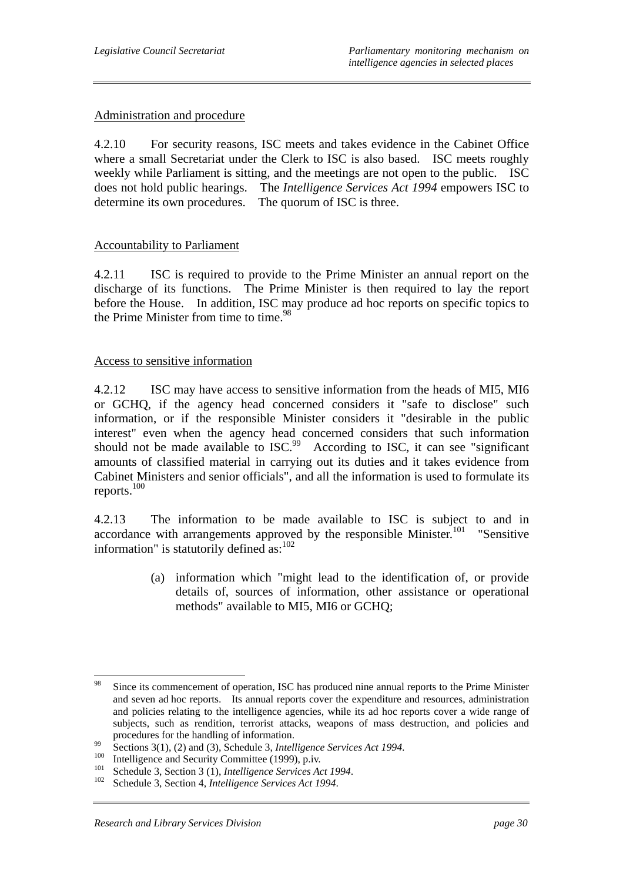Administration and procedure

4.2.10 For security reasons, ISC meets and takes evidence in the Cabinet Office where a small Secretariat under the Clerk to ISC is also based. ISC meets roughly weekly while Parliament is sitting, and the meetings are not open to the public. ISC does not hold public hearings. The *Intelligence Services Act 1994* empowers ISC to determine its own procedures. The quorum of ISC is three.

Accountability to Parliament

4.2.11 ISC is required to provide to the Prime Minister an annual report on the discharge of its functions. The Prime Minister is then required to lay the report before the House. In addition, ISC may produce ad hoc reports on specific topics to the Prime Minister from time to time.[98]

Access to sensitive information

4.2.12 ISC may have access to sensitive information from the heads of MI5, MI6 or GCHQ, if the agency head concerned considers it "safe to disclose" such information, or if the responsible Minister considers it "desirable in the public interest" even when the agency head concerned considers that such information should not be made available to ISC.[99] According to ISC, it can see "significant amounts of classified material in carrying out its duties and it takes evidence from Cabinet Ministers and senior officials", and all the information is used to formulate its reports.[100]

4.2.13 The information to be made available to ISC is subject to and in accordance with arrangements approved by the responsible Minister.[101] "Sensitive information" is statutorily defined as:[102]

(a) information which "might lead to the identification of, or provide details of, sources of information, other assistance or operational methods" available to MI5, MI6 or GCHQ;

---

[98] Since its commencement of operation, ISC has produced nine annual reports to the Prime Minister and seven ad hoc reports. Its annual reports cover the expenditure and resources, administration and policies relating to the intelligence agencies, while its ad hoc reports cover a wide range of subjects, such as rendition, terrorist attacks, weapons of mass destruction, and policies and procedures for the handling of information.

[99] Sections 3(1), (2) and (3), Schedule 3, *Intelligence Services Act 1994*.

[100] Intelligence and Security Committee (1999), p.iv.

[101] Schedule 3, Section 3 (1), *Intelligence Services Act 1994*.

[102] Schedule 3, Section 4, *Intelligence Services Act 1994*.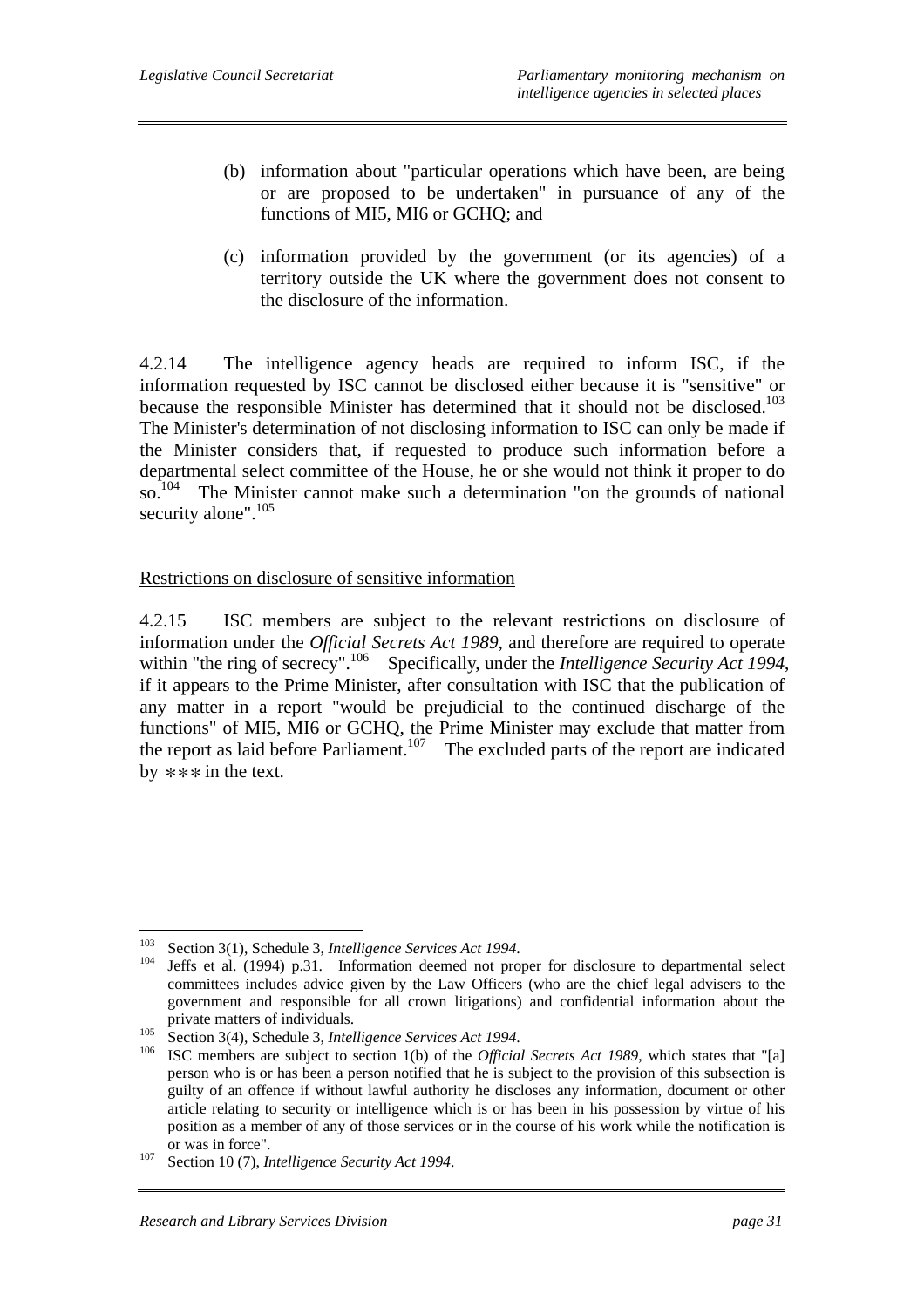(b) information about "particular operations which have been, are being or are proposed to be undertaken" in pursuance of any of the functions of MI5, MI6 or GCHQ; and

(c) information provided by the government (or its agencies) of a territory outside the UK where the government does not consent to the disclosure of the information.

4.2.14 The intelligence agency heads are required to inform ISC, if the information requested by ISC cannot be disclosed either because it is "sensitive" or because the responsible Minister has determined that it should not be disclosed.[103] The Minister's determination of not disclosing information to ISC can only be made if the Minister considers that, if requested to produce such information before a departmental select committee of the House, he or she would not think it proper to do so.[104] The Minister cannot make such a determination "on the grounds of national security alone".[105]

Restrictions on disclosure of sensitive information

4.2.15 ISC members are subject to the relevant restrictions on disclosure of information under the *Official Secrets Act 1989*, and therefore are required to operate within "the ring of secrecy".[106] Specifically, under the *Intelligence Security Act 1994*, if it appears to the Prime Minister, after consultation with ISC that the publication of any matter in a report "would be prejudicial to the continued discharge of the functions" of MI5, MI6 or GCHQ, the Prime Minister may exclude that matter from the report as laid before Parliament.[107] The excluded parts of the report are indicated by *** in the text.

---

[103] Section 3(1), Schedule 3, *Intelligence Services Act 1994*.

[104] Jeffs et al. (1994) p.31. Information deemed not proper for disclosure to departmental select committees includes advice given by the Law Officers (who are the chief legal advisers to the government and responsible for all crown litigations) and confidential information about the private matters of individuals.

[105] Section 3(4), Schedule 3, *Intelligence Services Act 1994*.

[106] ISC members are subject to section 1(b) of the *Official Secrets Act 1989*, which states that "[a] person who is or has been a person notified that he is subject to the provision of this subsection is guilty of an offence if without lawful authority he discloses any information, document or other article relating to security or intelligence which is or has been in his possession by virtue of his position as a member of any of those services or in the course of his work while the notification is or was in force".

[107] Section 10 (7), *Intelligence Security Act 1994*.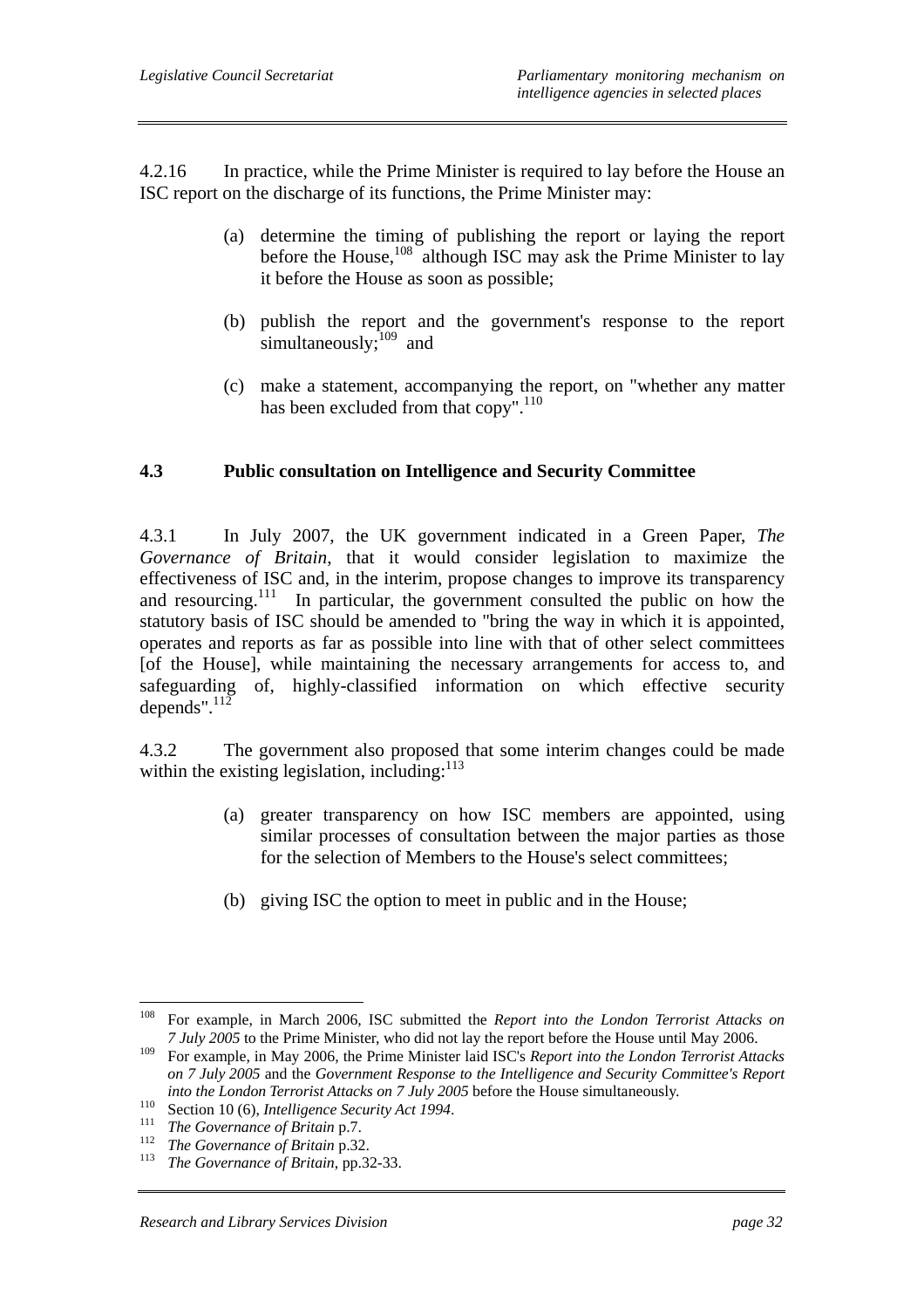4.2.16 In practice, while the Prime Minister is required to lay before the House an ISC report on the discharge of its functions, the Prime Minister may:

(a) determine the timing of publishing the report or laying the report before the House,[108] although ISC may ask the Prime Minister to lay it before the House as soon as possible;

(b) publish the report and the government's response to the report simultaneously;[109] and

(c) make a statement, accompanying the report, on "whether any matter has been excluded from that copy".[110]

## 4.3 Public consultation on Intelligence and Security Committee

4.3.1 In July 2007, the UK government indicated in a Green Paper, *The Governance of Britain*, that it would consider legislation to maximize the effectiveness of ISC and, in the interim, propose changes to improve its transparency and resourcing.[111] In particular, the government consulted the public on how the statutory basis of ISC should be amended to "bring the way in which it is appointed, operates and reports as far as possible into line with that of other select committees [of the House], while maintaining the necessary arrangements for access to, and safeguarding of, highly-classified information on which effective security depends".[112]

4.3.2 The government also proposed that some interim changes could be made within the existing legislation, including:[113]

(a) greater transparency on how ISC members are appointed, using similar processes of consultation between the major parties as those for the selection of Members to the House's select committees;

(b) giving ISC the option to meet in public and in the House;

---

[108] For example, in March 2006, ISC submitted the *Report into the London Terrorist Attacks on 7 July 2005* to the Prime Minister, who did not lay the report before the House until May 2006.

[109] For example, in May 2006, the Prime Minister laid ISC's *Report into the London Terrorist Attacks on 7 July 2005* and the *Government Response to the Intelligence and Security Committee's Report into the London Terrorist Attacks on 7 July 2005* before the House simultaneously.

[110] Section 10 (6), *Intelligence Security Act 1994*.

[111] *The Governance of Britain* p.7.

[112] *The Governance of Britain* p.32.

[113] *The Governance of Britain*, pp.32-33.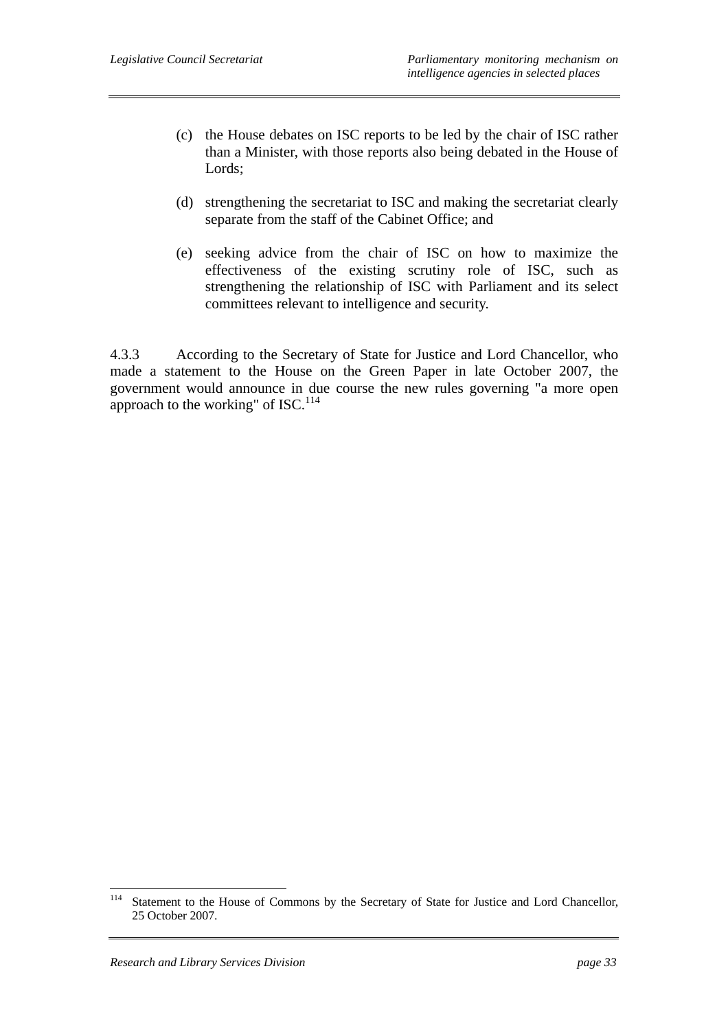(c) the House debates on ISC reports to be led by the chair of ISC rather than a Minister, with those reports also being debated in the House of Lords;

(d) strengthening the secretariat to ISC and making the secretariat clearly separate from the staff of the Cabinet Office; and

(e) seeking advice from the chair of ISC on how to maximize the effectiveness of the existing scrutiny role of ISC, such as strengthening the relationship of ISC with Parliament and its select committees relevant to intelligence and security.

4.3.3 According to the Secretary of State for Justice and Lord Chancellor, who made a statement to the House on the Green Paper in late October 2007, the government would announce in due course the new rules governing "a more open approach to the working" of ISC.[114]

---

[114] Statement to the House of Commons by the Secretary of State for Justice and Lord Chancellor, 25 October 2007.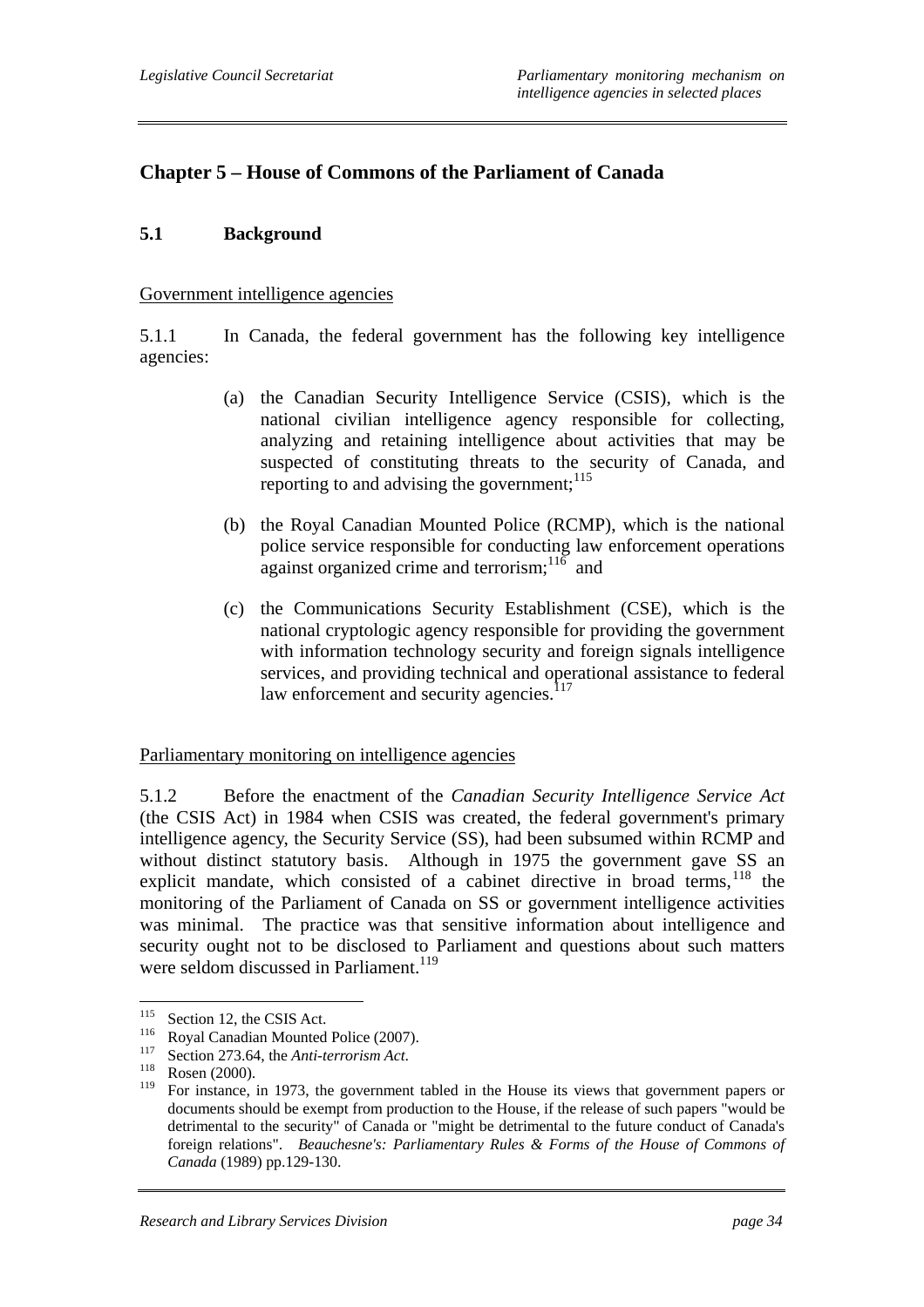## Chapter 5 – House of Commons of the Parliament of Canada

### 5.1 Background

Government intelligence agencies

5.1.1 In Canada, the federal government has the following key intelligence agencies:

(a) the Canadian Security Intelligence Service (CSIS), which is the national civilian intelligence agency responsible for collecting, analyzing and retaining intelligence about activities that may be suspected of constituting threats to the security of Canada, and reporting to and advising the government;[115]

(b) the Royal Canadian Mounted Police (RCMP), which is the national police service responsible for conducting law enforcement operations against organized crime and terrorism;[116] and

(c) the Communications Security Establishment (CSE), which is the national cryptologic agency responsible for providing the government with information technology security and foreign signals intelligence services, and providing technical and operational assistance to federal law enforcement and security agencies.[117]

Parliamentary monitoring on intelligence agencies

5.1.2 Before the enactment of the *Canadian Security Intelligence Service Act* (the CSIS Act) in 1984 when CSIS was created, the federal government's primary intelligence agency, the Security Service (SS), had been subsumed within RCMP and without distinct statutory basis. Although in 1975 the government gave SS an explicit mandate, which consisted of a cabinet directive in broad terms,[118] the monitoring of the Parliament of Canada on SS or government intelligence activities was minimal. The practice was that sensitive information about intelligence and security ought not to be disclosed to Parliament and questions about such matters were seldom discussed in Parliament.[119]

---

[115] Section 12, the CSIS Act.

[116] Royal Canadian Mounted Police (2007).

[117] Section 273.64, the *Anti-terrorism Act*.

[118] Rosen (2000).

[119] For instance, in 1973, the government tabled in the House its views that government papers or documents should be exempt from production to the House, if the release of such papers "would be detrimental to the security" of Canada or "might be detrimental to the future conduct of Canada's foreign relations". *Beauchesne's: Parliamentary Rules & Forms of the House of Commons of Canada* (1989) pp.129-130.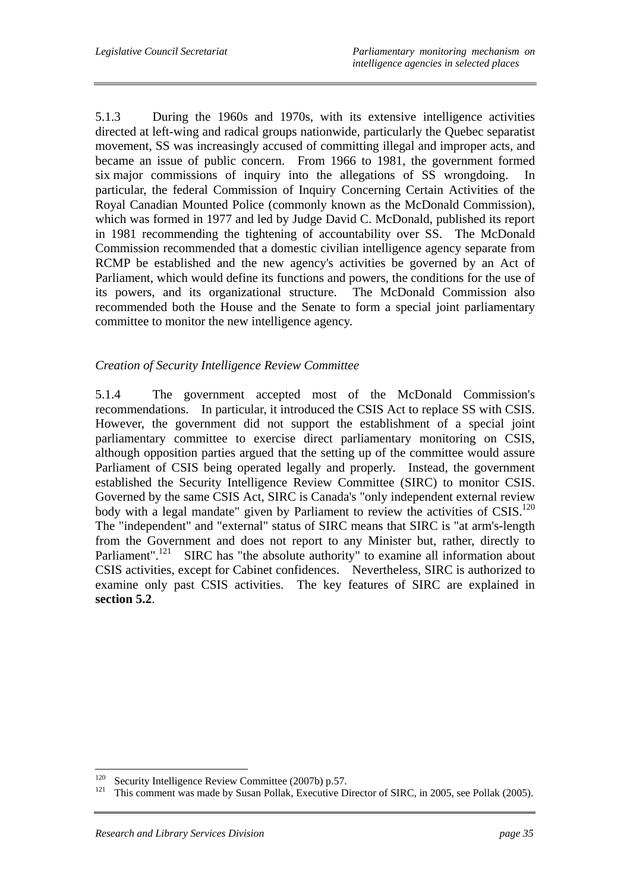5.1.3 During the 1960s and 1970s, with its extensive intelligence activities directed at left-wing and radical groups nationwide, particularly the Quebec separatist movement, SS was increasingly accused of committing illegal and improper acts, and became an issue of public concern. From 1966 to 1981, the government formed six major commissions of inquiry into the allegations of SS wrongdoing. In particular, the federal Commission of Inquiry Concerning Certain Activities of the Royal Canadian Mounted Police (commonly known as the McDonald Commission), which was formed in 1977 and led by Judge David C. McDonald, published its report in 1981 recommending the tightening of accountability over SS. The McDonald Commission recommended that a domestic civilian intelligence agency separate from RCMP be established and the new agency's activities be governed by an Act of Parliament, which would define its functions and powers, the conditions for the use of its powers, and its organizational structure. The McDonald Commission also recommended both the House and the Senate to form a special joint parliamentary committee to monitor the new intelligence agency.

*Creation of Security Intelligence Review Committee*

5.1.4 The government accepted most of the McDonald Commission's recommendations. In particular, it introduced the CSIS Act to replace SS with CSIS. However, the government did not support the establishment of a special joint parliamentary committee to exercise direct parliamentary monitoring on CSIS, although opposition parties argued that the setting up of the committee would assure Parliament of CSIS being operated legally and properly. Instead, the government established the Security Intelligence Review Committee (SIRC) to monitor CSIS. Governed by the same CSIS Act, SIRC is Canada's "only independent external review body with a legal mandate" given by Parliament to review the activities of CSIS.[120] The "independent" and "external" status of SIRC means that SIRC is "at arm's-length from the Government and does not report to any Minister but, rather, directly to Parliament".[121] SIRC has "the absolute authority" to examine all information about CSIS activities, except for Cabinet confidences. Nevertheless, SIRC is authorized to examine only past CSIS activities. The key features of SIRC are explained in **section 5.2**.

---

[120] Security Intelligence Review Committee (2007b) p.57.

[121] This comment was made by Susan Pollak, Executive Director of SIRC, in 2005, see Pollak (2005).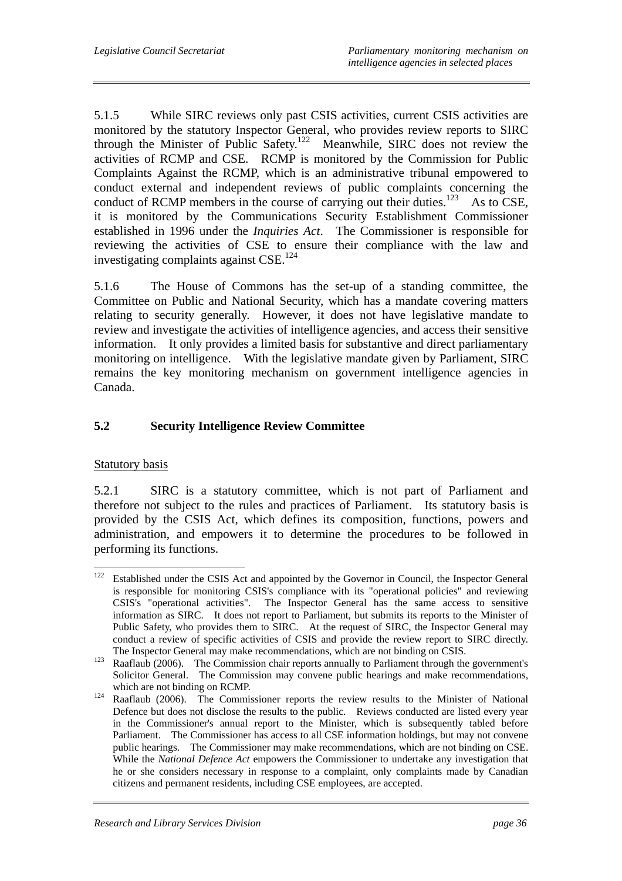5.1.5 While SIRC reviews only past CSIS activities, current CSIS activities are monitored by the statutory Inspector General, who provides review reports to SIRC through the Minister of Public Safety.[122] Meanwhile, SIRC does not review the activities of RCMP and CSE. RCMP is monitored by the Commission for Public Complaints Against the RCMP, which is an administrative tribunal empowered to conduct external and independent reviews of public complaints concerning the conduct of RCMP members in the course of carrying out their duties.[123] As to CSE, it is monitored by the Communications Security Establishment Commissioner established in 1996 under the *Inquiries Act*. The Commissioner is responsible for reviewing the activities of CSE to ensure their compliance with the law and investigating complaints against CSE.[124]

5.1.6 The House of Commons has the set-up of a standing committee, the Committee on Public and National Security, which has a mandate covering matters relating to security generally. However, it does not have legislative mandate to review and investigate the activities of intelligence agencies, and access their sensitive information. It only provides a limited basis for substantive and direct parliamentary monitoring on intelligence. With the legislative mandate given by Parliament, SIRC remains the key monitoring mechanism on government intelligence agencies in Canada.

## 5.2 Security Intelligence Review Committee

<u>Statutory basis</u>

5.2.1 SIRC is a statutory committee, which is not part of Parliament and therefore not subject to the rules and practices of Parliament. Its statutory basis is provided by the CSIS Act, which defines its composition, functions, powers and administration, and empowers it to determine the procedures to be followed in performing its functions.

---

[122] Established under the CSIS Act and appointed by the Governor in Council, the Inspector General is responsible for monitoring CSIS's compliance with its "operational policies" and reviewing CSIS's "operational activities". The Inspector General has the same access to sensitive information as SIRC. It does not report to Parliament, but submits its reports to the Minister of Public Safety, who provides them to SIRC. At the request of SIRC, the Inspector General may conduct a review of specific activities of CSIS and provide the review report to SIRC directly. The Inspector General may make recommendations, which are not binding on CSIS.

[123] Raaflaub (2006). The Commission chair reports annually to Parliament through the government's Solicitor General. The Commission may convene public hearings and make recommendations, which are not binding on RCMP.

[124] Raaflaub (2006). The Commissioner reports the review results to the Minister of National Defence but does not disclose the results to the public. Reviews conducted are listed every year in the Commissioner's annual report to the Minister, which is subsequently tabled before Parliament. The Commissioner has access to all CSE information holdings, but may not convene public hearings. The Commissioner may make recommendations, which are not binding on CSE. While the *National Defence Act* empowers the Commissioner to undertake any investigation that he or she considers necessary in response to a complaint, only complaints made by Canadian citizens and permanent residents, including CSE employees, are accepted.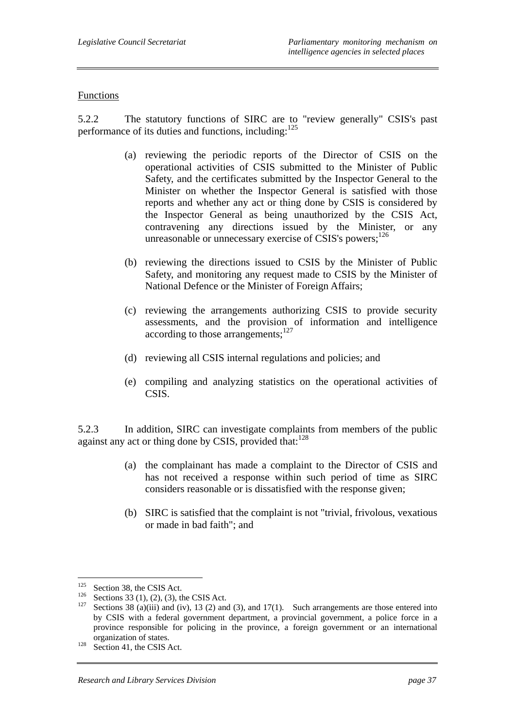Functions

5.2.2 The statutory functions of SIRC are to "review generally" CSIS's past performance of its duties and functions, including:[125]

(a) reviewing the periodic reports of the Director of CSIS on the operational activities of CSIS submitted to the Minister of Public Safety, and the certificates submitted by the Inspector General to the Minister on whether the Inspector General is satisfied with those reports and whether any act or thing done by CSIS is considered by the Inspector General as being unauthorized by the CSIS Act, contravening any directions issued by the Minister, or any unreasonable or unnecessary exercise of CSIS's powers;[126]

(b) reviewing the directions issued to CSIS by the Minister of Public Safety, and monitoring any request made to CSIS by the Minister of National Defence or the Minister of Foreign Affairs;

(c) reviewing the arrangements authorizing CSIS to provide security assessments, and the provision of information and intelligence according to those arrangements;[127]

(d) reviewing all CSIS internal regulations and policies; and

(e) compiling and analyzing statistics on the operational activities of CSIS.

5.2.3 In addition, SIRC can investigate complaints from members of the public against any act or thing done by CSIS, provided that:[128]

(a) the complainant has made a complaint to the Director of CSIS and has not received a response within such period of time as SIRC considers reasonable or is dissatisfied with the response given;

(b) SIRC is satisfied that the complaint is not "trivial, frivolous, vexatious or made in bad faith"; and

---

[125] Section 38, the CSIS Act.

[126] Sections 33 (1), (2), (3), the CSIS Act.

[127] Sections 38 (a)(iii) and (iv), 13 (2) and (3), and 17(1). Such arrangements are those entered into by CSIS with a federal government department, a provincial government, a police force in a province responsible for policing in the province, a foreign government or an international organization of states.

[128] Section 41, the CSIS Act.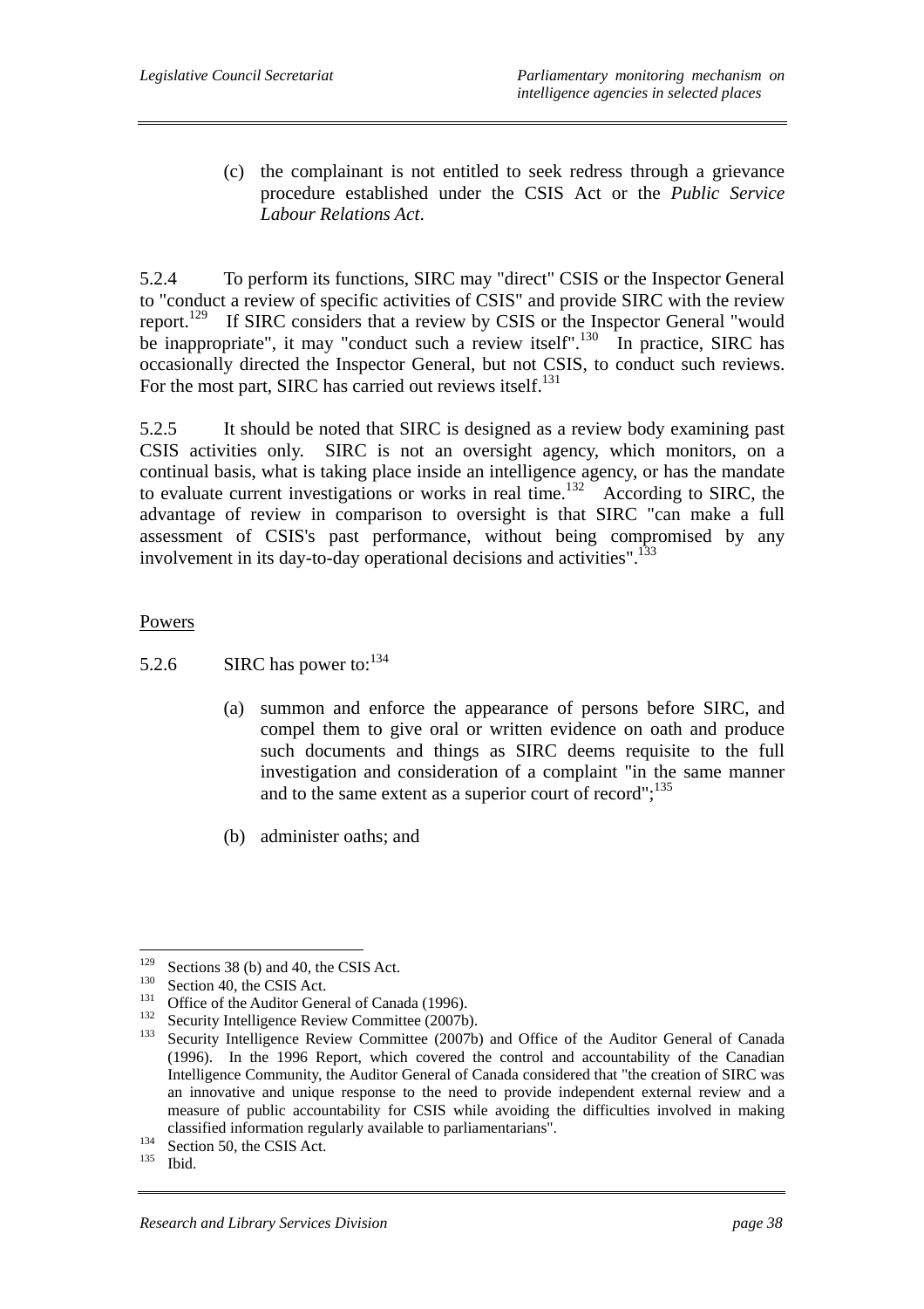(c) the complainant is not entitled to seek redress through a grievance procedure established under the CSIS Act or the *Public Service Labour Relations Act*.

5.2.4 To perform its functions, SIRC may "direct" CSIS or the Inspector General to "conduct a review of specific activities of CSIS" and provide SIRC with the review report.[129] If SIRC considers that a review by CSIS or the Inspector General "would be inappropriate", it may "conduct such a review itself".[130] In practice, SIRC has occasionally directed the Inspector General, but not CSIS, to conduct such reviews. For the most part, SIRC has carried out reviews itself.[131]

5.2.5 It should be noted that SIRC is designed as a review body examining past CSIS activities only. SIRC is not an oversight agency, which monitors, on a continual basis, what is taking place inside an intelligence agency, or has the mandate to evaluate current investigations or works in real time.[132] According to SIRC, the advantage of review in comparison to oversight is that SIRC "can make a full assessment of CSIS's past performance, without being compromised by any involvement in its day-to-day operational decisions and activities".[133]

Powers

5.2.6 SIRC has power to:[134]

(a) summon and enforce the appearance of persons before SIRC, and compel them to give oral or written evidence on oath and produce such documents and things as SIRC deems requisite to the full investigation and consideration of a complaint "in the same manner and to the same extent as a superior court of record";[135]

(b) administer oaths; and

---

[129] Sections 38 (b) and 40, the CSIS Act.
[130] Section 40, the CSIS Act.
[131] Office of the Auditor General of Canada (1996).
[132] Security Intelligence Review Committee (2007b).
[133] Security Intelligence Review Committee (2007b) and Office of the Auditor General of Canada (1996). In the 1996 Report, which covered the control and accountability of the Canadian Intelligence Community, the Auditor General of Canada considered that "the creation of SIRC was an innovative and unique response to the need to provide independent external review and a measure of public accountability for CSIS while avoiding the difficulties involved in making classified information regularly available to parliamentarians".
[134] Section 50, the CSIS Act.
[135] Ibid.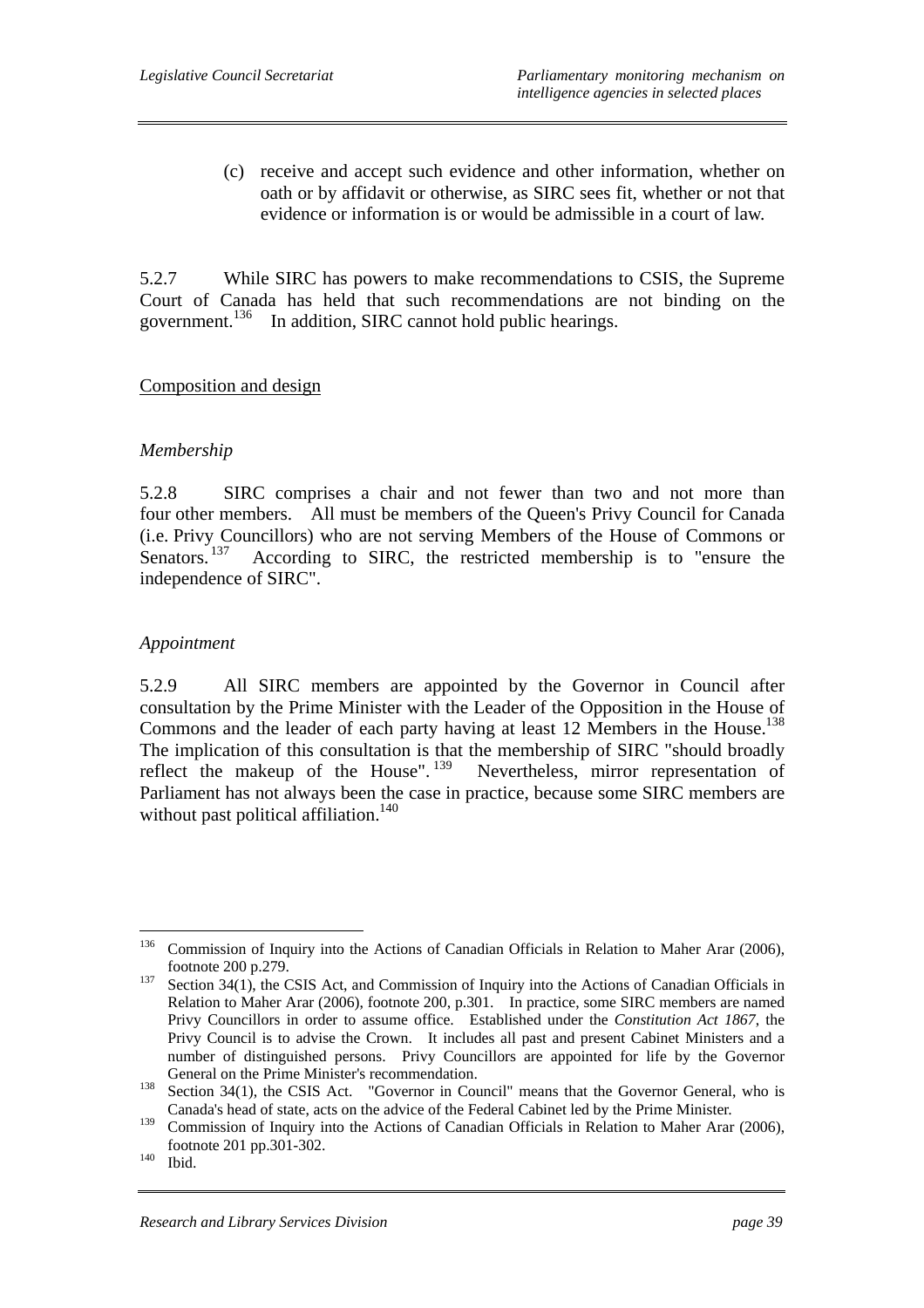(c) receive and accept such evidence and other information, whether on oath or by affidavit or otherwise, as SIRC sees fit, whether or not that evidence or information is or would be admissible in a court of law.

5.2.7 While SIRC has powers to make recommendations to CSIS, the Supreme Court of Canada has held that such recommendations are not binding on the government.[136] In addition, SIRC cannot hold public hearings.

Composition and design

*Membership*

5.2.8 SIRC comprises a chair and not fewer than two and not more than four other members. All must be members of the Queen's Privy Council for Canada (i.e. Privy Councillors) who are not serving Members of the House of Commons or Senators.[137] According to SIRC, the restricted membership is to "ensure the independence of SIRC".

*Appointment*

5.2.9 All SIRC members are appointed by the Governor in Council after consultation by the Prime Minister with the Leader of the Opposition in the House of Commons and the leader of each party having at least 12 Members in the House.[138] The implication of this consultation is that the membership of SIRC "should broadly reflect the makeup of the House".[139] Nevertheless, mirror representation of Parliament has not always been the case in practice, because some SIRC members are without past political affiliation.[140]

---

[136] Commission of Inquiry into the Actions of Canadian Officials in Relation to Maher Arar (2006), footnote 200 p.279.

[137] Section 34(1), the CSIS Act, and Commission of Inquiry into the Actions of Canadian Officials in Relation to Maher Arar (2006), footnote 200, p.301. In practice, some SIRC members are named Privy Councillors in order to assume office. Established under the *Constitution Act 1867*, the Privy Council is to advise the Crown. It includes all past and present Cabinet Ministers and a number of distinguished persons. Privy Councillors are appointed for life by the Governor General on the Prime Minister's recommendation.

[138] Section 34(1), the CSIS Act. "Governor in Council" means that the Governor General, who is Canada's head of state, acts on the advice of the Federal Cabinet led by the Prime Minister.

[139] Commission of Inquiry into the Actions of Canadian Officials in Relation to Maher Arar (2006), footnote 201 pp.301-302.

[140] Ibid.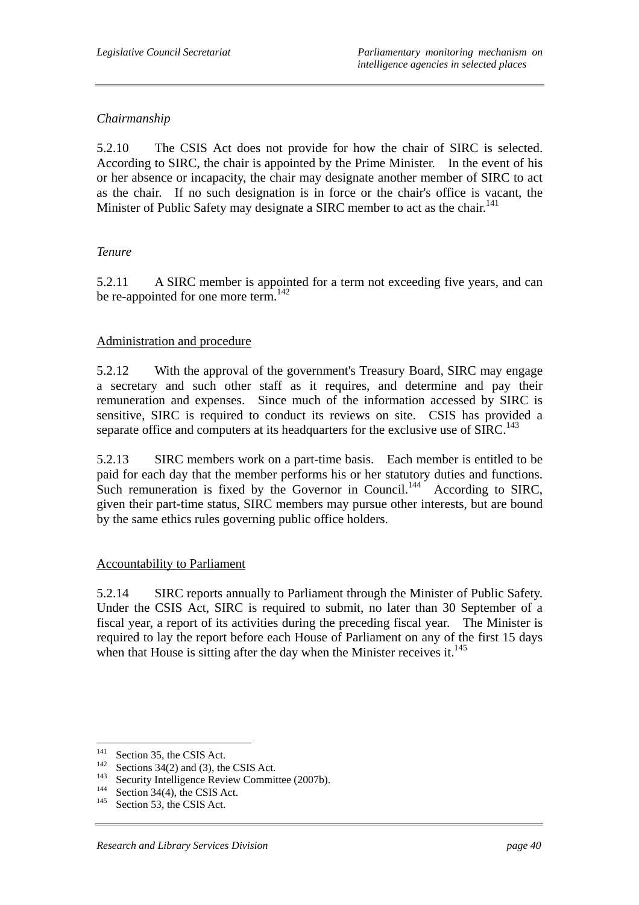*Chairmanship*

5.2.10 The CSIS Act does not provide for how the chair of SIRC is selected. According to SIRC, the chair is appointed by the Prime Minister. In the event of his or her absence or incapacity, the chair may designate another member of SIRC to act as the chair. If no such designation is in force or the chair's office is vacant, the Minister of Public Safety may designate a SIRC member to act as the chair.[141]

*Tenure*

5.2.11 A SIRC member is appointed for a term not exceeding five years, and can be re-appointed for one more term.[142]

<u>Administration and procedure</u>

5.2.12 With the approval of the government's Treasury Board, SIRC may engage a secretary and such other staff as it requires, and determine and pay their remuneration and expenses. Since much of the information accessed by SIRC is sensitive, SIRC is required to conduct its reviews on site. CSIS has provided a separate office and computers at its headquarters for the exclusive use of SIRC.[143]

5.2.13 SIRC members work on a part-time basis. Each member is entitled to be paid for each day that the member performs his or her statutory duties and functions. Such remuneration is fixed by the Governor in Council.[144] According to SIRC, given their part-time status, SIRC members may pursue other interests, but are bound by the same ethics rules governing public office holders.

<u>Accountability to Parliament</u>

5.2.14 SIRC reports annually to Parliament through the Minister of Public Safety. Under the CSIS Act, SIRC is required to submit, no later than 30 September of a fiscal year, a report of its activities during the preceding fiscal year. The Minister is required to lay the report before each House of Parliament on any of the first 15 days when that House is sitting after the day when the Minister receives it.[145]

---

[141] Section 35, the CSIS Act.
[142] Sections 34(2) and (3), the CSIS Act.
[143] Security Intelligence Review Committee (2007b).
[144] Section 34(4), the CSIS Act.
[145] Section 53, the CSIS Act.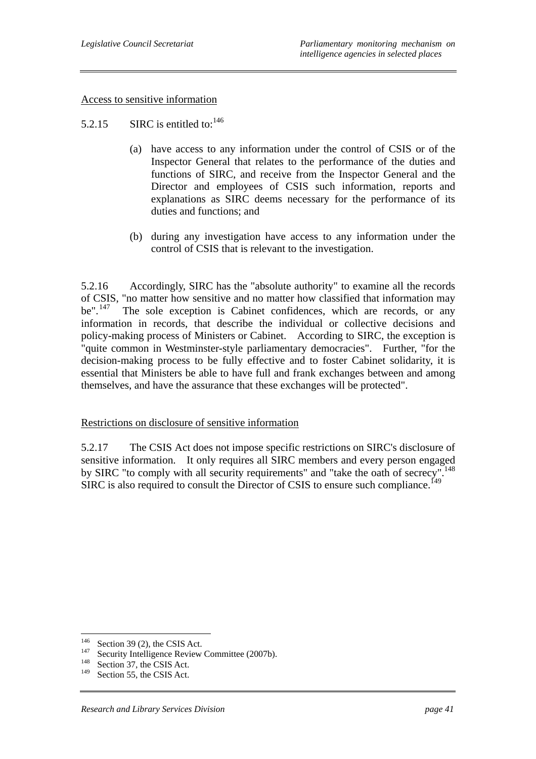Access to sensitive information

5.2.15 SIRC is entitled to:[146]

(a) have access to any information under the control of CSIS or of the Inspector General that relates to the performance of the duties and functions of SIRC, and receive from the Inspector General and the Director and employees of CSIS such information, reports and explanations as SIRC deems necessary for the performance of its duties and functions; and

(b) during any investigation have access to any information under the control of CSIS that is relevant to the investigation.

5.2.16 Accordingly, SIRC has the "absolute authority" to examine all the records of CSIS, "no matter how sensitive and no matter how classified that information may be".[147] The sole exception is Cabinet confidences, which are records, or any information in records, that describe the individual or collective decisions and policy-making process of Ministers or Cabinet. According to SIRC, the exception is "quite common in Westminster-style parliamentary democracies". Further, "for the decision-making process to be fully effective and to foster Cabinet solidarity, it is essential that Ministers be able to have full and frank exchanges between and among themselves, and have the assurance that these exchanges will be protected".

Restrictions on disclosure of sensitive information

5.2.17 The CSIS Act does not impose specific restrictions on SIRC's disclosure of sensitive information. It only requires all SIRC members and every person engaged by SIRC "to comply with all security requirements" and "take the oath of secrecy".[148] SIRC is also required to consult the Director of CSIS to ensure such compliance.[149]

---

[146] Section 39 (2), the CSIS Act.

[147] Security Intelligence Review Committee (2007b).

[148] Section 37, the CSIS Act.

[149] Section 55, the CSIS Act.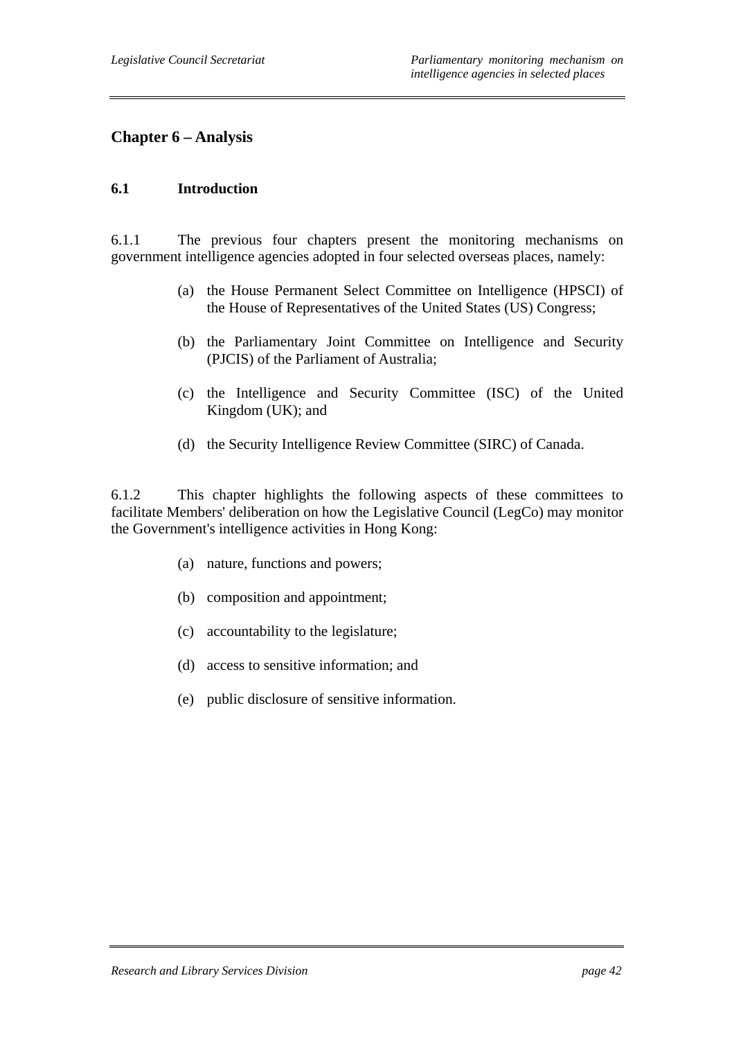# Chapter 6 – Analysis

## 6.1 Introduction

6.1.1 The previous four chapters present the monitoring mechanisms on government intelligence agencies adopted in four selected overseas places, namely:

(a) the House Permanent Select Committee on Intelligence (HPSCI) of the House of Representatives of the United States (US) Congress;

(b) the Parliamentary Joint Committee on Intelligence and Security (PJCIS) of the Parliament of Australia;

(c) the Intelligence and Security Committee (ISC) of the United Kingdom (UK); and

(d) the Security Intelligence Review Committee (SIRC) of Canada.

6.1.2 This chapter highlights the following aspects of these committees to facilitate Members' deliberation on how the Legislative Council (LegCo) may monitor the Government's intelligence activities in Hong Kong:

(a) nature, functions and powers;

(b) composition and appointment;

(c) accountability to the legislature;

(d) access to sensitive information; and

(e) public disclosure of sensitive information.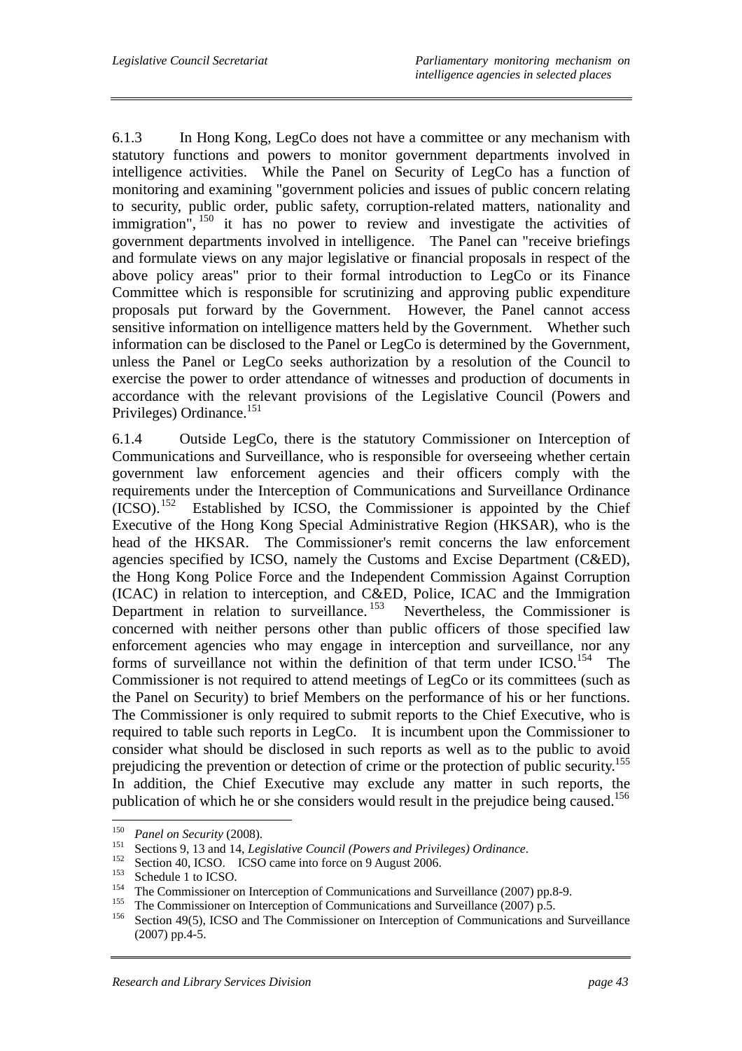6.1.3 In Hong Kong, LegCo does not have a committee or any mechanism with statutory functions and powers to monitor government departments involved in intelligence activities. While the Panel on Security of LegCo has a function of monitoring and examining "government policies and issues of public concern relating to security, public order, public safety, corruption-related matters, nationality and immigration",[150] it has no power to review and investigate the activities of government departments involved in intelligence. The Panel can "receive briefings and formulate views on any major legislative or financial proposals in respect of the above policy areas" prior to their formal introduction to LegCo or its Finance Committee which is responsible for scrutinizing and approving public expenditure proposals put forward by the Government. However, the Panel cannot access sensitive information on intelligence matters held by the Government. Whether such information can be disclosed to the Panel or LegCo is determined by the Government, unless the Panel or LegCo seeks authorization by a resolution of the Council to exercise the power to order attendance of witnesses and production of documents in accordance with the relevant provisions of the Legislative Council (Powers and Privileges) Ordinance.[151]

6.1.4 Outside LegCo, there is the statutory Commissioner on Interception of Communications and Surveillance, who is responsible for overseeing whether certain government law enforcement agencies and their officers comply with the requirements under the Interception of Communications and Surveillance Ordinance (ICSO).[152] Established by ICSO, the Commissioner is appointed by the Chief Executive of the Hong Kong Special Administrative Region (HKSAR), who is the head of the HKSAR. The Commissioner's remit concerns the law enforcement agencies specified by ICSO, namely the Customs and Excise Department (C&ED), the Hong Kong Police Force and the Independent Commission Against Corruption (ICAC) in relation to interception, and C&ED, Police, ICAC and the Immigration Department in relation to surveillance.[153] Nevertheless, the Commissioner is concerned with neither persons other than public officers of those specified law enforcement agencies who may engage in interception and surveillance, nor any forms of surveillance not within the definition of that term under ICSO.[154] The Commissioner is not required to attend meetings of LegCo or its committees (such as the Panel on Security) to brief Members on the performance of his or her functions. The Commissioner is only required to submit reports to the Chief Executive, who is required to table such reports in LegCo. It is incumbent upon the Commissioner to consider what should be disclosed in such reports as well as to the public to avoid prejudicing the prevention or detection of crime or the protection of public security.[155] In addition, the Chief Executive may exclude any matter in such reports, the publication of which he or she considers would result in the prejudice being caused.[156]

---

[150] *Panel on Security* (2008).

[151] Sections 9, 13 and 14, *Legislative Council (Powers and Privileges) Ordinance*.

[152] Section 40, ICSO. ICSO came into force on 9 August 2006.

[153] Schedule 1 to ICSO.

[154] The Commissioner on Interception of Communications and Surveillance (2007) pp.8-9.

[155] The Commissioner on Interception of Communications and Surveillance (2007) p.5.

[156] Section 49(5), ICSO and The Commissioner on Interception of Communications and Surveillance (2007) pp.4-5.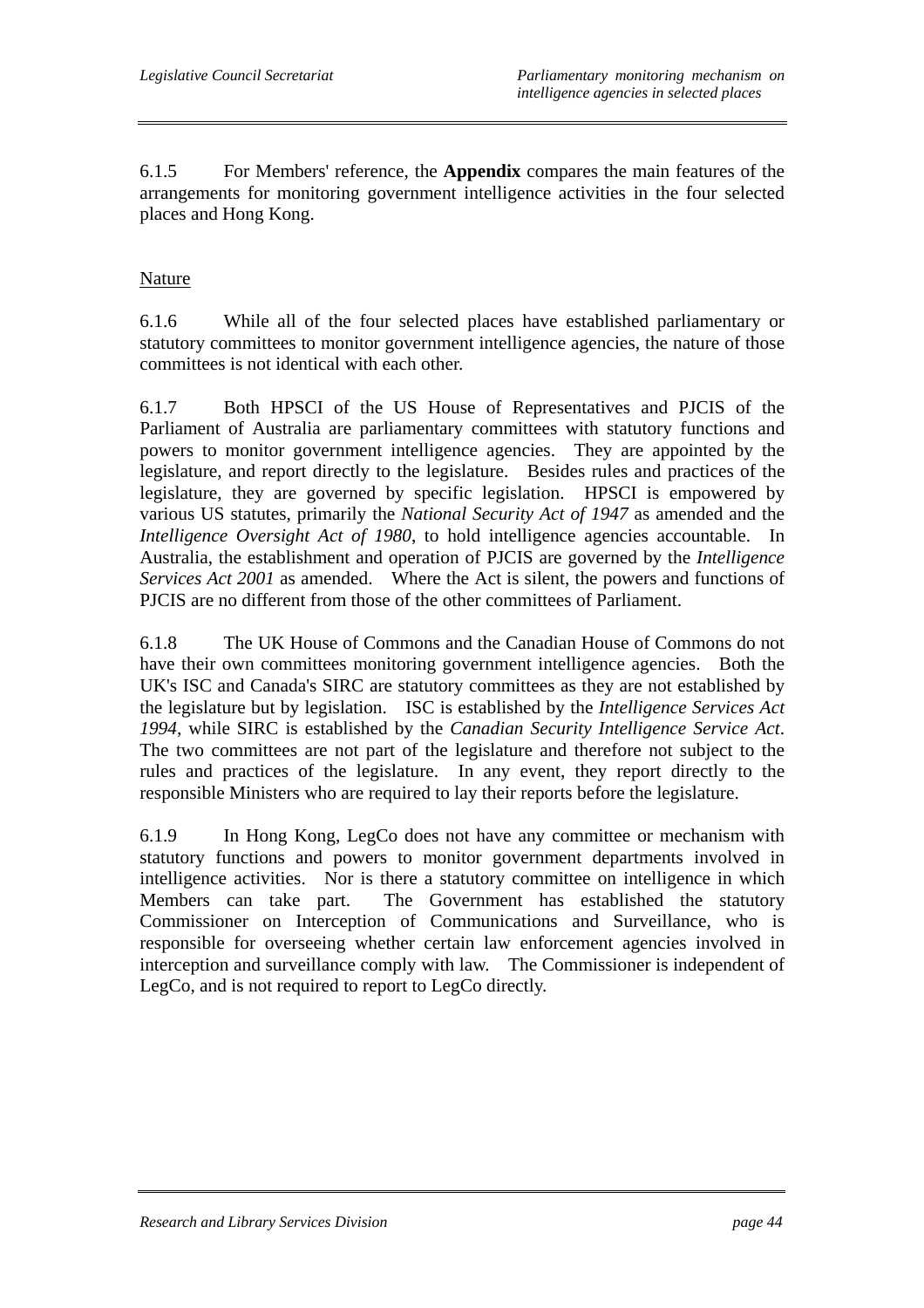6.1.5 For Members' reference, the **Appendix** compares the main features of the arrangements for monitoring government intelligence activities in the four selected places and Hong Kong.

Nature

6.1.6 While all of the four selected places have established parliamentary or statutory committees to monitor government intelligence agencies, the nature of those committees is not identical with each other.

6.1.7 Both HPSCI of the US House of Representatives and PJCIS of the Parliament of Australia are parliamentary committees with statutory functions and powers to monitor government intelligence agencies. They are appointed by the legislature, and report directly to the legislature. Besides rules and practices of the legislature, they are governed by specific legislation. HPSCI is empowered by various US statutes, primarily the *National Security Act of 1947* as amended and the *Intelligence Oversight Act of 1980*, to hold intelligence agencies accountable. In Australia, the establishment and operation of PJCIS are governed by the *Intelligence Services Act 2001* as amended. Where the Act is silent, the powers and functions of PJCIS are no different from those of the other committees of Parliament.

6.1.8 The UK House of Commons and the Canadian House of Commons do not have their own committees monitoring government intelligence agencies. Both the UK's ISC and Canada's SIRC are statutory committees as they are not established by the legislature but by legislation. ISC is established by the *Intelligence Services Act 1994*, while SIRC is established by the *Canadian Security Intelligence Service Act*. The two committees are not part of the legislature and therefore not subject to the rules and practices of the legislature. In any event, they report directly to the responsible Ministers who are required to lay their reports before the legislature.

6.1.9 In Hong Kong, LegCo does not have any committee or mechanism with statutory functions and powers to monitor government departments involved in intelligence activities. Nor is there a statutory committee on intelligence in which Members can take part. The Government has established the statutory Commissioner on Interception of Communications and Surveillance, who is responsible for overseeing whether certain law enforcement agencies involved in interception and surveillance comply with law. The Commissioner is independent of LegCo, and is not required to report to LegCo directly.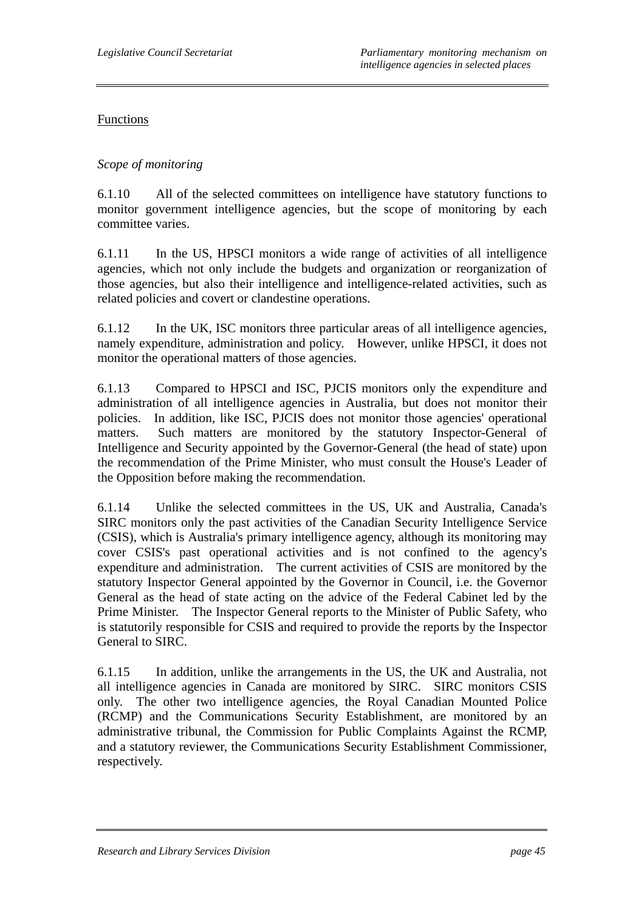Functions

*Scope of monitoring*

6.1.10 All of the selected committees on intelligence have statutory functions to monitor government intelligence agencies, but the scope of monitoring by each committee varies.

6.1.11 In the US, HPSCI monitors a wide range of activities of all intelligence agencies, which not only include the budgets and organization or reorganization of those agencies, but also their intelligence and intelligence-related activities, such as related policies and covert or clandestine operations.

6.1.12 In the UK, ISC monitors three particular areas of all intelligence agencies, namely expenditure, administration and policy. However, unlike HPSCI, it does not monitor the operational matters of those agencies.

6.1.13 Compared to HPSCI and ISC, PJCIS monitors only the expenditure and administration of all intelligence agencies in Australia, but does not monitor their policies. In addition, like ISC, PJCIS does not monitor those agencies' operational matters. Such matters are monitored by the statutory Inspector-General of Intelligence and Security appointed by the Governor-General (the head of state) upon the recommendation of the Prime Minister, who must consult the House's Leader of the Opposition before making the recommendation.

6.1.14 Unlike the selected committees in the US, UK and Australia, Canada's SIRC monitors only the past activities of the Canadian Security Intelligence Service (CSIS), which is Australia's primary intelligence agency, although its monitoring may cover CSIS's past operational activities and is not confined to the agency's expenditure and administration. The current activities of CSIS are monitored by the statutory Inspector General appointed by the Governor in Council, i.e. the Governor General as the head of state acting on the advice of the Federal Cabinet led by the Prime Minister. The Inspector General reports to the Minister of Public Safety, who is statutorily responsible for CSIS and required to provide the reports by the Inspector General to SIRC.

6.1.15 In addition, unlike the arrangements in the US, the UK and Australia, not all intelligence agencies in Canada are monitored by SIRC. SIRC monitors CSIS only. The other two intelligence agencies, the Royal Canadian Mounted Police (RCMP) and the Communications Security Establishment, are monitored by an administrative tribunal, the Commission for Public Complaints Against the RCMP, and a statutory reviewer, the Communications Security Establishment Commissioner, respectively.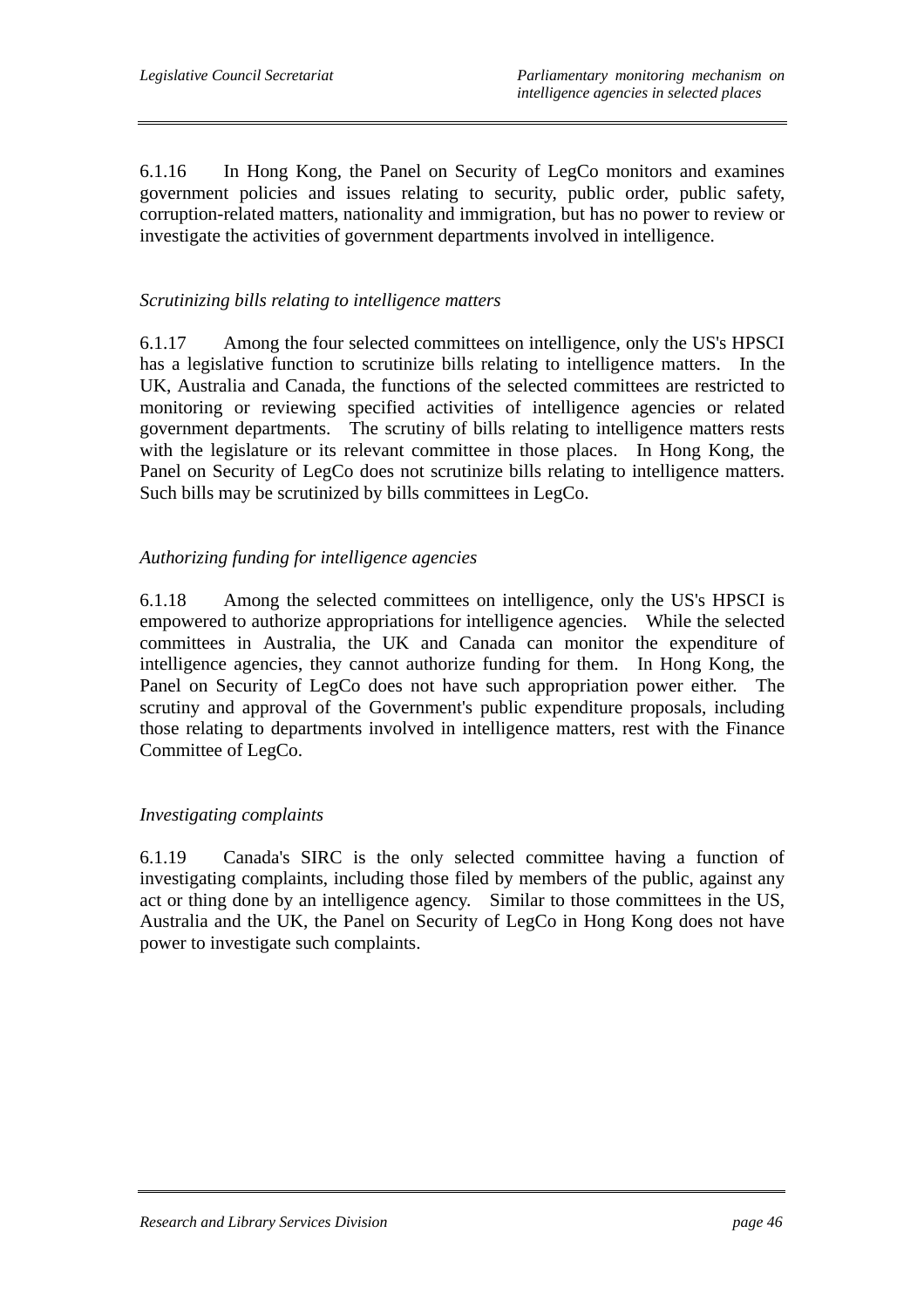6.1.16 In Hong Kong, the Panel on Security of LegCo monitors and examines government policies and issues relating to security, public order, public safety, corruption-related matters, nationality and immigration, but has no power to review or investigate the activities of government departments involved in intelligence.

*Scrutinizing bills relating to intelligence matters*

6.1.17 Among the four selected committees on intelligence, only the US's HPSCI has a legislative function to scrutinize bills relating to intelligence matters. In the UK, Australia and Canada, the functions of the selected committees are restricted to monitoring or reviewing specified activities of intelligence agencies or related government departments. The scrutiny of bills relating to intelligence matters rests with the legislature or its relevant committee in those places. In Hong Kong, the Panel on Security of LegCo does not scrutinize bills relating to intelligence matters. Such bills may be scrutinized by bills committees in LegCo.

*Authorizing funding for intelligence agencies*

6.1.18 Among the selected committees on intelligence, only the US's HPSCI is empowered to authorize appropriations for intelligence agencies. While the selected committees in Australia, the UK and Canada can monitor the expenditure of intelligence agencies, they cannot authorize funding for them. In Hong Kong, the Panel on Security of LegCo does not have such appropriation power either. The scrutiny and approval of the Government's public expenditure proposals, including those relating to departments involved in intelligence matters, rest with the Finance Committee of LegCo.

*Investigating complaints*

6.1.19 Canada's SIRC is the only selected committee having a function of investigating complaints, including those filed by members of the public, against any act or thing done by an intelligence agency. Similar to those committees in the US, Australia and the UK, the Panel on Security of LegCo in Hong Kong does not have power to investigate such complaints.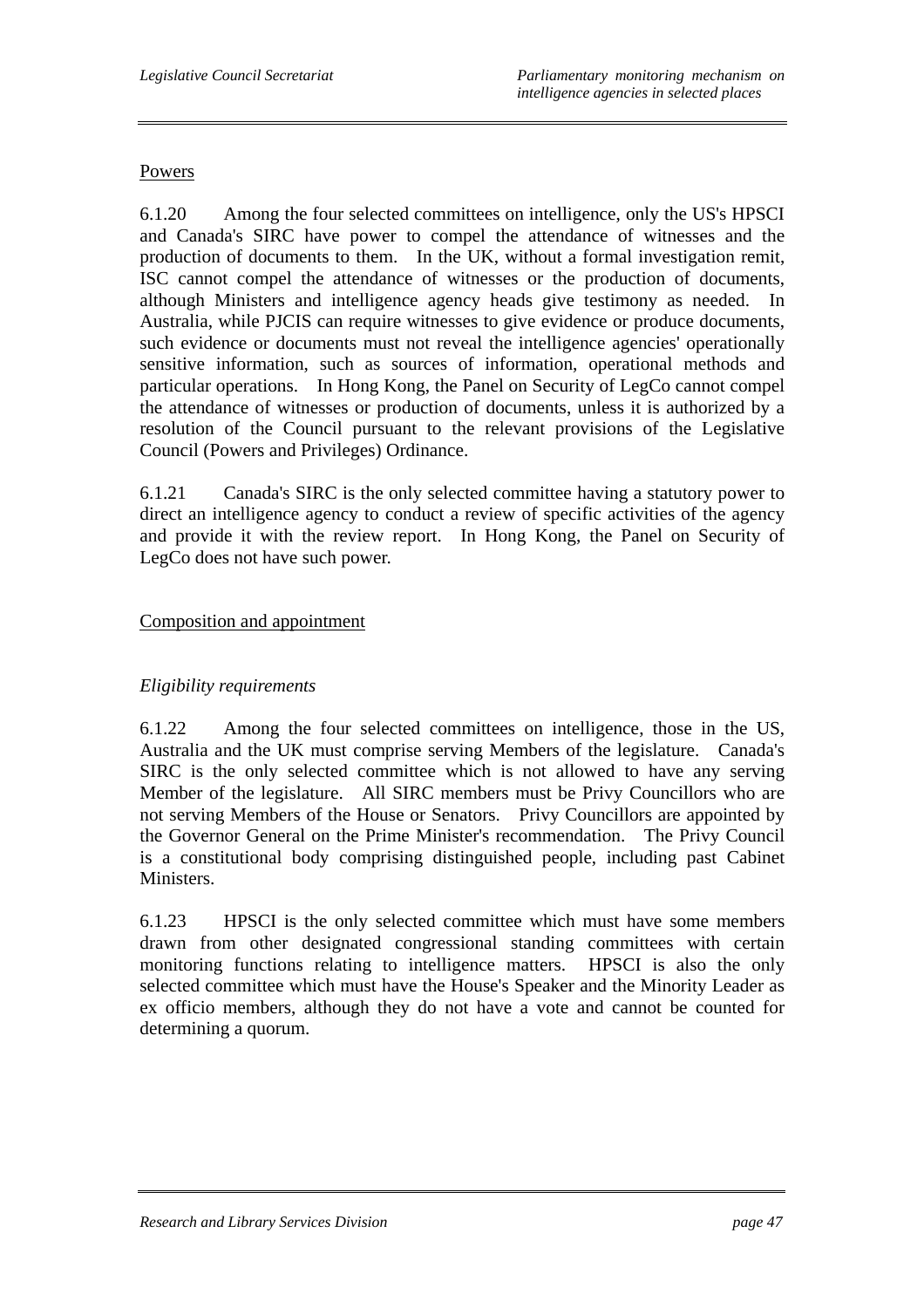Powers

6.1.20 Among the four selected committees on intelligence, only the US's HPSCI and Canada's SIRC have power to compel the attendance of witnesses and the production of documents to them. In the UK, without a formal investigation remit, ISC cannot compel the attendance of witnesses or the production of documents, although Ministers and intelligence agency heads give testimony as needed. In Australia, while PJCIS can require witnesses to give evidence or produce documents, such evidence or documents must not reveal the intelligence agencies' operationally sensitive information, such as sources of information, operational methods and particular operations. In Hong Kong, the Panel on Security of LegCo cannot compel the attendance of witnesses or production of documents, unless it is authorized by a resolution of the Council pursuant to the relevant provisions of the Legislative Council (Powers and Privileges) Ordinance.

6.1.21 Canada's SIRC is the only selected committee having a statutory power to direct an intelligence agency to conduct a review of specific activities of the agency and provide it with the review report. In Hong Kong, the Panel on Security of LegCo does not have such power.

Composition and appointment

*Eligibility requirements*

6.1.22 Among the four selected committees on intelligence, those in the US, Australia and the UK must comprise serving Members of the legislature. Canada's SIRC is the only selected committee which is not allowed to have any serving Member of the legislature. All SIRC members must be Privy Councillors who are not serving Members of the House or Senators. Privy Councillors are appointed by the Governor General on the Prime Minister's recommendation. The Privy Council is a constitutional body comprising distinguished people, including past Cabinet Ministers.

6.1.23 HPSCI is the only selected committee which must have some members drawn from other designated congressional standing committees with certain monitoring functions relating to intelligence matters. HPSCI is also the only selected committee which must have the House's Speaker and the Minority Leader as ex officio members, although they do not have a vote and cannot be counted for determining a quorum.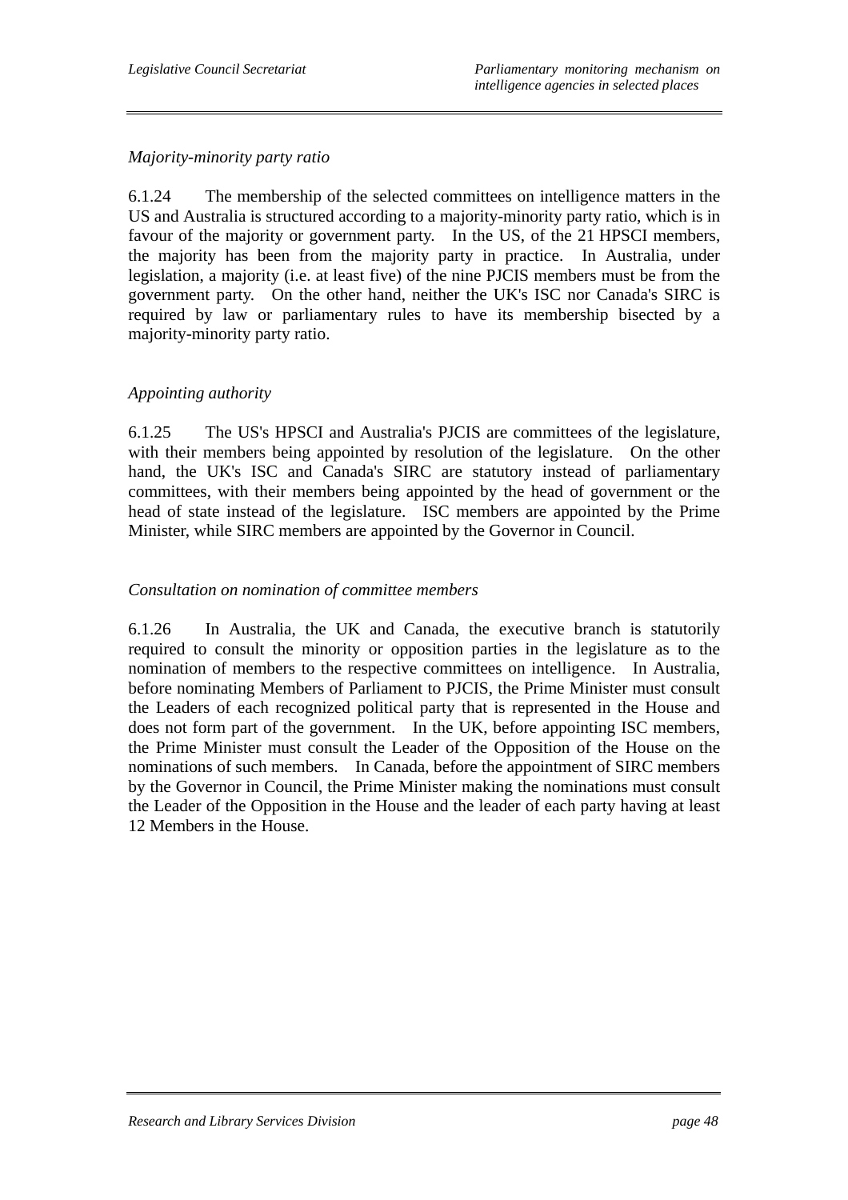*Majority-minority party ratio*

6.1.24 The membership of the selected committees on intelligence matters in the US and Australia is structured according to a majority-minority party ratio, which is in favour of the majority or government party. In the US, of the 21 HPSCI members, the majority has been from the majority party in practice. In Australia, under legislation, a majority (i.e. at least five) of the nine PJCIS members must be from the government party. On the other hand, neither the UK's ISC nor Canada's SIRC is required by law or parliamentary rules to have its membership bisected by a majority-minority party ratio.

*Appointing authority*

6.1.25 The US's HPSCI and Australia's PJCIS are committees of the legislature, with their members being appointed by resolution of the legislature. On the other hand, the UK's ISC and Canada's SIRC are statutory instead of parliamentary committees, with their members being appointed by the head of government or the head of state instead of the legislature. ISC members are appointed by the Prime Minister, while SIRC members are appointed by the Governor in Council.

*Consultation on nomination of committee members*

6.1.26 In Australia, the UK and Canada, the executive branch is statutorily required to consult the minority or opposition parties in the legislature as to the nomination of members to the respective committees on intelligence. In Australia, before nominating Members of Parliament to PJCIS, the Prime Minister must consult the Leaders of each recognized political party that is represented in the House and does not form part of the government. In the UK, before appointing ISC members, the Prime Minister must consult the Leader of the Opposition of the House on the nominations of such members. In Canada, before the appointment of SIRC members by the Governor in Council, the Prime Minister making the nominations must consult the Leader of the Opposition in the House and the leader of each party having at least 12 Members in the House.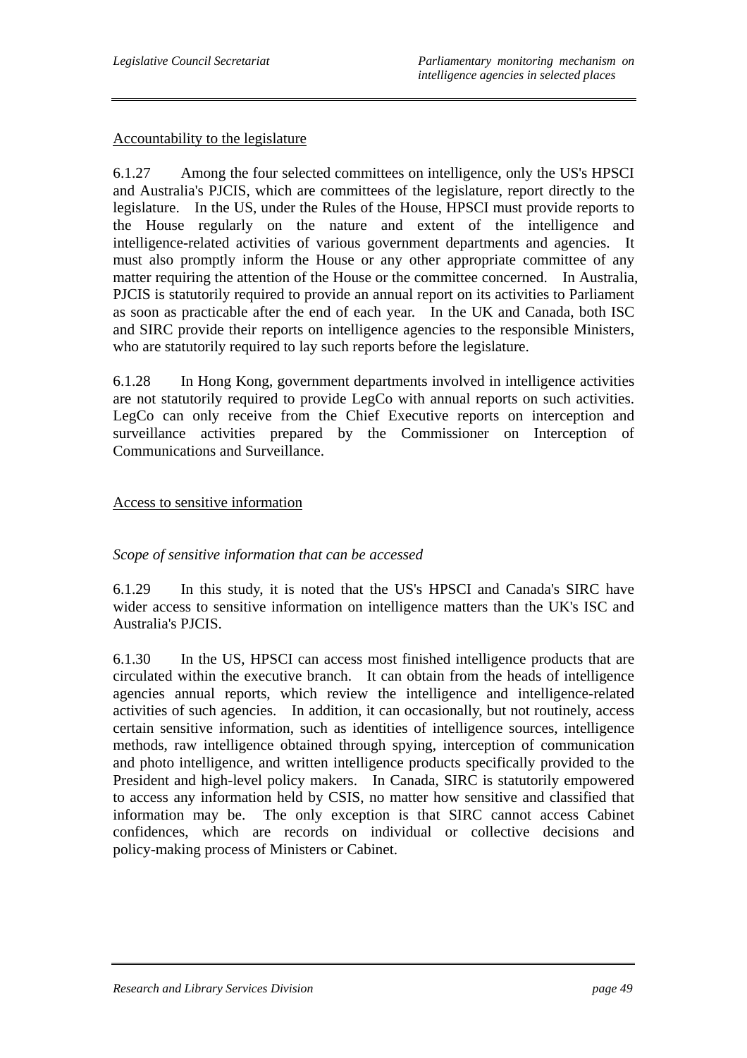Accountability to the legislature

6.1.27 Among the four selected committees on intelligence, only the US's HPSCI and Australia's PJCIS, which are committees of the legislature, report directly to the legislature. In the US, under the Rules of the House, HPSCI must provide reports to the House regularly on the nature and extent of the intelligence and intelligence-related activities of various government departments and agencies. It must also promptly inform the House or any other appropriate committee of any matter requiring the attention of the House or the committee concerned. In Australia, PJCIS is statutorily required to provide an annual report on its activities to Parliament as soon as practicable after the end of each year. In the UK and Canada, both ISC and SIRC provide their reports on intelligence agencies to the responsible Ministers, who are statutorily required to lay such reports before the legislature.

6.1.28 In Hong Kong, government departments involved in intelligence activities are not statutorily required to provide LegCo with annual reports on such activities. LegCo can only receive from the Chief Executive reports on interception and surveillance activities prepared by the Commissioner on Interception of Communications and Surveillance.

Access to sensitive information

*Scope of sensitive information that can be accessed*

6.1.29 In this study, it is noted that the US's HPSCI and Canada's SIRC have wider access to sensitive information on intelligence matters than the UK's ISC and Australia's PJCIS.

6.1.30 In the US, HPSCI can access most finished intelligence products that are circulated within the executive branch. It can obtain from the heads of intelligence agencies annual reports, which review the intelligence and intelligence-related activities of such agencies. In addition, it can occasionally, but not routinely, access certain sensitive information, such as identities of intelligence sources, intelligence methods, raw intelligence obtained through spying, interception of communication and photo intelligence, and written intelligence products specifically provided to the President and high-level policy makers. In Canada, SIRC is statutorily empowered to access any information held by CSIS, no matter how sensitive and classified that information may be. The only exception is that SIRC cannot access Cabinet confidences, which are records on individual or collective decisions and policy-making process of Ministers or Cabinet.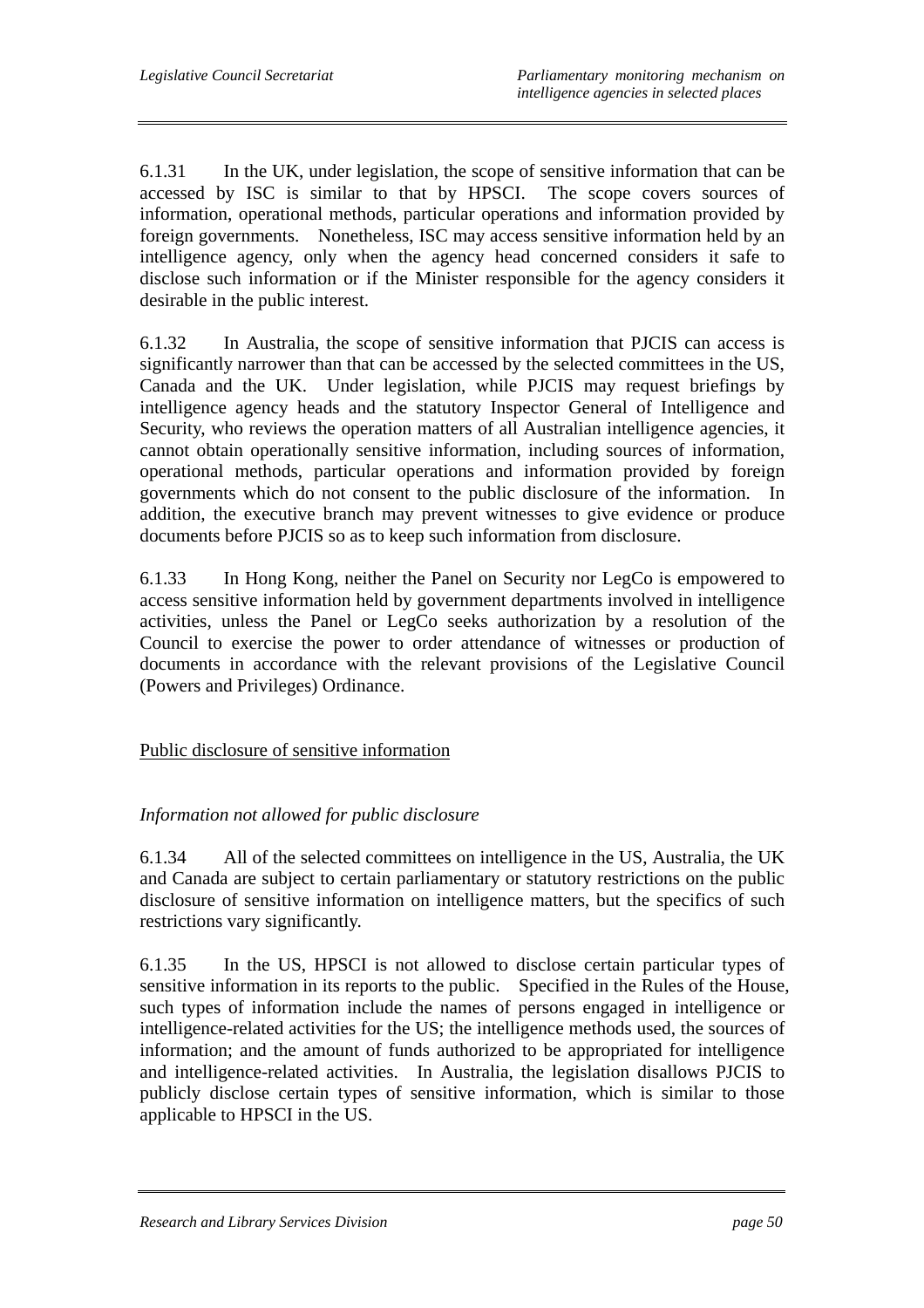6.1.31 In the UK, under legislation, the scope of sensitive information that can be accessed by ISC is similar to that by HPSCI. The scope covers sources of information, operational methods, particular operations and information provided by foreign governments. Nonetheless, ISC may access sensitive information held by an intelligence agency, only when the agency head concerned considers it safe to disclose such information or if the Minister responsible for the agency considers it desirable in the public interest.

6.1.32 In Australia, the scope of sensitive information that PJCIS can access is significantly narrower than that can be accessed by the selected committees in the US, Canada and the UK. Under legislation, while PJCIS may request briefings by intelligence agency heads and the statutory Inspector General of Intelligence and Security, who reviews the operation matters of all Australian intelligence agencies, it cannot obtain operationally sensitive information, including sources of information, operational methods, particular operations and information provided by foreign governments which do not consent to the public disclosure of the information. In addition, the executive branch may prevent witnesses to give evidence or produce documents before PJCIS so as to keep such information from disclosure.

6.1.33 In Hong Kong, neither the Panel on Security nor LegCo is empowered to access sensitive information held by government departments involved in intelligence activities, unless the Panel or LegCo seeks authorization by a resolution of the Council to exercise the power to order attendance of witnesses or production of documents in accordance with the relevant provisions of the Legislative Council (Powers and Privileges) Ordinance.

<u>Public disclosure of sensitive information</u>

*Information not allowed for public disclosure*

6.1.34 All of the selected committees on intelligence in the US, Australia, the UK and Canada are subject to certain parliamentary or statutory restrictions on the public disclosure of sensitive information on intelligence matters, but the specifics of such restrictions vary significantly.

6.1.35 In the US, HPSCI is not allowed to disclose certain particular types of sensitive information in its reports to the public. Specified in the Rules of the House, such types of information include the names of persons engaged in intelligence or intelligence-related activities for the US; the intelligence methods used, the sources of information; and the amount of funds authorized to be appropriated for intelligence and intelligence-related activities. In Australia, the legislation disallows PJCIS to publicly disclose certain types of sensitive information, which is similar to those applicable to HPSCI in the US.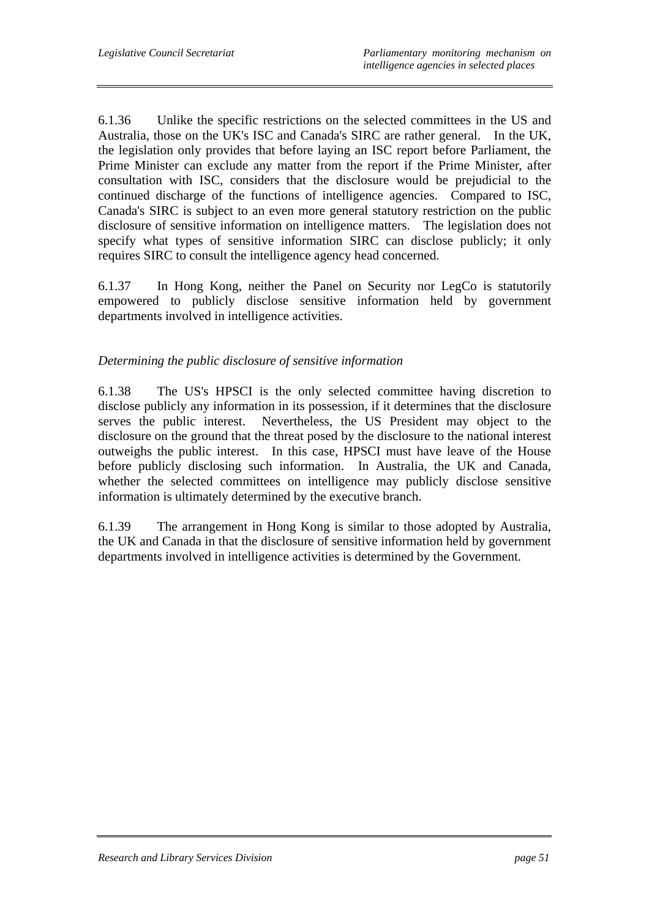6.1.36 Unlike the specific restrictions on the selected committees in the US and Australia, those on the UK's ISC and Canada's SIRC are rather general. In the UK, the legislation only provides that before laying an ISC report before Parliament, the Prime Minister can exclude any matter from the report if the Prime Minister, after consultation with ISC, considers that the disclosure would be prejudicial to the continued discharge of the functions of intelligence agencies. Compared to ISC, Canada's SIRC is subject to an even more general statutory restriction on the public disclosure of sensitive information on intelligence matters. The legislation does not specify what types of sensitive information SIRC can disclose publicly; it only requires SIRC to consult the intelligence agency head concerned.

6.1.37 In Hong Kong, neither the Panel on Security nor LegCo is statutorily empowered to publicly disclose sensitive information held by government departments involved in intelligence activities.

*Determining the public disclosure of sensitive information*

6.1.38 The US's HPSCI is the only selected committee having discretion to disclose publicly any information in its possession, if it determines that the disclosure serves the public interest. Nevertheless, the US President may object to the disclosure on the ground that the threat posed by the disclosure to the national interest outweighs the public interest. In this case, HPSCI must have leave of the House before publicly disclosing such information. In Australia, the UK and Canada, whether the selected committees on intelligence may publicly disclose sensitive information is ultimately determined by the executive branch.

6.1.39 The arrangement in Hong Kong is similar to those adopted by Australia, the UK and Canada in that the disclosure of sensitive information held by government departments involved in intelligence activities is determined by the Government.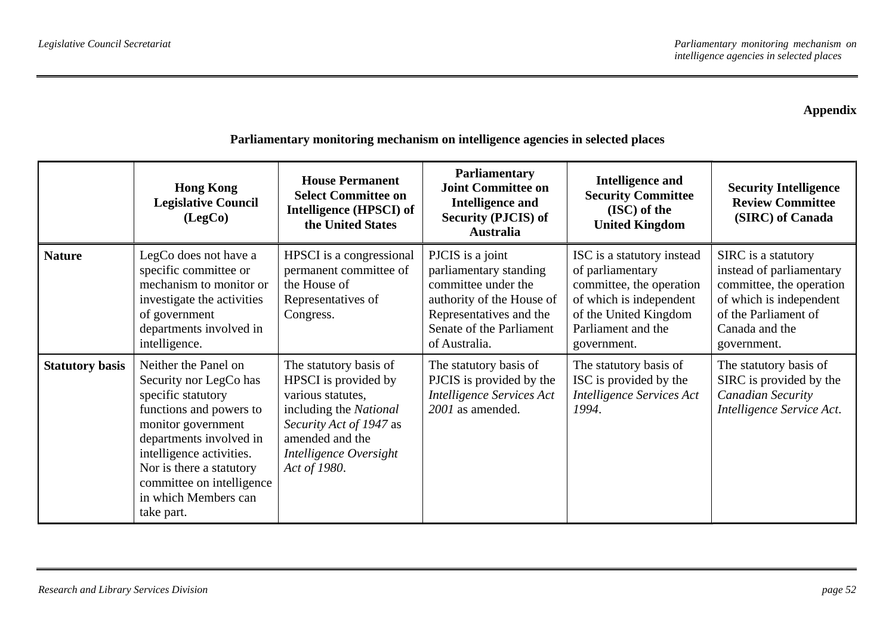**Appendix**

**Parliamentary monitoring mechanism on intelligence agencies in selected places**

| | **Hong Kong Legislative Council (LegCo)** | **House Permanent Select Committee on Intelligence (HPSCI) of the United States** | **Parliamentary Joint Committee on Intelligence and Security (PJCIS) of Australia** | **Intelligence and Security Committee (ISC) of the United Kingdom** | **Security Intelligence Review Committee (SIRC) of Canada** |
|---|---|---|---|---|---|
| **Nature** | LegCo does not have a specific committee or mechanism to monitor or investigate the activities of government departments involved in intelligence. | HPSCI is a congressional permanent committee of the House of Representatives of Congress. | PJCIS is a joint parliamentary standing committee under the authority of the House of Representatives and the Senate of the Parliament of Australia. | ISC is a statutory instead of parliamentary committee, the operation of which is independent of the United Kingdom Parliament and the government. | SIRC is a statutory instead of parliamentary committee, the operation of which is independent of the Parliament of Canada and the government. |
| **Statutory basis** | Neither the Panel on Security nor LegCo has specific statutory functions and powers to monitor government departments involved in intelligence activities. Nor is there a statutory committee on intelligence in which Members can take part. | The statutory basis of HPSCI is provided by various statutes, including the *National Security Act of 1947* as amended and the *Intelligence Oversight Act of 1980*. | The statutory basis of PJCIS is provided by the *Intelligence Services Act 2001* as amended. | The statutory basis of ISC is provided by the *Intelligence Services Act 1994*. | The statutory basis of SIRC is provided by the *Canadian Security Intelligence Service Act*. |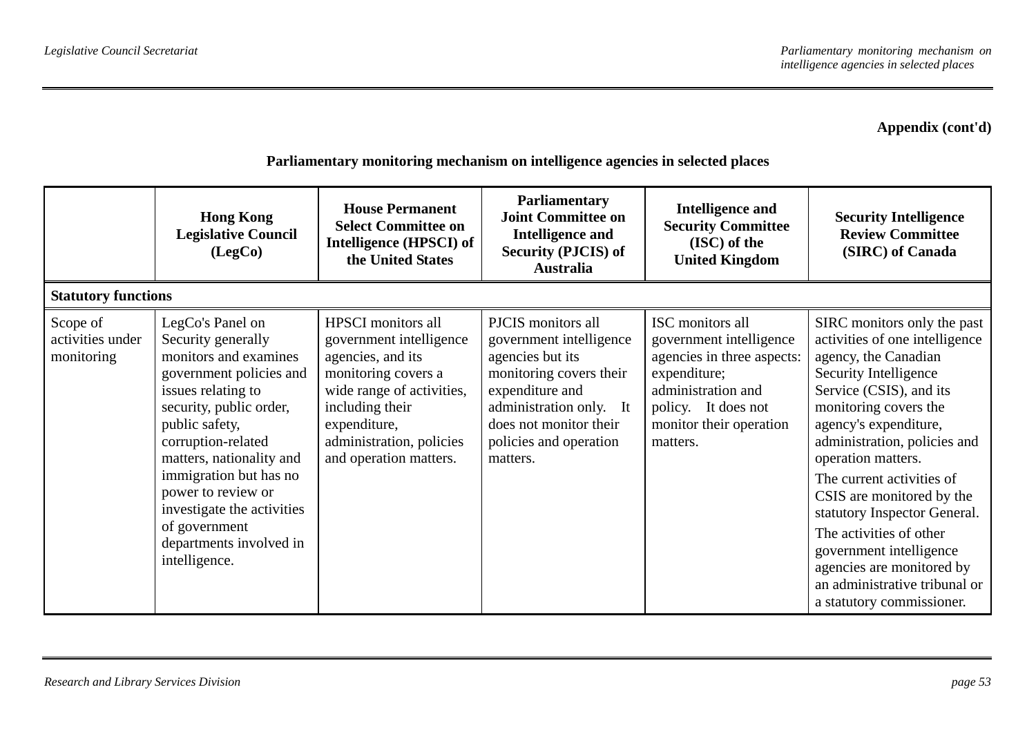**Appendix (cont'd)**

**Parliamentary monitoring mechanism on intelligence agencies in selected places**

| | Hong Kong Legislative Council (LegCo) | House Permanent Select Committee on Intelligence (HPSCI) of the United States | Parliamentary Joint Committee on Intelligence and Security (PJCIS) of Australia | Intelligence and Security Committee (ISC) of the United Kingdom | Security Intelligence Review Committee (SIRC) of Canada |
|---|---|---|---|---|---|
| **Statutory functions** | | | | | |
| Scope of activities under monitoring | LegCo's Panel on Security generally monitors and examines government policies and issues relating to security, public order, public safety, corruption-related matters, nationality and immigration but has no power to review or investigate the activities of government departments involved in intelligence. | HPSCI monitors all government intelligence agencies, and its monitoring covers a wide range of activities, including their expenditure, administration, policies and operation matters. | PJCIS monitors all government intelligence agencies but its monitoring covers their expenditure and administration only. It does not monitor their policies and operation matters. | ISC monitors all government intelligence agencies in three aspects: expenditure; administration and policy. It does not monitor their operation matters. | SIRC monitors only the past activities of one intelligence agency, the Canadian Security Intelligence Service (CSIS), and its monitoring covers the agency's expenditure, administration, policies and operation matters. The current activities of CSIS are monitored by the statutory Inspector General. The activities of other government intelligence agencies are monitored by an administrative tribunal or a statutory commissioner. |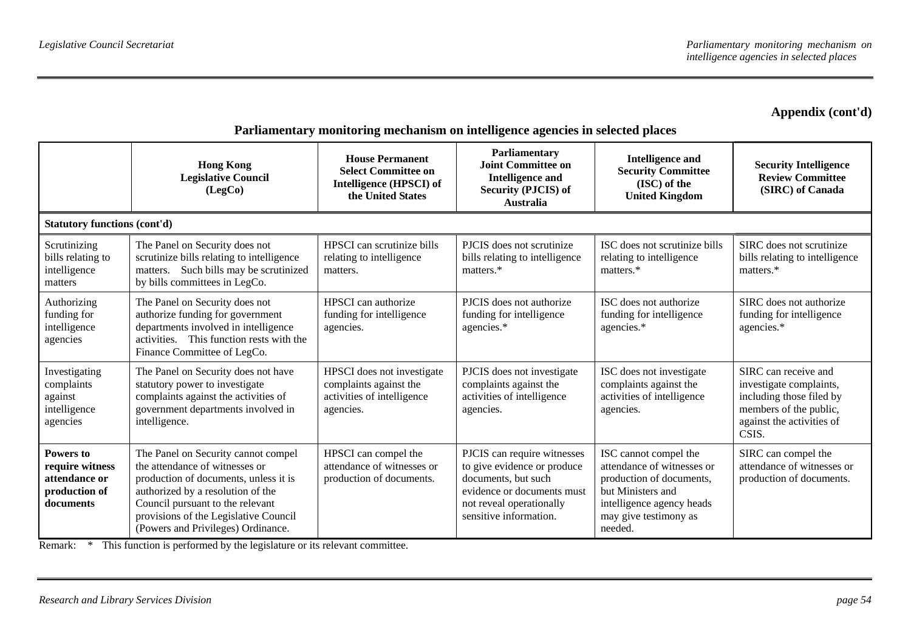**Appendix (cont'd)**

## Parliamentary monitoring mechanism on intelligence agencies in selected places

| | **Hong Kong Legislative Council (LegCo)** | **House Permanent Select Committee on Intelligence (HPSCI) of the United States** | **Parliamentary Joint Committee on Intelligence and Security (PJCIS) of Australia** | **Intelligence and Security Committee (ISC) of the United Kingdom** | **Security Intelligence Review Committee (SIRC) of Canada** |
|---|---|---|---|---|---|
| **Statutory functions (cont'd)** | | | | | |
| Scrutinizing bills relating to intelligence matters | The Panel on Security does not scrutinize bills relating to intelligence matters. Such bills may be scrutinized by bills committees in LegCo. | HPSCI can scrutinize bills relating to intelligence matters. | PJCIS does not scrutinize bills relating to intelligence matters.* | ISC does not scrutinize bills relating to intelligence matters.* | SIRC does not scrutinize bills relating to intelligence matters.* |
| Authorizing funding for intelligence agencies | The Panel on Security does not authorize funding for government departments involved in intelligence activities. This function rests with the Finance Committee of LegCo. | HPSCI can authorize funding for intelligence agencies. | PJCIS does not authorize funding for intelligence agencies.* | ISC does not authorize funding for intelligence agencies.* | SIRC does not authorize funding for intelligence agencies.* |
| Investigating complaints against intelligence agencies | The Panel on Security does not have statutory power to investigate complaints against the activities of government departments involved in intelligence. | HPSCI does not investigate complaints against the activities of intelligence agencies. | PJCIS does not investigate complaints against the activities of intelligence agencies. | ISC does not investigate complaints against the activities of intelligence agencies. | SIRC can receive and investigate complaints, including those filed by members of the public, against the activities of CSIS. |
| **Powers to require witness attendance or production of documents** | The Panel on Security cannot compel the attendance of witnesses or production of documents, unless it is authorized by a resolution of the Council pursuant to the relevant provisions of the Legislative Council (Powers and Privileges) Ordinance. | HPSCI can compel the attendance of witnesses or production of documents. | PJCIS can require witnesses to give evidence or produce documents, but such evidence or documents must not reveal operationally sensitive information. | ISC cannot compel the attendance of witnesses or production of documents, but Ministers and intelligence agency heads may give testimony as needed. | SIRC can compel the attendance of witnesses or production of documents. |

Remark: * This function is performed by the legislature or its relevant committee.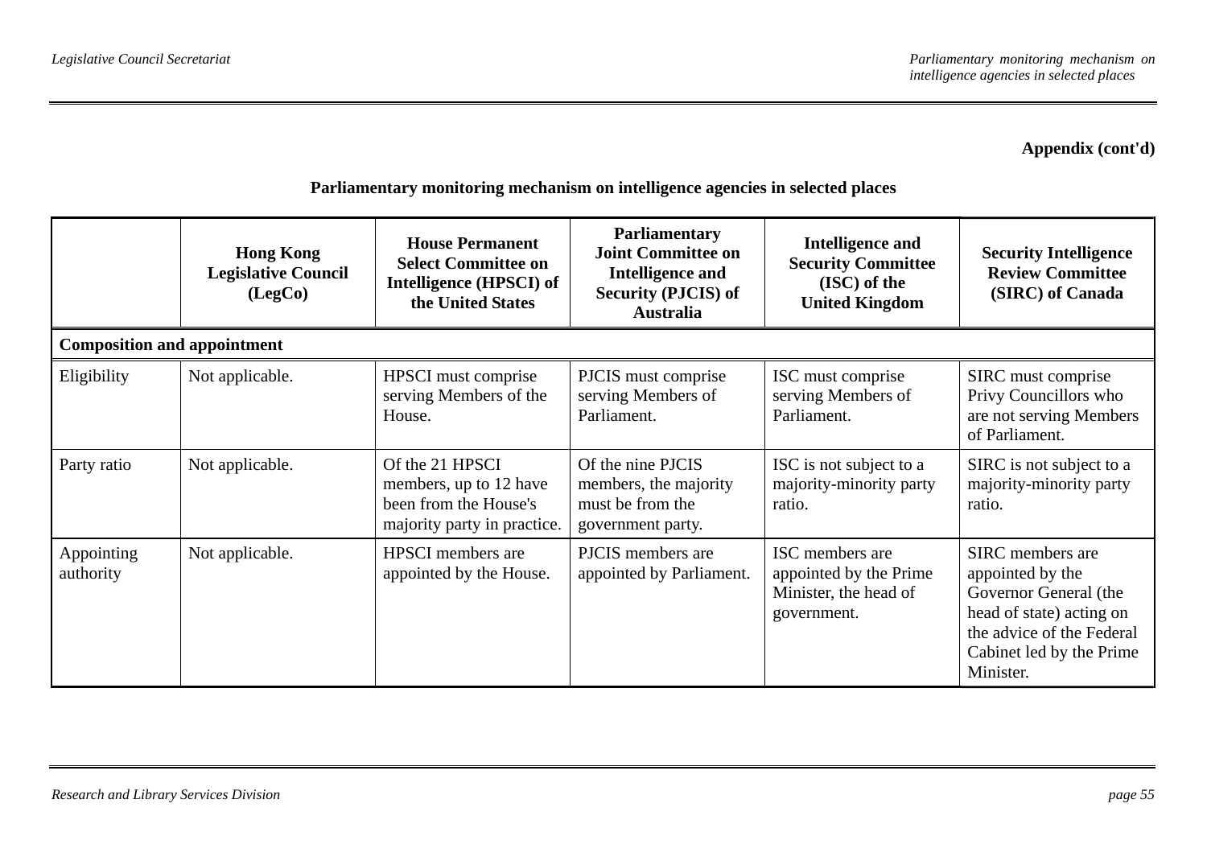**Appendix (cont'd)**

**Parliamentary monitoring mechanism on intelligence agencies in selected places**

| | **Hong Kong Legislative Council (LegCo)** | **House Permanent Select Committee on Intelligence (HPSCI) of the United States** | **Parliamentary Joint Committee on Intelligence and Security (PJCIS) of Australia** | **Intelligence and Security Committee (ISC) of the United Kingdom** | **Security Intelligence Review Committee (SIRC) of Canada** |
|---|---|---|---|---|---|
| **Composition and appointment** | | | | | |
| Eligibility | Not applicable. | HPSCI must comprise serving Members of the House. | PJCIS must comprise serving Members of Parliament. | ISC must comprise serving Members of Parliament. | SIRC must comprise Privy Councillors who are not serving Members of Parliament. |
| Party ratio | Not applicable. | Of the 21 HPSCI members, up to 12 have been from the House's majority party in practice. | Of the nine PJCIS members, the majority must be from the government party. | ISC is not subject to a majority-minority party ratio. | SIRC is not subject to a majority-minority party ratio. |
| Appointing authority | Not applicable. | HPSCI members are appointed by the House. | PJCIS members are appointed by Parliament. | ISC members are appointed by the Prime Minister, the head of government. | SIRC members are appointed by the Governor General (the head of state) acting on the advice of the Federal Cabinet led by the Prime Minister. |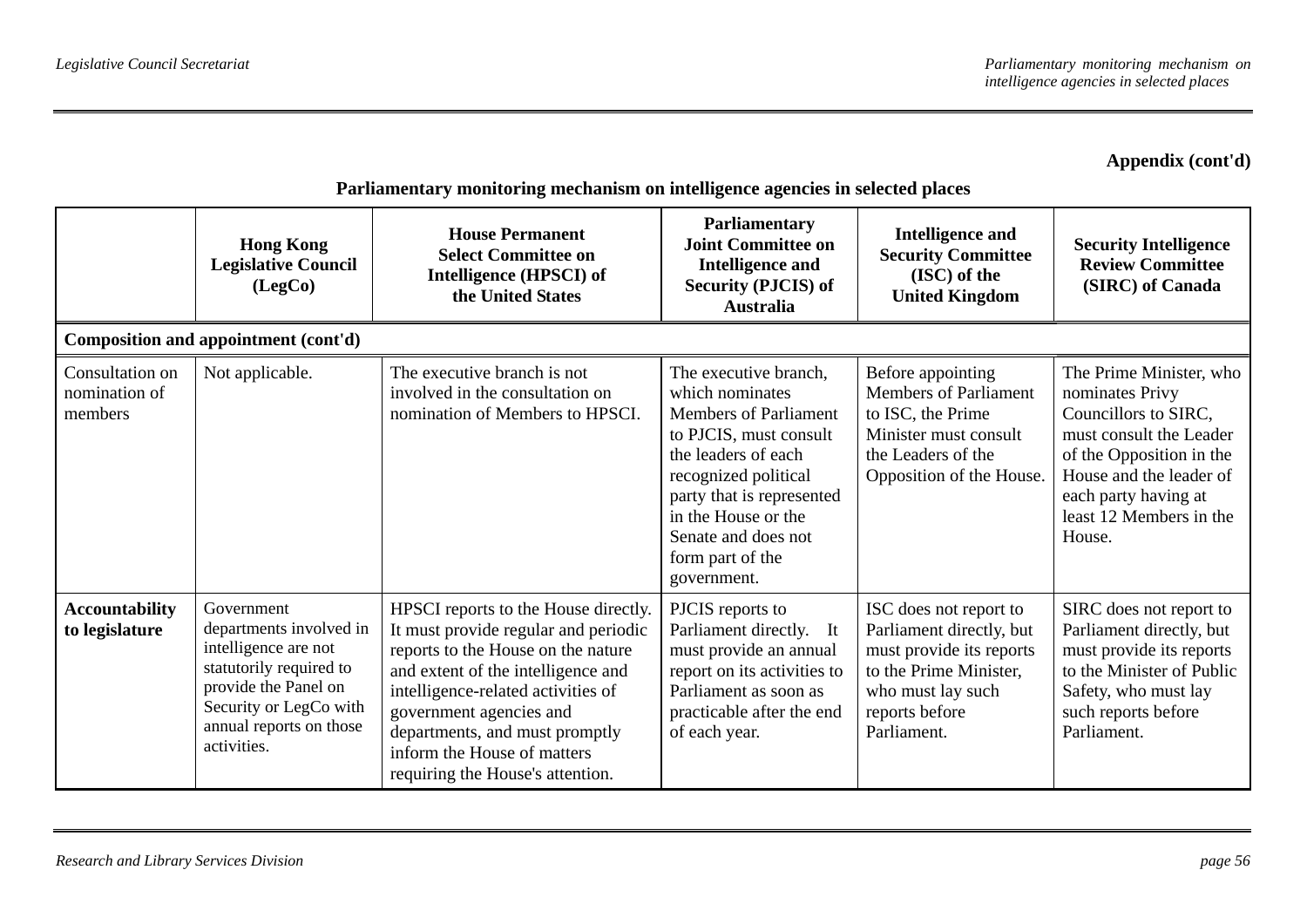**Appendix (cont'd)**

**Parliamentary monitoring mechanism on intelligence agencies in selected places**

| | **Hong Kong Legislative Council (LegCo)** | **House Permanent Select Committee on Intelligence (HPSCI) of the United States** | **Parliamentary Joint Committee on Intelligence and Security (PJCIS) of Australia** | **Intelligence and Security Committee (ISC) of the United Kingdom** | **Security Intelligence Review Committee (SIRC) of Canada** |
|---|---|---|---|---|---|
| **Composition and appointment (cont'd)** | | | | | |
| Consultation on nomination of members | Not applicable. | The executive branch is not involved in the consultation on nomination of Members to HPSCI. | The executive branch, which nominates Members of Parliament to PJCIS, must consult the leaders of each recognized political party that is represented in the House or the Senate and does not form part of the government. | Before appointing Members of Parliament to ISC, the Prime Minister must consult the Leaders of the Opposition of the House. | The Prime Minister, who nominates Privy Councillors to SIRC, must consult the Leader of the Opposition in the House and the leader of each party having at least 12 Members in the House. |
| **Accountability to legislature** | Government departments involved in intelligence are not statutorily required to provide the Panel on Security or LegCo with annual reports on those activities. | HPSCI reports to the House directly. It must provide regular and periodic reports to the House on the nature and extent of the intelligence and intelligence-related activities of government agencies and departments, and must promptly inform the House of matters requiring the House's attention. | PJCIS reports to Parliament directly. It must provide an annual report on its activities to Parliament as soon as practicable after the end of each year. | ISC does not report to Parliament directly, but must provide its reports to the Prime Minister, who must lay such reports before Parliament. | SIRC does not report to Parliament directly, but must provide its reports to the Minister of Public Safety, who must lay such reports before Parliament. |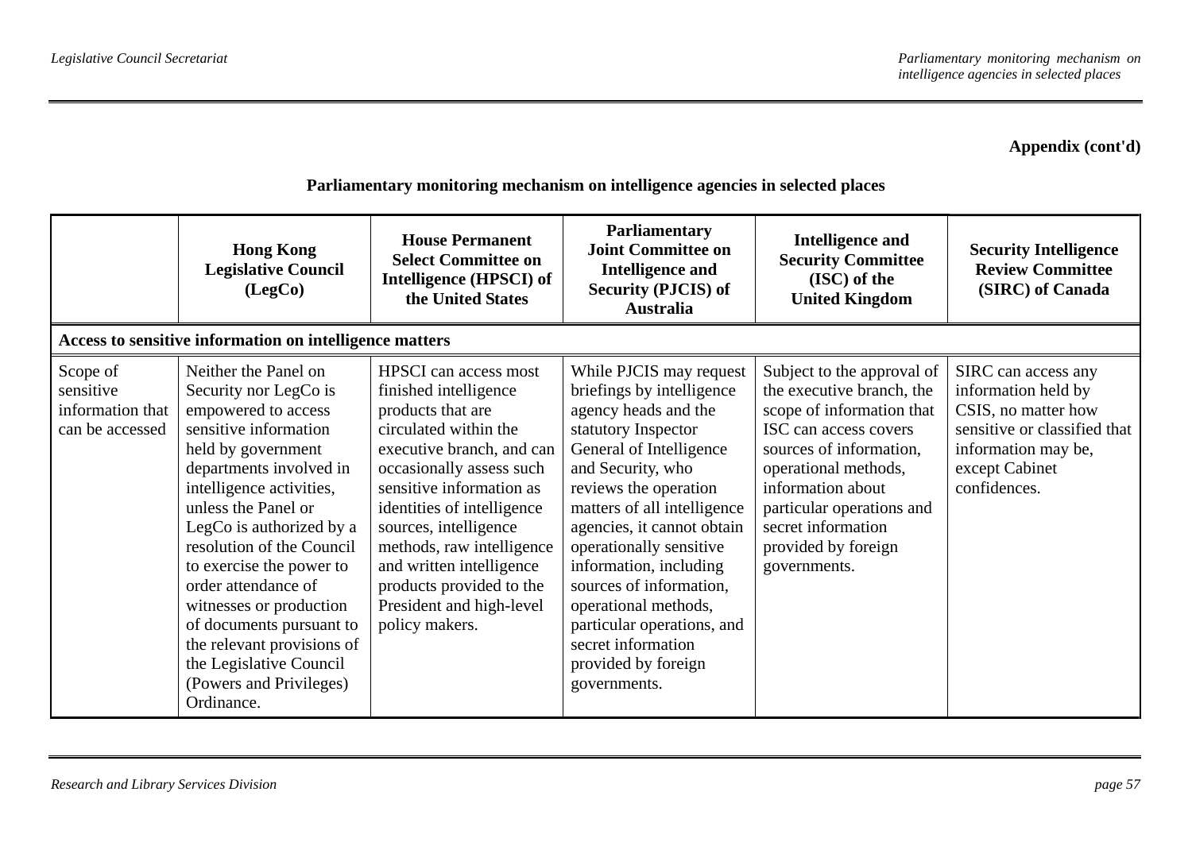**Appendix (cont'd)**

**Parliamentary monitoring mechanism on intelligence agencies in selected places**

| | **Hong Kong Legislative Council (LegCo)** | **House Permanent Select Committee on Intelligence (HPSCI) of the United States** | **Parliamentary Joint Committee on Intelligence and Security (PJCIS) of Australia** | **Intelligence and Security Committee (ISC) of the United Kingdom** | **Security Intelligence Review Committee (SIRC) of Canada** |
|---|---|---|---|---|---|
| **Access to sensitive information on intelligence matters** | | | | | |
| Scope of sensitive information that can be accessed | Neither the Panel on Security nor LegCo is empowered to access sensitive information held by government departments involved in intelligence activities, unless the Panel or LegCo is authorized by a resolution of the Council to exercise the power to order attendance of witnesses or production of documents pursuant to the relevant provisions of the Legislative Council (Powers and Privileges) Ordinance. | HPSCI can access most finished intelligence products that are circulated within the executive branch, and can occasionally assess such sensitive information as identities of intelligence sources, intelligence methods, raw intelligence and written intelligence products provided to the President and high-level policy makers. | While PJCIS may request briefings by intelligence agency heads and the statutory Inspector General of Intelligence and Security, who reviews the operation matters of all intelligence agencies, it cannot obtain operationally sensitive information, including sources of information, operational methods, particular operations, and secret information provided by foreign governments. | Subject to the approval of the executive branch, the scope of information that ISC can access covers sources of information, operational methods, information about particular operations and secret information provided by foreign governments. | SIRC can access any information held by CSIS, no matter how sensitive or classified that information may be, except Cabinet confidences. |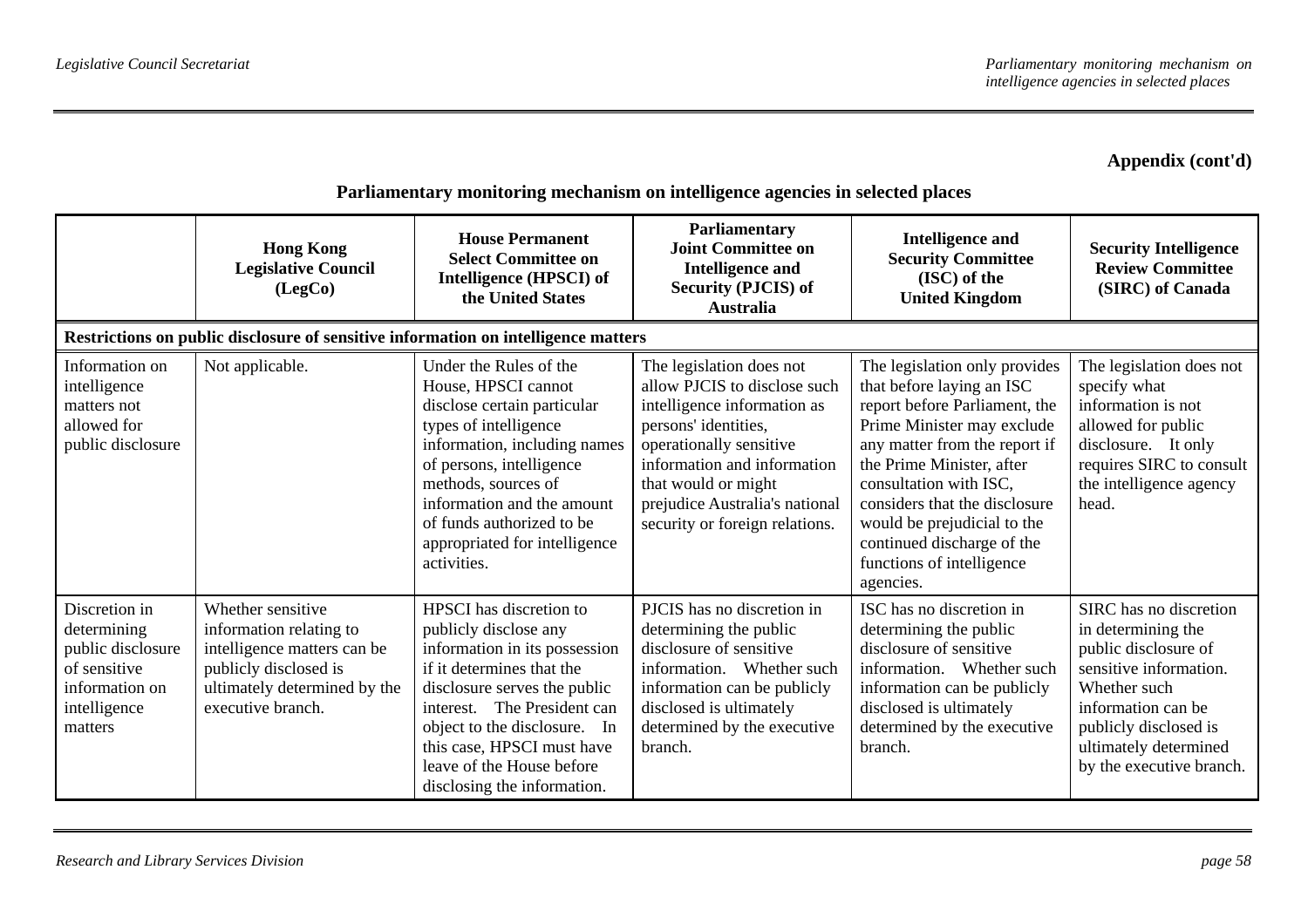**Appendix (cont'd)**

## Parliamentary monitoring mechanism on intelligence agencies in selected places

| | Hong Kong Legislative Council (LegCo) | House Permanent Select Committee on Intelligence (HPSCI) of the United States | Parliamentary Joint Committee on Intelligence and Security (PJCIS) of Australia | Intelligence and Security Committee (ISC) of the United Kingdom | Security Intelligence Review Committee (SIRC) of Canada |
|---|---|---|---|---|---|
| **Restrictions on public disclosure of sensitive information on intelligence matters** | | | | | |
| Information on intelligence matters not allowed for public disclosure | Not applicable. | Under the Rules of the House, HPSCI cannot disclose certain particular types of intelligence information, including names of persons, intelligence methods, sources of information and the amount of funds authorized to be appropriated for intelligence activities. | The legislation does not allow PJCIS to disclose such intelligence information as persons' identities, operationally sensitive information and information that would or might prejudice Australia's national security or foreign relations. | The legislation only provides that before laying an ISC report before Parliament, the Prime Minister may exclude any matter from the report if the Prime Minister, after consultation with ISC, considers that the disclosure would be prejudicial to the continued discharge of the functions of intelligence agencies. | The legislation does not specify what information is not allowed for public disclosure. It only requires SIRC to consult the intelligence agency head. |
| Discretion in determining public disclosure of sensitive information on intelligence matters | Whether sensitive information relating to intelligence matters can be publicly disclosed is ultimately determined by the executive branch. | HPSCI has discretion to publicly disclose any information in its possession if it determines that the disclosure serves the public interest. The President can object to the disclosure. In this case, HPSCI must have leave of the House before disclosing the information. | PJCIS has no discretion in determining the public disclosure of sensitive information. Whether such information can be publicly disclosed is ultimately determined by the executive branch. | ISC has no discretion in determining the public disclosure of sensitive information. Whether such information can be publicly disclosed is ultimately determined by the executive branch. | SIRC has no discretion in determining the public disclosure of sensitive information. Whether such information can be publicly disclosed is ultimately determined by the executive branch. |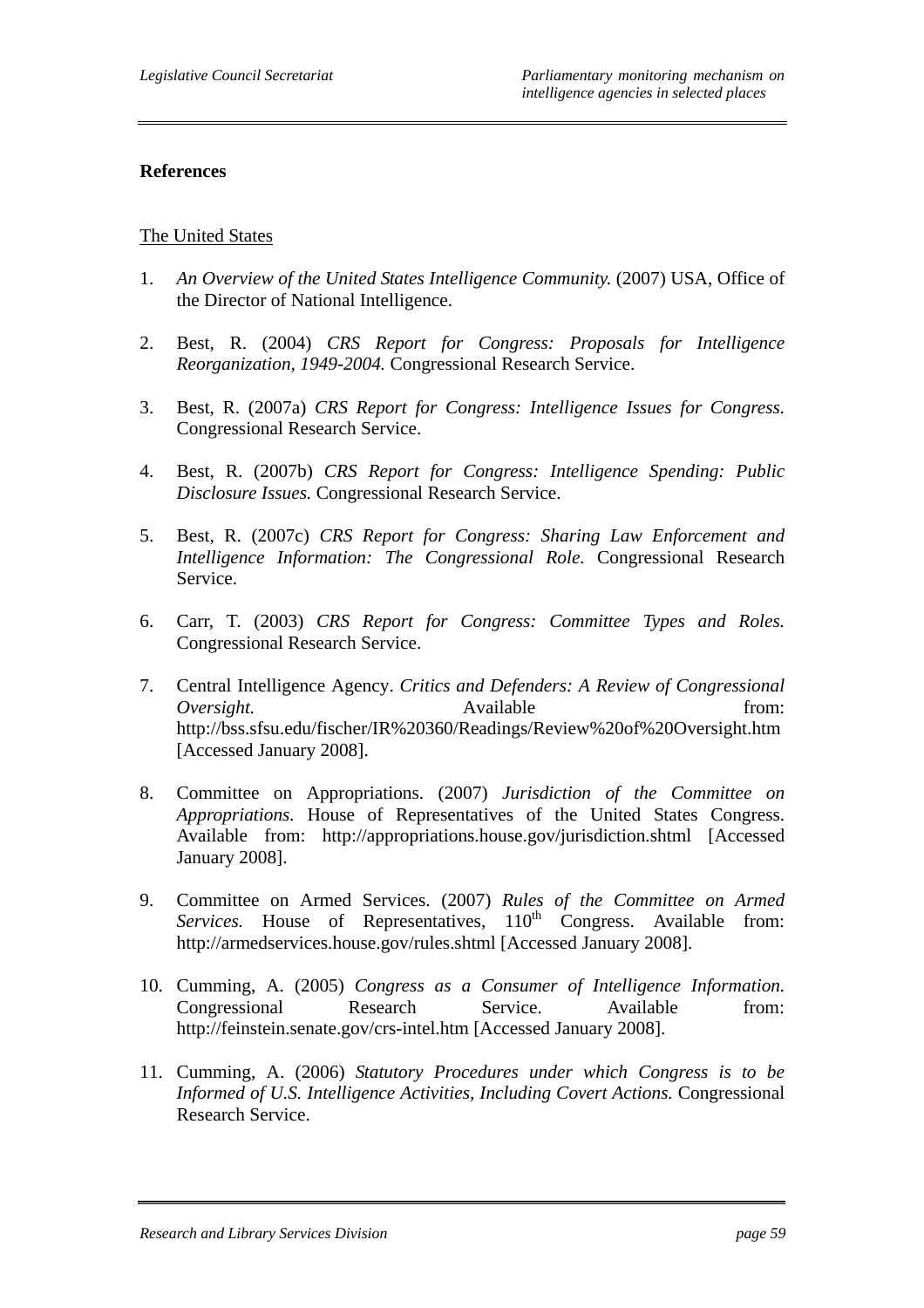**References**

The United States

1. *An Overview of the United States Intelligence Community.* (2007) USA, Office of the Director of National Intelligence.

2. Best, R. (2004) *CRS Report for Congress: Proposals for Intelligence Reorganization, 1949-2004.* Congressional Research Service.

3. Best, R. (2007a) *CRS Report for Congress: Intelligence Issues for Congress.* Congressional Research Service.

4. Best, R. (2007b) *CRS Report for Congress: Intelligence Spending: Public Disclosure Issues.* Congressional Research Service.

5. Best, R. (2007c) *CRS Report for Congress: Sharing Law Enforcement and Intelligence Information: The Congressional Role.* Congressional Research Service.

6. Carr, T. (2003) *CRS Report for Congress: Committee Types and Roles.* Congressional Research Service.

7. Central Intelligence Agency. *Critics and Defenders: A Review of Congressional Oversight.* Available from: http://bss.sfsu.edu/fischer/IR%20360/Readings/Review%20of%20Oversight.htm [Accessed January 2008].

8. Committee on Appropriations. (2007) *Jurisdiction of the Committee on Appropriations.* House of Representatives of the United States Congress. Available from: http://appropriations.house.gov/jurisdiction.shtml [Accessed January 2008].

9. Committee on Armed Services. (2007) *Rules of the Committee on Armed Services.* House of Representatives, 110th Congress. Available from: http://armedservices.house.gov/rules.shtml [Accessed January 2008].

10. Cumming, A. (2005) *Congress as a Consumer of Intelligence Information.* Congressional Research Service. Available from: http://feinstein.senate.gov/crs-intel.htm [Accessed January 2008].

11. Cumming, A. (2006) *Statutory Procedures under which Congress is to be Informed of U.S. Intelligence Activities, Including Covert Actions.* Congressional Research Service.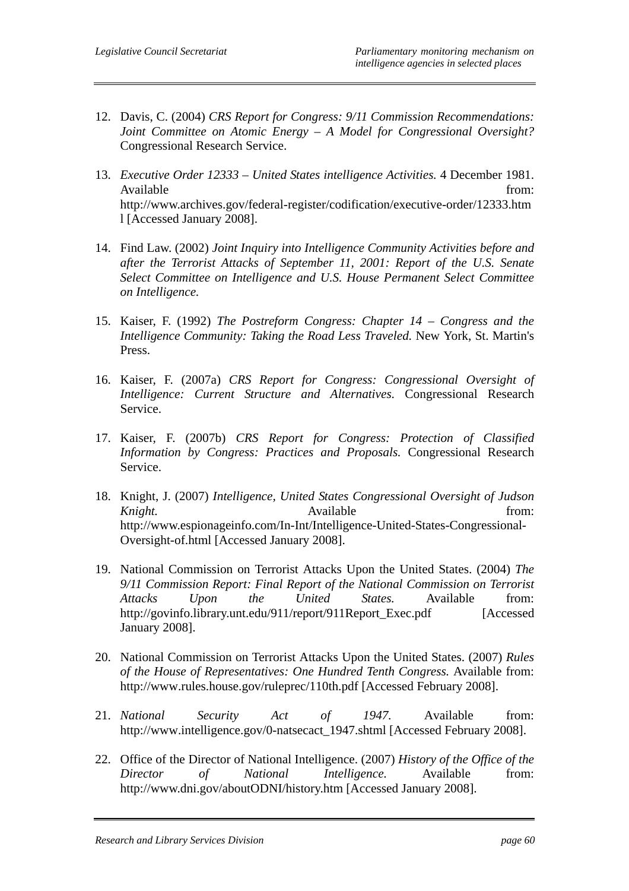12. Davis, C. (2004) *CRS Report for Congress: 9/11 Commission Recommendations: Joint Committee on Atomic Energy – A Model for Congressional Oversight?* Congressional Research Service.

13. *Executive Order 12333 – United States intelligence Activities.* 4 December 1981. Available from: http://www.archives.gov/federal-register/codification/executive-order/12333.html [Accessed January 2008].

14. Find Law. (2002) *Joint Inquiry into Intelligence Community Activities before and after the Terrorist Attacks of September 11, 2001: Report of the U.S. Senate Select Committee on Intelligence and U.S. House Permanent Select Committee on Intelligence.*

15. Kaiser, F. (1992) *The Postreform Congress: Chapter 14 – Congress and the Intelligence Community: Taking the Road Less Traveled.* New York, St. Martin's Press.

16. Kaiser, F. (2007a) *CRS Report for Congress: Congressional Oversight of Intelligence: Current Structure and Alternatives.* Congressional Research Service.

17. Kaiser, F. (2007b) *CRS Report for Congress: Protection of Classified Information by Congress: Practices and Proposals.* Congressional Research Service.

18. Knight, J. (2007) *Intelligence, United States Congressional Oversight of Judson Knight.* Available from: http://www.espionageinfo.com/In-Int/Intelligence-United-States-Congressional-Oversight-of.html [Accessed January 2008].

19. National Commission on Terrorist Attacks Upon the United States. (2004) *The 9/11 Commission Report: Final Report of the National Commission on Terrorist Attacks Upon the United States.* Available from: http://govinfo.library.unt.edu/911/report/911Report_Exec.pdf [Accessed January 2008].

20. National Commission on Terrorist Attacks Upon the United States. (2007) *Rules of the House of Representatives: One Hundred Tenth Congress.* Available from: http://www.rules.house.gov/ruleprec/110th.pdf [Accessed February 2008].

21. *National Security Act of 1947.* Available from: http://www.intelligence.gov/0-natsecact_1947.shtml [Accessed February 2008].

22. Office of the Director of National Intelligence. (2007) *History of the Office of the Director of National Intelligence.* Available from: http://www.dni.gov/aboutODNI/history.htm [Accessed January 2008].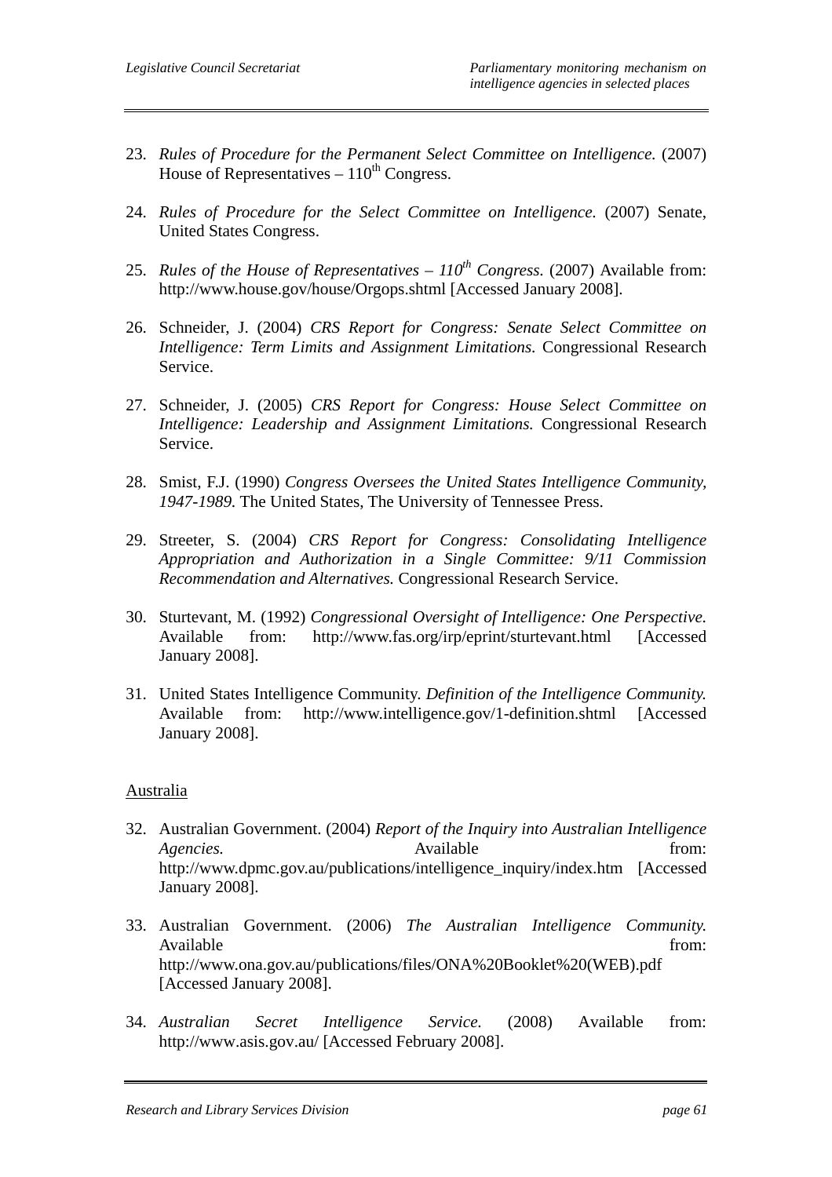23. *Rules of Procedure for the Permanent Select Committee on Intelligence.* (2007) House of Representatives – 110th Congress.

24. *Rules of Procedure for the Select Committee on Intelligence.* (2007) Senate, United States Congress.

25. *Rules of the House of Representatives – 110th Congress.* (2007) Available from: http://www.house.gov/house/Orgops.shtml [Accessed January 2008].

26. Schneider, J. (2004) *CRS Report for Congress: Senate Select Committee on Intelligence: Term Limits and Assignment Limitations.* Congressional Research Service.

27. Schneider, J. (2005) *CRS Report for Congress: House Select Committee on Intelligence: Leadership and Assignment Limitations.* Congressional Research Service.

28. Smist, F.J. (1990) *Congress Oversees the United States Intelligence Community, 1947-1989.* The United States, The University of Tennessee Press.

29. Streeter, S. (2004) *CRS Report for Congress: Consolidating Intelligence Appropriation and Authorization in a Single Committee: 9/11 Commission Recommendation and Alternatives.* Congressional Research Service.

30. Sturtevant, M. (1992) *Congressional Oversight of Intelligence: One Perspective.* Available from: http://www.fas.org/irp/eprint/sturtevant.html [Accessed January 2008].

31. United States Intelligence Community. *Definition of the Intelligence Community.* Available from: http://www.intelligence.gov/1-definition.shtml [Accessed January 2008].

Australia

32. Australian Government. (2004) *Report of the Inquiry into Australian Intelligence Agencies.* Available from: http://www.dpmc.gov.au/publications/intelligence_inquiry/index.htm [Accessed January 2008].

33. Australian Government. (2006) *The Australian Intelligence Community.* Available from: http://www.ona.gov.au/publications/files/ONA%20Booklet%20(WEB).pdf [Accessed January 2008].

34. *Australian Secret Intelligence Service.* (2008) Available from: http://www.asis.gov.au/ [Accessed February 2008].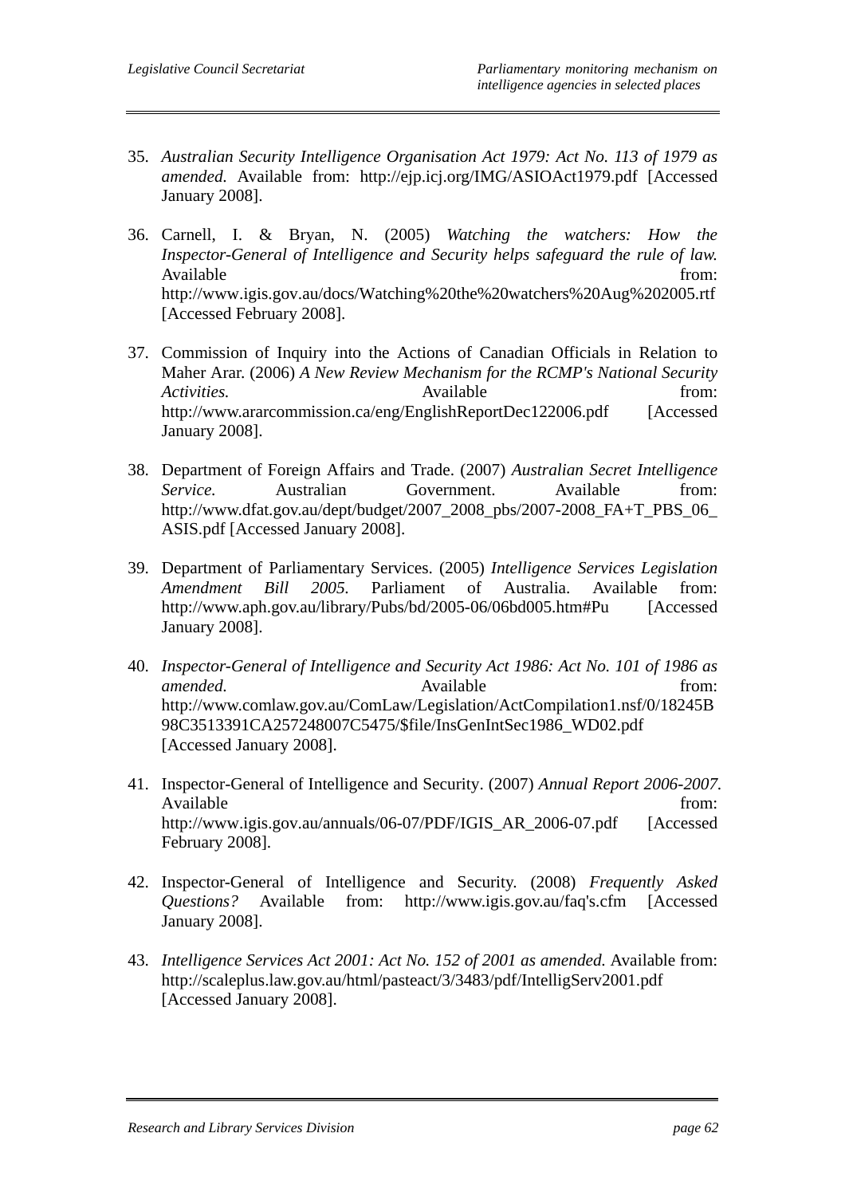35. *Australian Security Intelligence Organisation Act 1979: Act No. 113 of 1979 as amended.* Available from: http://ejp.icj.org/IMG/ASIOAct1979.pdf [Accessed January 2008].

36. Carnell, I. & Bryan, N. (2005) *Watching the watchers: How the Inspector-General of Intelligence and Security helps safeguard the rule of law.* Available from: http://www.igis.gov.au/docs/Watching%20the%20watchers%20Aug%202005.rtf [Accessed February 2008].

37. Commission of Inquiry into the Actions of Canadian Officials in Relation to Maher Arar. (2006) *A New Review Mechanism for the RCMP's National Security Activities.* Available from: http://www.ararcommission.ca/eng/EnglishReportDec122006.pdf [Accessed January 2008].

38. Department of Foreign Affairs and Trade. (2007) *Australian Secret Intelligence Service.* Australian Government. Available from: http://www.dfat.gov.au/dept/budget/2007_2008_pbs/2007-2008_FA+T_PBS_06_ASIS.pdf [Accessed January 2008].

39. Department of Parliamentary Services. (2005) *Intelligence Services Legislation Amendment Bill 2005.* Parliament of Australia. Available from: http://www.aph.gov.au/library/Pubs/bd/2005-06/06bd005.htm#Pu [Accessed January 2008].

40. *Inspector-General of Intelligence and Security Act 1986: Act No. 101 of 1986 as amended.* Available from: http://www.comlaw.gov.au/ComLaw/Legislation/ActCompilation1.nsf/0/18245B98C3513391CA257248007C5475/$file/InsGenIntSec1986_WD02.pdf [Accessed January 2008].

41. Inspector-General of Intelligence and Security. (2007) *Annual Report 2006-2007.* Available from: http://www.igis.gov.au/annuals/06-07/PDF/IGIS_AR_2006-07.pdf [Accessed February 2008].

42. Inspector-General of Intelligence and Security. (2008) *Frequently Asked Questions?* Available from: http://www.igis.gov.au/faq's.cfm [Accessed January 2008].

43. *Intelligence Services Act 2001: Act No. 152 of 2001 as amended.* Available from: http://scaleplus.law.gov.au/html/pasteact/3/3483/pdf/IntelligServ2001.pdf [Accessed January 2008].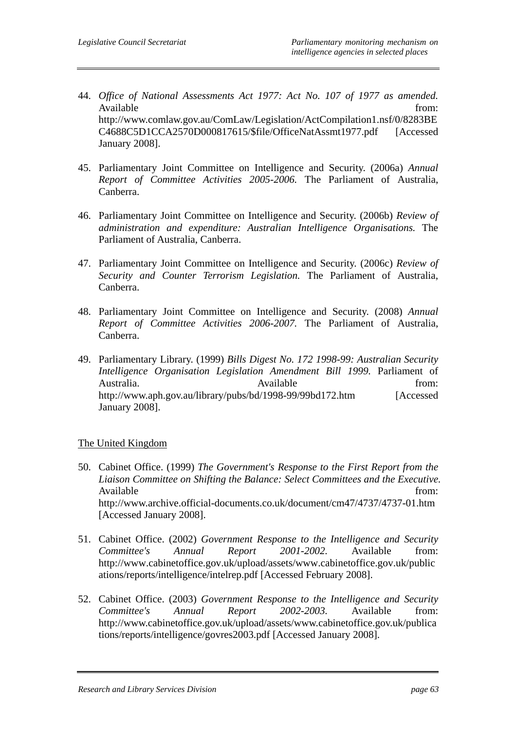44. *Office of National Assessments Act 1977: Act No. 107 of 1977 as amended.* Available from: http://www.comlaw.gov.au/ComLaw/Legislation/ActCompilation1.nsf/0/8283BEC4688C5D1CCA2570D000817615/$file/OfficeNatAssmt1977.pdf [Accessed January 2008].

45. Parliamentary Joint Committee on Intelligence and Security. (2006a) *Annual Report of Committee Activities 2005-2006.* The Parliament of Australia, Canberra.

46. Parliamentary Joint Committee on Intelligence and Security. (2006b) *Review of administration and expenditure: Australian Intelligence Organisations.* The Parliament of Australia, Canberra.

47. Parliamentary Joint Committee on Intelligence and Security. (2006c) *Review of Security and Counter Terrorism Legislation.* The Parliament of Australia, Canberra.

48. Parliamentary Joint Committee on Intelligence and Security. (2008) *Annual Report of Committee Activities 2006-2007.* The Parliament of Australia, Canberra.

49. Parliamentary Library. (1999) *Bills Digest No. 172 1998-99: Australian Security Intelligence Organisation Legislation Amendment Bill 1999.* Parliament of Australia. Available from: http://www.aph.gov.au/library/pubs/bd/1998-99/99bd172.htm [Accessed January 2008].

<u>The United Kingdom</u>

50. Cabinet Office. (1999) *The Government's Response to the First Report from the Liaison Committee on Shifting the Balance: Select Committees and the Executive.* Available from: http://www.archive.official-documents.co.uk/document/cm47/4737/4737-01.htm [Accessed January 2008].

51. Cabinet Office. (2002) *Government Response to the Intelligence and Security Committee's Annual Report 2001-2002.* Available from: http://www.cabinetoffice.gov.uk/upload/assets/www.cabinetoffice.gov.uk/publications/reports/intelligence/intelrep.pdf [Accessed February 2008].

52. Cabinet Office. (2003) *Government Response to the Intelligence and Security Committee's Annual Report 2002-2003.* Available from: http://www.cabinetoffice.gov.uk/upload/assets/www.cabinetoffice.gov.uk/publications/reports/intelligence/govres2003.pdf [Accessed January 2008].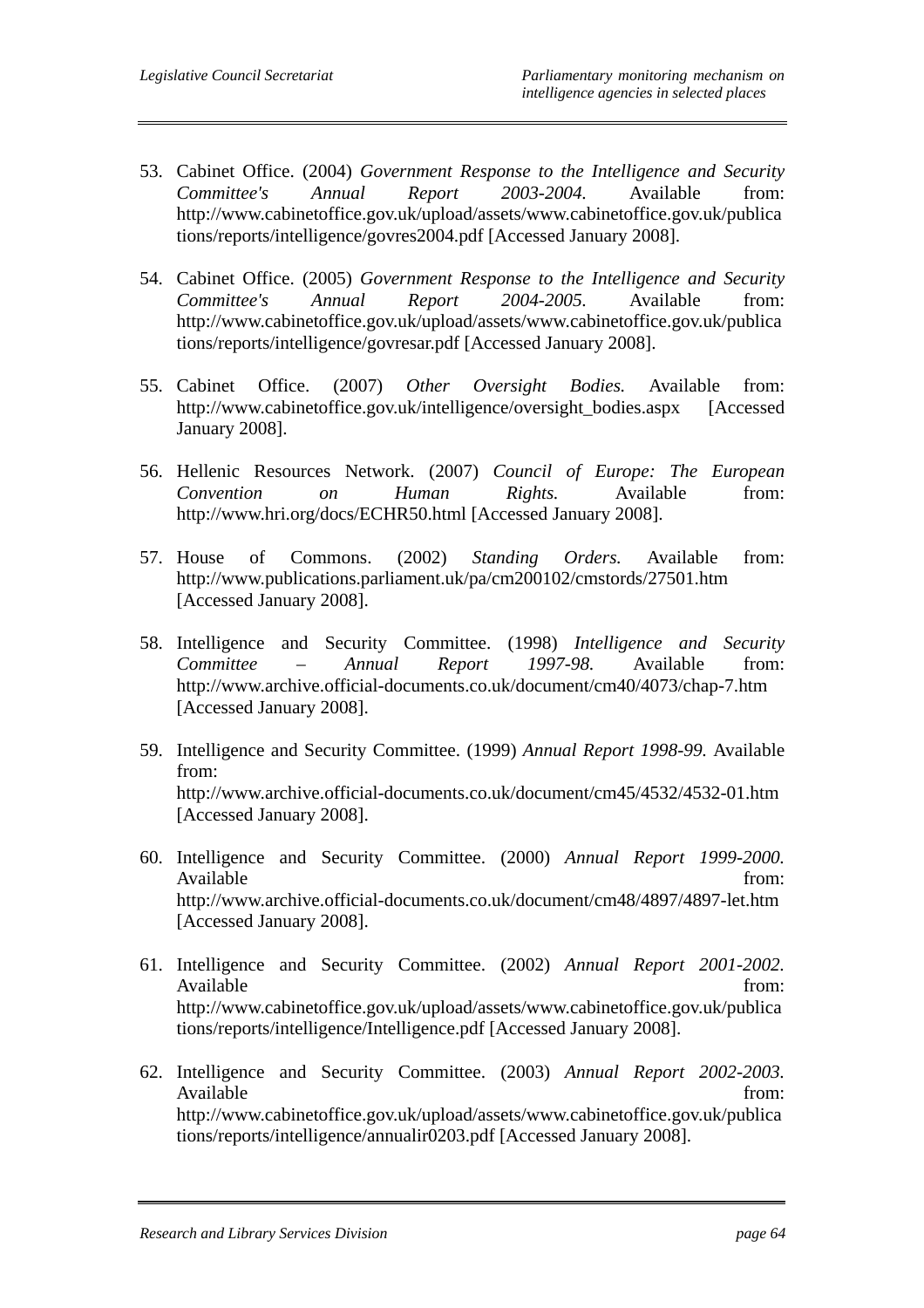53. Cabinet Office. (2004) *Government Response to the Intelligence and Security Committee's Annual Report 2003-2004.* Available from: http://www.cabinetoffice.gov.uk/upload/assets/www.cabinetoffice.gov.uk/publications/reports/intelligence/govres2004.pdf [Accessed January 2008].

54. Cabinet Office. (2005) *Government Response to the Intelligence and Security Committee's Annual Report 2004-2005.* Available from: http://www.cabinetoffice.gov.uk/upload/assets/www.cabinetoffice.gov.uk/publications/reports/intelligence/govresar.pdf [Accessed January 2008].

55. Cabinet Office. (2007) *Other Oversight Bodies.* Available from: http://www.cabinetoffice.gov.uk/intelligence/oversight_bodies.aspx [Accessed January 2008].

56. Hellenic Resources Network. (2007) *Council of Europe: The European Convention on Human Rights.* Available from: http://www.hri.org/docs/ECHR50.html [Accessed January 2008].

57. House of Commons. (2002) *Standing Orders.* Available from: http://www.publications.parliament.uk/pa/cm200102/cmstords/27501.htm [Accessed January 2008].

58. Intelligence and Security Committee. (1998) *Intelligence and Security Committee – Annual Report 1997-98.* Available from: http://www.archive.official-documents.co.uk/document/cm40/4073/chap-7.htm [Accessed January 2008].

59. Intelligence and Security Committee. (1999) *Annual Report 1998-99.* Available from: http://www.archive.official-documents.co.uk/document/cm45/4532/4532-01.htm [Accessed January 2008].

60. Intelligence and Security Committee. (2000) *Annual Report 1999-2000.* Available from: http://www.archive.official-documents.co.uk/document/cm48/4897/4897-let.htm [Accessed January 2008].

61. Intelligence and Security Committee. (2002) *Annual Report 2001-2002.* Available from: http://www.cabinetoffice.gov.uk/upload/assets/www.cabinetoffice.gov.uk/publications/reports/intelligence/Intelligence.pdf [Accessed January 2008].

62. Intelligence and Security Committee. (2003) *Annual Report 2002-2003.* Available from: http://www.cabinetoffice.gov.uk/upload/assets/www.cabinetoffice.gov.uk/publications/reports/intelligence/annualir0203.pdf [Accessed January 2008].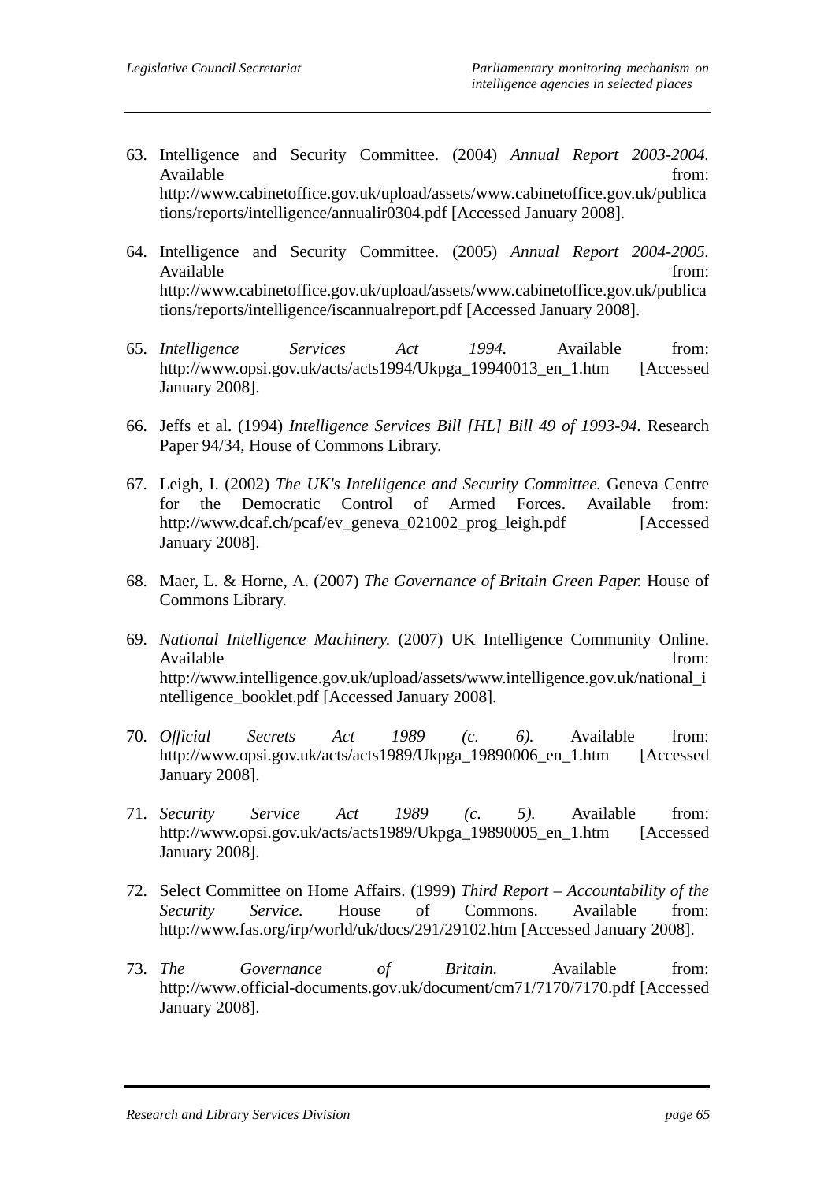63. Intelligence and Security Committee. (2004) *Annual Report 2003-2004*. Available from: http://www.cabinetoffice.gov.uk/upload/assets/www.cabinetoffice.gov.uk/publications/reports/intelligence/annualir0304.pdf [Accessed January 2008].

64. Intelligence and Security Committee. (2005) *Annual Report 2004-2005*. Available from: http://www.cabinetoffice.gov.uk/upload/assets/www.cabinetoffice.gov.uk/publications/reports/intelligence/iscannualreport.pdf [Accessed January 2008].

65. *Intelligence Services Act 1994*. Available from: http://www.opsi.gov.uk/acts/acts1994/Ukpga_19940013_en_1.htm [Accessed January 2008].

66. Jeffs et al. (1994) *Intelligence Services Bill [HL] Bill 49 of 1993-94*. Research Paper 94/34, House of Commons Library.

67. Leigh, I. (2002) *The UK's Intelligence and Security Committee*. Geneva Centre for the Democratic Control of Armed Forces. Available from: http://www.dcaf.ch/pcaf/ev_geneva_021002_prog_leigh.pdf [Accessed January 2008].

68. Maer, L. & Horne, A. (2007) *The Governance of Britain Green Paper*. House of Commons Library.

69. *National Intelligence Machinery*. (2007) UK Intelligence Community Online. Available from: http://www.intelligence.gov.uk/upload/assets/www.intelligence.gov.uk/national_intelligence_booklet.pdf [Accessed January 2008].

70. *Official Secrets Act 1989 (c. 6)*. Available from: http://www.opsi.gov.uk/acts/acts1989/Ukpga_19890006_en_1.htm [Accessed January 2008].

71. *Security Service Act 1989 (c. 5)*. Available from: http://www.opsi.gov.uk/acts/acts1989/Ukpga_19890005_en_1.htm [Accessed January 2008].

72. Select Committee on Home Affairs. (1999) *Third Report – Accountability of the Security Service*. House of Commons. Available from: http://www.fas.org/irp/world/uk/docs/291/29102.htm [Accessed January 2008].

73. *The Governance of Britain*. Available from: http://www.official-documents.gov.uk/document/cm71/7170/7170.pdf [Accessed January 2008].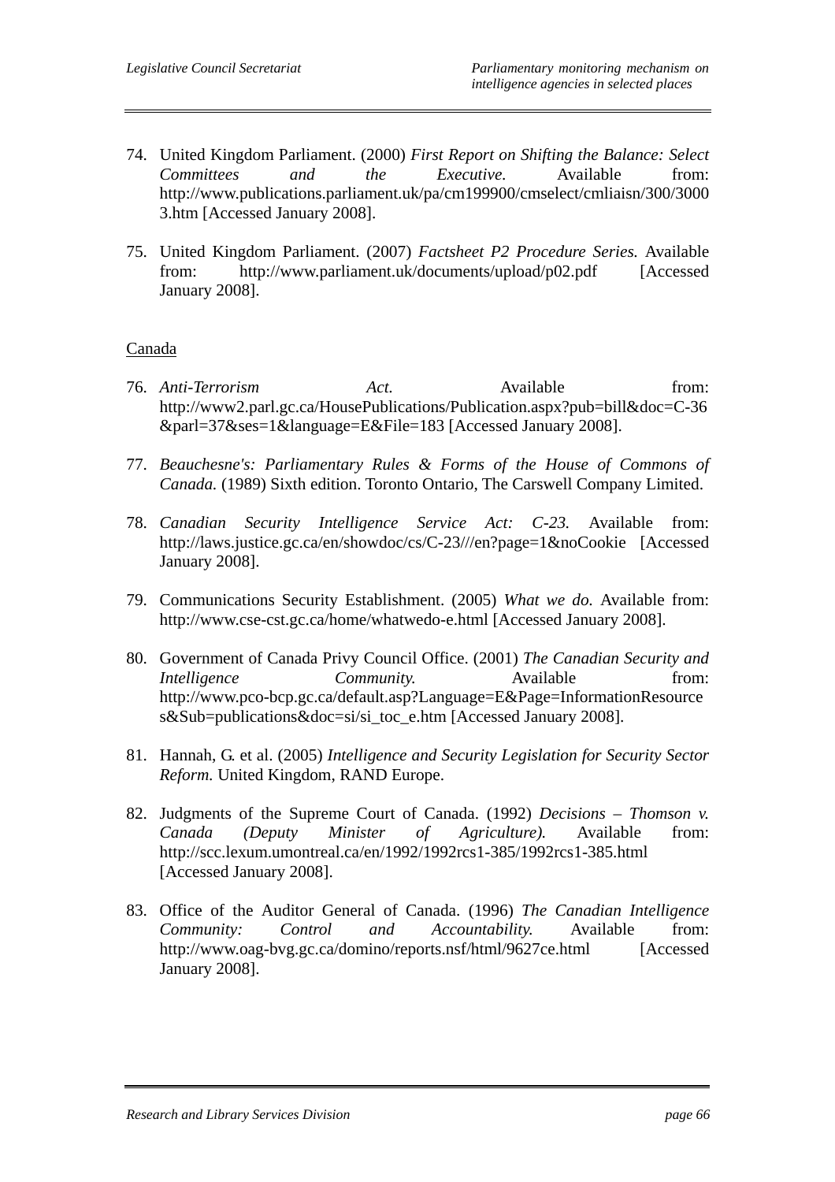74. United Kingdom Parliament. (2000) *First Report on Shifting the Balance: Select Committees and the Executive.* Available from: http://www.publications.parliament.uk/pa/cm199900/cmselect/cmliaisn/300/30003.htm [Accessed January 2008].

75. United Kingdom Parliament. (2007) *Factsheet P2 Procedure Series.* Available from: http://www.parliament.uk/documents/upload/p02.pdf [Accessed January 2008].

Canada

76. *Anti-Terrorism Act.* Available from: http://www2.parl.gc.ca/HousePublications/Publication.aspx?pub=bill&doc=C-36&parl=37&ses=1&language=E&File=183 [Accessed January 2008].

77. *Beauchesne's: Parliamentary Rules & Forms of the House of Commons of Canada.* (1989) Sixth edition. Toronto Ontario, The Carswell Company Limited.

78. *Canadian Security Intelligence Service Act: C-23.* Available from: http://laws.justice.gc.ca/en/showdoc/cs/C-23///en?page=1&noCookie [Accessed January 2008].

79. Communications Security Establishment. (2005) *What we do.* Available from: http://www.cse-cst.gc.ca/home/whatwedo-e.html [Accessed January 2008].

80. Government of Canada Privy Council Office. (2001) *The Canadian Security and Intelligence Community.* Available from: http://www.pco-bcp.gc.ca/default.asp?Language=E&Page=InformationResources&Sub=publications&doc=si/si_toc_e.htm [Accessed January 2008].

81. Hannah, G. et al. (2005) *Intelligence and Security Legislation for Security Sector Reform.* United Kingdom, RAND Europe.

82. Judgments of the Supreme Court of Canada. (1992) *Decisions – Thomson v. Canada (Deputy Minister of Agriculture).* Available from: http://scc.lexum.umontreal.ca/en/1992/1992rcs1-385/1992rcs1-385.html [Accessed January 2008].

83. Office of the Auditor General of Canada. (1996) *The Canadian Intelligence Community: Control and Accountability.* Available from: http://www.oag-bvg.gc.ca/domino/reports.nsf/html/9627ce.html [Accessed January 2008].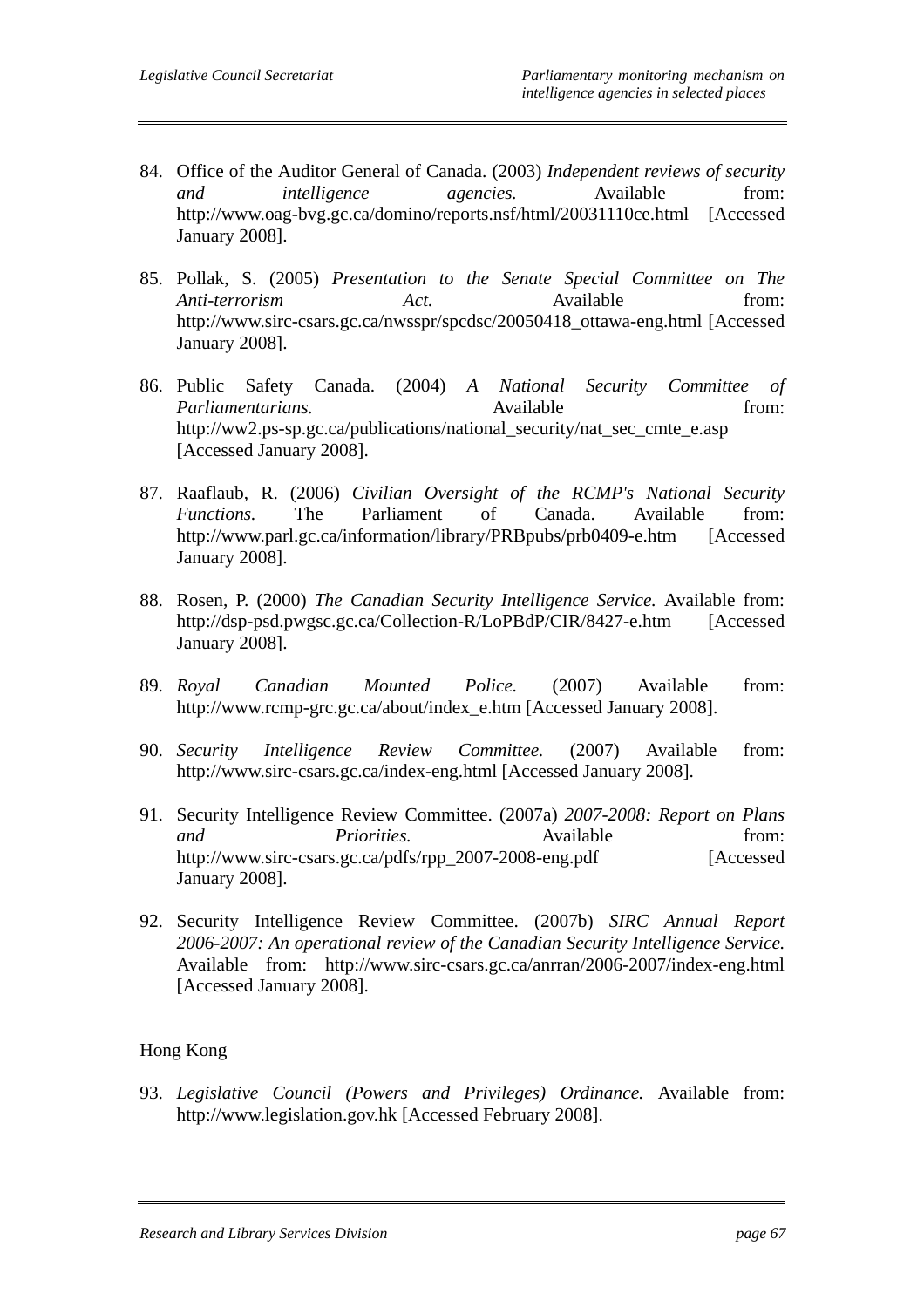84. Office of the Auditor General of Canada. (2003) *Independent reviews of security and intelligence agencies.* Available from: http://www.oag-bvg.gc.ca/domino/reports.nsf/html/20031110ce.html [Accessed January 2008].

85. Pollak, S. (2005) *Presentation to the Senate Special Committee on The Anti-terrorism Act.* Available from: http://www.sirc-csars.gc.ca/nwsspr/spcdsc/20050418_ottawa-eng.html [Accessed January 2008].

86. Public Safety Canada. (2004) *A National Security Committee of Parliamentarians.* Available from: http://ww2.ps-sp.gc.ca/publications/national_security/nat_sec_cmte_e.asp [Accessed January 2008].

87. Raaflaub, R. (2006) *Civilian Oversight of the RCMP's National Security Functions.* The Parliament of Canada. Available from: http://www.parl.gc.ca/information/library/PRBpubs/prb0409-e.htm [Accessed January 2008].

88. Rosen, P. (2000) *The Canadian Security Intelligence Service.* Available from: http://dsp-psd.pwgsc.gc.ca/Collection-R/LoPBdP/CIR/8427-e.htm [Accessed January 2008].

89. *Royal Canadian Mounted Police.* (2007) Available from: http://www.rcmp-grc.gc.ca/about/index_e.htm [Accessed January 2008].

90. *Security Intelligence Review Committee.* (2007) Available from: http://www.sirc-csars.gc.ca/index-eng.html [Accessed January 2008].

91. Security Intelligence Review Committee. (2007a) *2007-2008: Report on Plans and Priorities.* Available from: http://www.sirc-csars.gc.ca/pdfs/rpp_2007-2008-eng.pdf [Accessed January 2008].

92. Security Intelligence Review Committee. (2007b) *SIRC Annual Report 2006-2007: An operational review of the Canadian Security Intelligence Service.* Available from: http://www.sirc-csars.gc.ca/anrran/2006-2007/index-eng.html [Accessed January 2008].

<u>Hong Kong</u>

93. *Legislative Council (Powers and Privileges) Ordinance.* Available from: http://www.legislation.gov.hk [Accessed February 2008].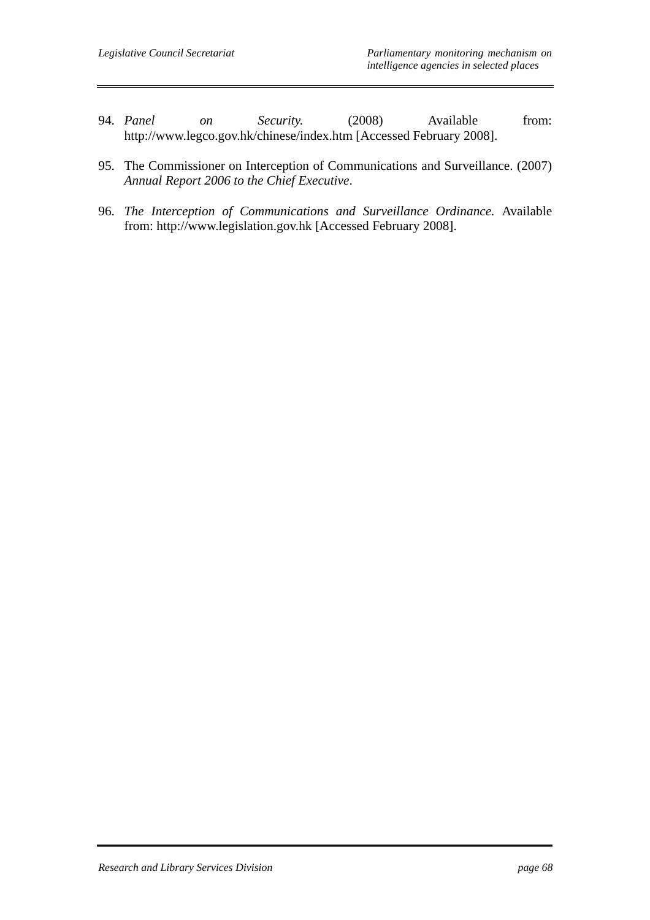94. *Panel on Security.* (2008) Available from: http://www.legco.gov.hk/chinese/index.htm [Accessed February 2008].

95. The Commissioner on Interception of Communications and Surveillance. (2007) *Annual Report 2006 to the Chief Executive*.

96. *The Interception of Communications and Surveillance Ordinance.* Available from: http://www.legislation.gov.hk [Accessed February 2008].